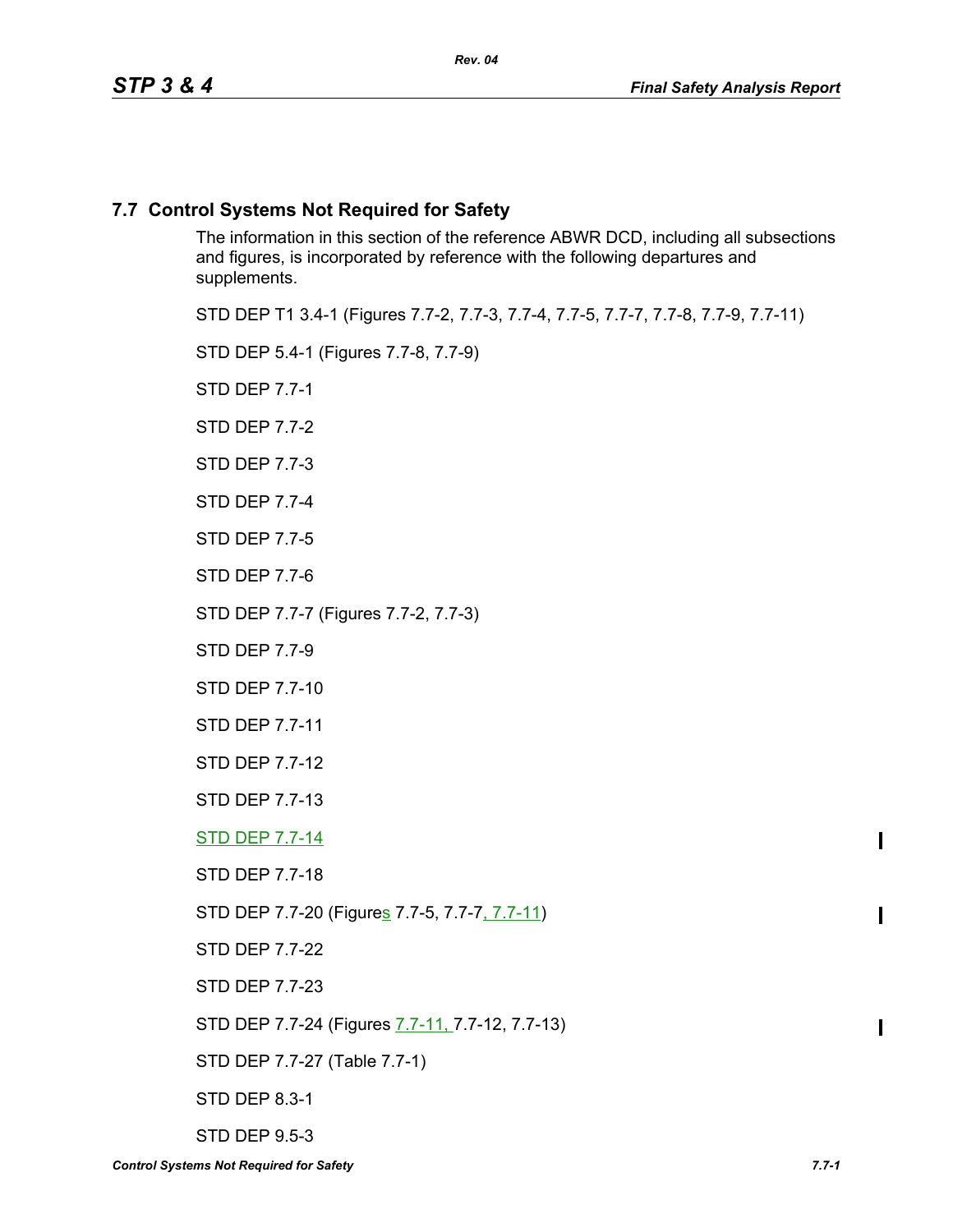## 7.7 Control Systems Not Required for Safety

The information in this section of the reference ABWR DCD, including all subsections and figures, is incorporated by reference with the following departures and supplements.

STD DEP T1 3.4-1 (Figures 7.7-2, 7.7-3, 7.7-4, 7.7-5, 7.7-7, 7.7-8, 7.7-9, 7.7-11)

STD DEP 5.4-1 (Figures 7.7-8, 7.7-9)

STD DEP 7.7-1

STD DEP 7.7-2

STD DEP 7.7-3

STD DEP 7.7-4

STD DEP 7.7-5

STD DEP 7.7-6

STD DEP 7.7-7 (Figures 7.7-2, 7.7-3)

STD DEP 7.7-9

STD DEP 7.7-10

STD DEP 7.7-11

STD DEP 7.7-12

STD DEP 7.7-13

STD DEP 7.7-14

STD DEP 7.7-18

STD DEP 7.7-20 (Figures 7.7-5, 7.7-7, 7.7-11)

STD DEP 7.7-22

STD DEP 7.7-23

STD DEP 7.7-24 (Figures 7.7-11, 7.7-12, 7.7-13)

STD DEP 7.7-27 (Table 7.7-1)

STD DEP 8.3-1

STD DEP 9.5-3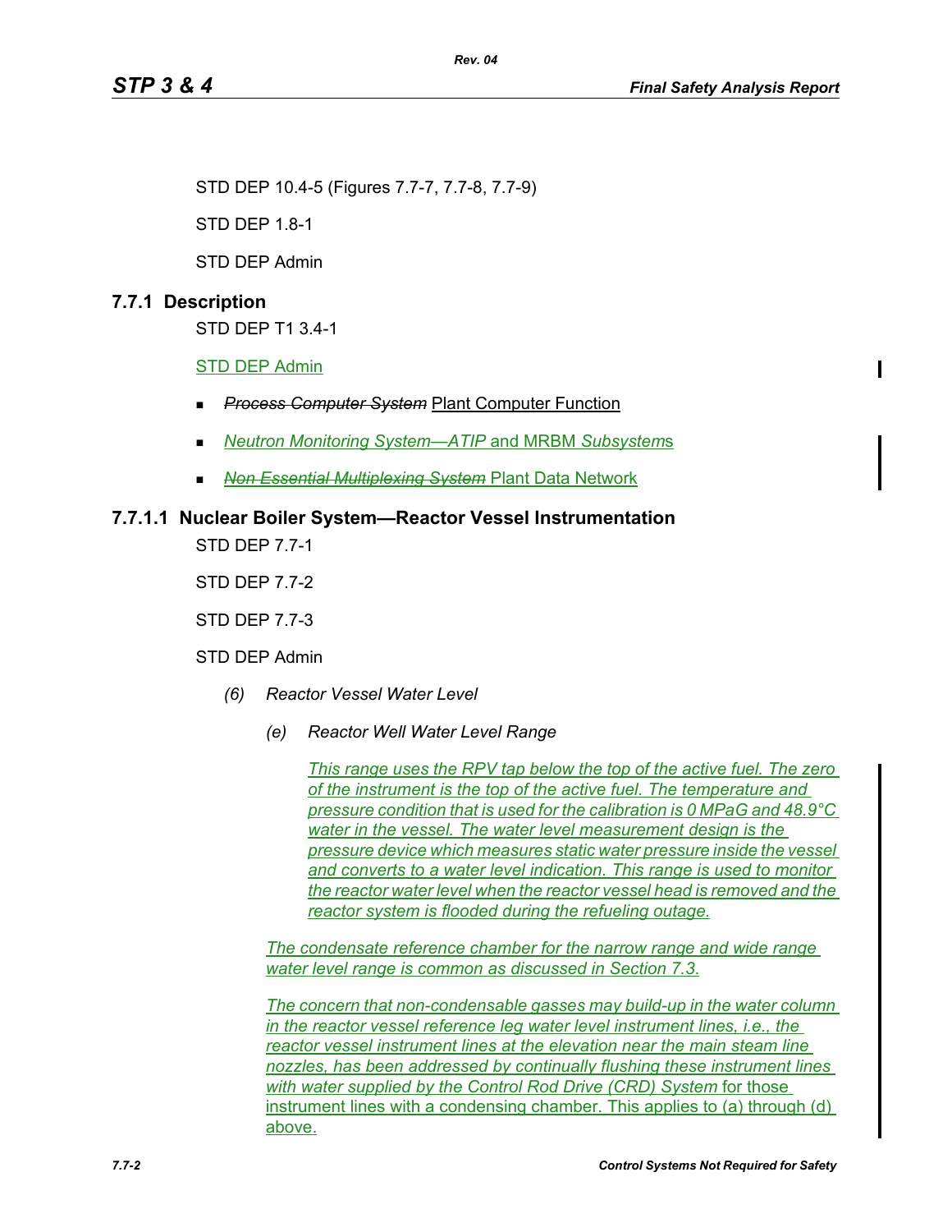STD DEP 10.4-5 (Figures 7.7-7, 7.7-8, 7.7-9)

STD DEP 1.8-1

STD DEP Admin

## 7.7.1 Description

STD DEP T1 3.4-1

STD DEP Admin

- ~~*Process Computer System*~~ Plant Computer Function
- *Neutron Monitoring System—ATIP* and MRBM *Subsystem*s
- ~~*Non Essential Multiplexing System*~~ Plant Data Network

### 7.7.1.1 Nuclear Boiler System—Reactor Vessel Instrumentation

STD DEP 7.7-1

STD DEP 7.7-2

STD DEP 7.7-3

STD DEP Admin

*(6) Reactor Vessel Water Level*

*(e) Reactor Well Water Level Range*

*This range uses the RPV tap below the top of the active fuel. The zero of the instrument is the top of the active fuel. The temperature and pressure condition that is used for the calibration is 0 MPaG and 48.9°C water in the vessel. The water level measurement design is the pressure device which measures static water pressure inside the vessel and converts to a water level indication. This range is used to monitor the reactor water level when the reactor vessel head is removed and the reactor system is flooded during the refueling outage.*

*The condensate reference chamber for the narrow range and wide range water level range is common as discussed in Section 7.3.*

*The concern that non-condensable gasses may build-up in the water column in the reactor vessel reference leg water level instrument lines, i.e., the reactor vessel instrument lines at the elevation near the main steam line nozzles, has been addressed by continually flushing these instrument lines with water supplied by the Control Rod Drive (CRD) System* for those instrument lines with a condensing chamber. This applies to (a) through (d) above.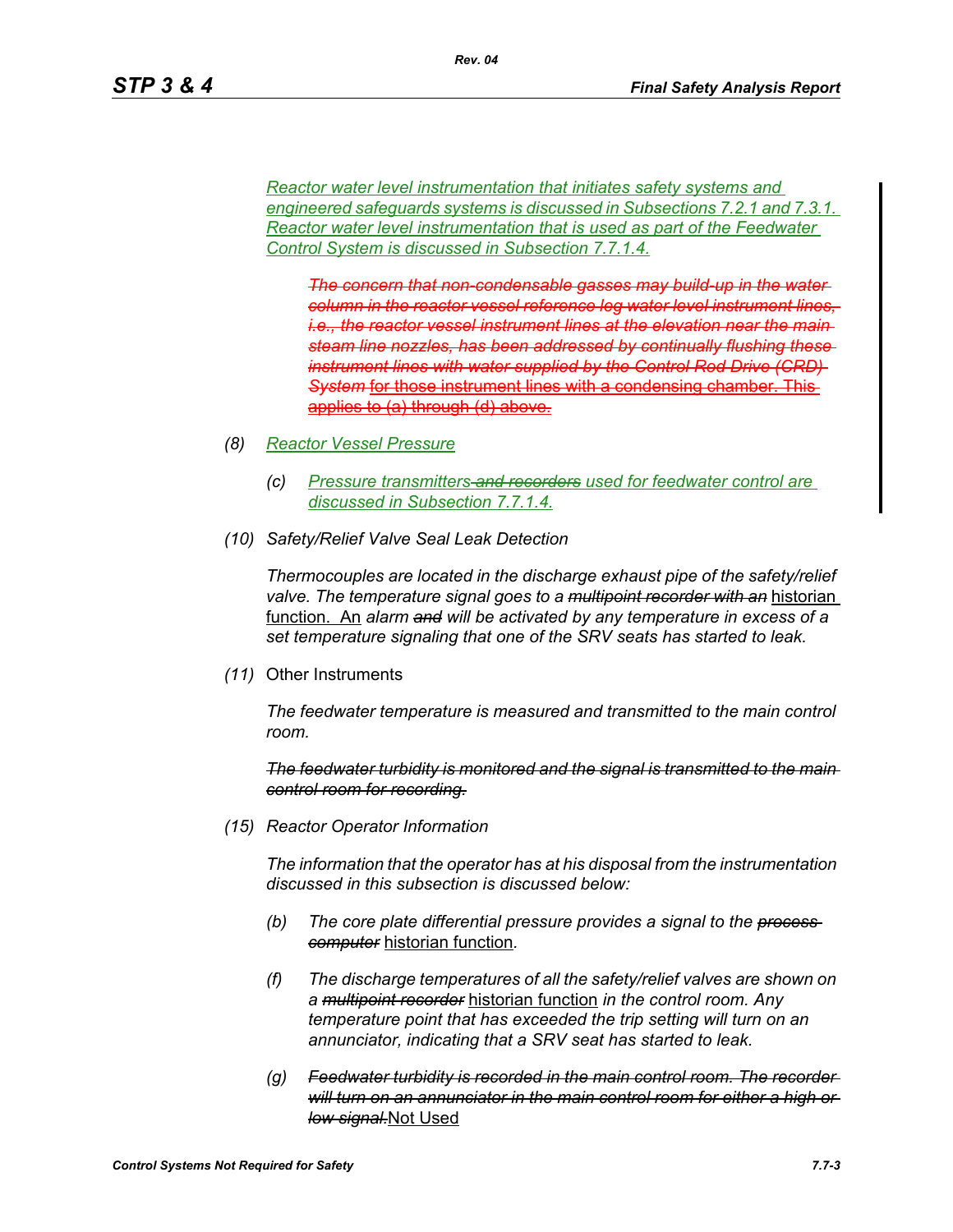*Reactor water level instrumentation that initiates safety systems and engineered safeguards systems is discussed in Subsections 7.2.1 and 7.3.1. Reactor water level instrumentation that is used as part of the Feedwater Control System is discussed in Subsection 7.7.1.4.*

~~*The concern that non-condensable gasses may build-up in the water column in the reactor vessel reference leg water level instrument lines, i.e., the reactor vessel instrument lines at the elevation near the main steam line nozzles, has been addressed by continually flushing these instrument lines with water supplied by the Control Rod Drive (CRD) System* for those instrument lines with a condensing chamber. This applies to (a) through (d) above.~~

*(8) Reactor Vessel Pressure*

*(c) Pressure transmitters ~~and recorders~~ used for feedwater control are discussed in Subsection 7.7.1.4.*

*(10) Safety/Relief Valve Seal Leak Detection*

*Thermocouples are located in the discharge exhaust pipe of the safety/relief valve. The temperature signal goes to a ~~multipoint recorder with an~~* historian function. An *alarm ~~and~~ will be activated by any temperature in excess of a set temperature signaling that one of the SRV seats has started to leak.*

*(11)* Other Instruments

*The feedwater temperature is measured and transmitted to the main control room.*

~~*The feedwater turbidity is monitored and the signal is transmitted to the main control room for recording.*~~

*(15) Reactor Operator Information*

*The information that the operator has at his disposal from the instrumentation discussed in this subsection is discussed below:*

*(b) The core plate differential pressure provides a signal to the ~~process computer~~* historian function*.*

*(f) The discharge temperatures of all the safety/relief valves are shown on a ~~multipoint recorder~~* historian function *in the control room. Any temperature point that has exceeded the trip setting will turn on an annunciator, indicating that a SRV seat has started to leak.*

*(g) ~~Feedwater turbidity is recorded in the main control room. The recorder will turn on an annunciator in the main control room for either a high or low signal.~~*Not Used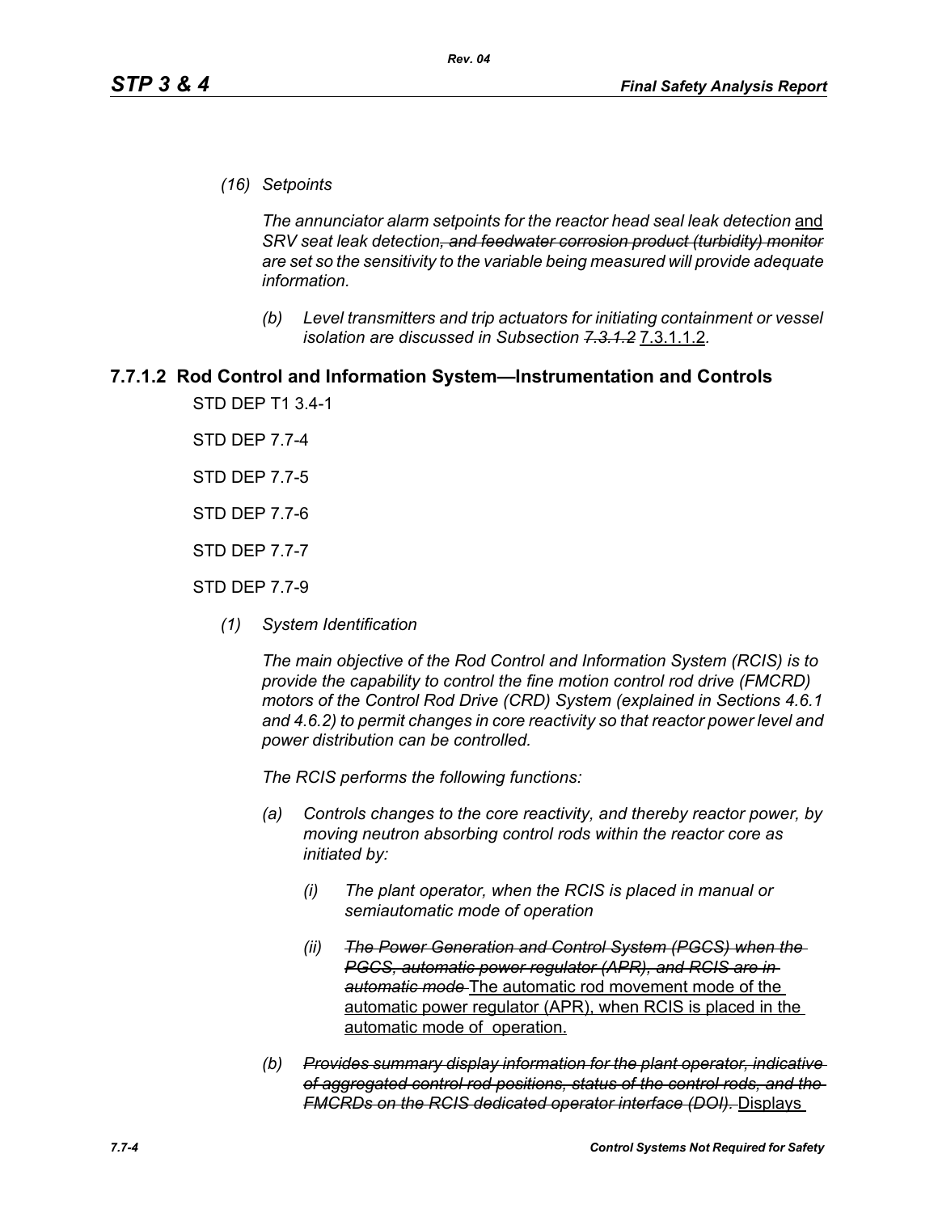*(16) Setpoints*

*The annunciator alarm setpoints for the reactor head seal leak detection* and *SRV seat leak detection~~, and feedwater corrosion product (turbidity) monitor~~ are set so the sensitivity to the variable being measured will provide adequate information.*

*(b) Level transmitters and trip actuators for initiating containment or vessel isolation are discussed in Subsection ~~7.3.1.2~~* 7.3.1.1.2.

### 7.7.1.2 Rod Control and Information System—Instrumentation and Controls

STD DEP T1 3.4-1

STD DEP 7.7-4

STD DEP 7.7-5

STD DEP 7.7-6

STD DEP 7.7-7

STD DEP 7.7-9

*(1) System Identification*

*The main objective of the Rod Control and Information System (RCIS) is to provide the capability to control the fine motion control rod drive (FMCRD) motors of the Control Rod Drive (CRD) System (explained in Sections 4.6.1 and 4.6.2) to permit changes in core reactivity so that reactor power level and power distribution can be controlled.*

*The RCIS performs the following functions:*

*(a) Controls changes to the core reactivity, and thereby reactor power, by moving neutron absorbing control rods within the reactor core as initiated by:*

*(i) The plant operator, when the RCIS is placed in manual or semiautomatic mode of operation*

*(ii) ~~The Power Generation and Control System (PGCS) when the PGCS, automatic power regulator (APR), and RCIS are in automatic mode~~* The automatic rod movement mode of the automatic power regulator (APR), when RCIS is placed in the automatic mode of operation.

*(b) ~~Provides summary display information for the plant operator, indicative of aggregated control rod positions, status of the control rods, and the FMCRDs on the RCIS dedicated operator interface (DOI).~~* Displays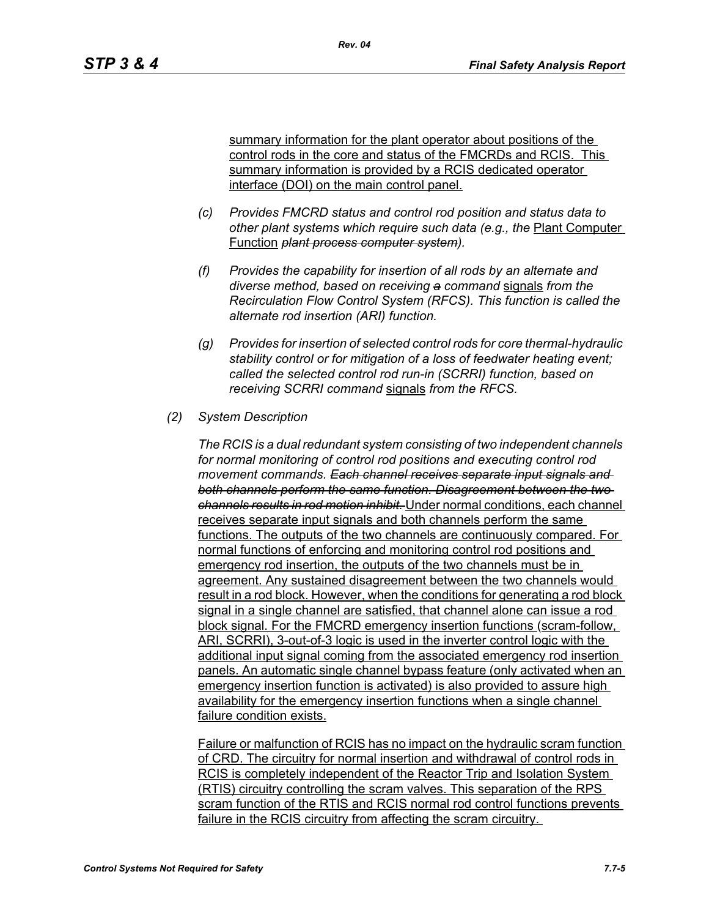summary information for the plant operator about positions of the control rods in the core and status of the FMCRDs and RCIS. This summary information is provided by a RCIS dedicated operator interface (DOI) on the main control panel.

*(c) Provides FMCRD status and control rod position and status data to other plant systems which require such data (e.g., the* Plant Computer Function ~~*plant process computer system*~~*).*

*(f) Provides the capability for insertion of all rods by an alternate and diverse method, based on receiving* ~~*a*~~ *command* signals *from the Recirculation Flow Control System (RFCS). This function is called the alternate rod insertion (ARI) function.*

*(g) Provides for insertion of selected control rods for core thermal-hydraulic stability control or for mitigation of a loss of feedwater heating event; called the selected control rod run-in (SCRRI) function, based on receiving SCRRI command* signals *from the RFCS.*

*(2) System Description*

*The RCIS is a dual redundant system consisting of two independent channels for normal monitoring of control rod positions and executing control rod movement commands.* ~~*Each channel receives separate input signals and both channels perform the same function. Disagreement between the two channels results in rod motion inhibit.*~~ Under normal conditions, each channel receives separate input signals and both channels perform the same functions. The outputs of the two channels are continuously compared. For normal functions of enforcing and monitoring control rod positions and emergency rod insertion, the outputs of the two channels must be in agreement. Any sustained disagreement between the two channels would result in a rod block. However, when the conditions for generating a rod block signal in a single channel are satisfied, that channel alone can issue a rod block signal. For the FMCRD emergency insertion functions (scram-follow, ARI, SCRRI), 3-out-of-3 logic is used in the inverter control logic with the additional input signal coming from the associated emergency rod insertion panels. An automatic single channel bypass feature (only activated when an emergency insertion function is activated) is also provided to assure high availability for the emergency insertion functions when a single channel failure condition exists.

Failure or malfunction of RCIS has no impact on the hydraulic scram function of CRD. The circuitry for normal insertion and withdrawal of control rods in RCIS is completely independent of the Reactor Trip and Isolation System (RTIS) circuitry controlling the scram valves. This separation of the RPS scram function of the RTIS and RCIS normal rod control functions prevents failure in the RCIS circuitry from affecting the scram circuitry.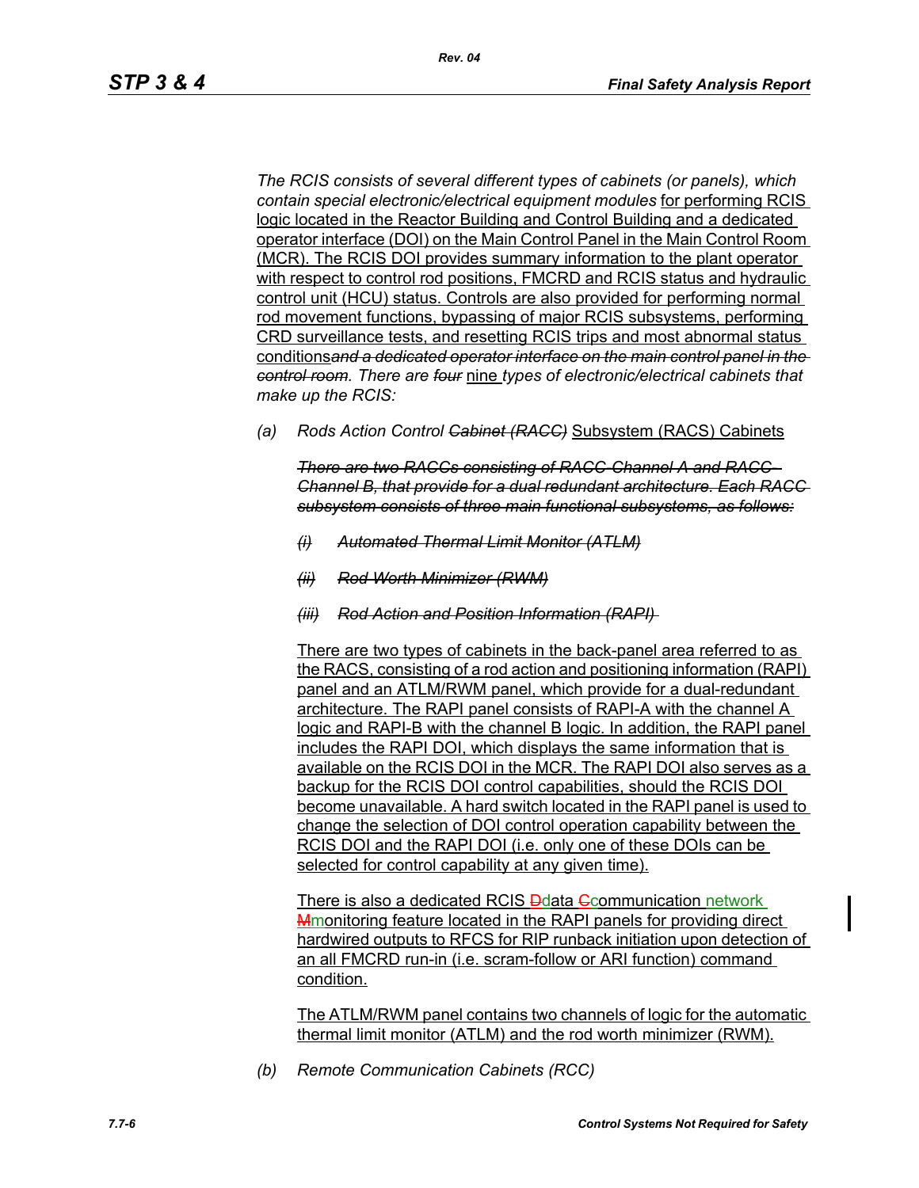*The RCIS consists of several different types of cabinets (or panels), which contain special electronic/electrical equipment modules* for performing RCIS logic located in the Reactor Building and Control Building and a dedicated operator interface (DOI) on the Main Control Panel in the Main Control Room (MCR). The RCIS DOI provides summary information to the plant operator with respect to control rod positions, FMCRD and RCIS status and hydraulic control unit (HCU) status. Controls are also provided for performing normal rod movement functions, bypassing of major RCIS subsystems, performing CRD surveillance tests, and resetting RCIS trips and most abnormal status conditions~~*and a dedicated operator interface on the main control panel in the control room*~~*. There are* ~~*four*~~ nine *types of electronic/electrical cabinets that make up the RCIS:*

*(a) Rods Action Control* ~~*Cabinet (RACC)*~~ Subsystem (RACS) Cabinets

~~*There are two RACCs consisting of RACC-Channel A and RACC-Channel B, that provide for a dual redundant architecture. Each RACC subsystem consists of three main functional subsystems, as follows:*~~

~~*(i) Automated Thermal Limit Monitor (ATLM)*~~

~~*(ii) Rod Worth Minimizer (RWM)*~~

~~*(iii) Rod Action and Position Information (RAPI)*~~

There are two types of cabinets in the back-panel area referred to as the RACS, consisting of a rod action and positioning information (RAPI) panel and an ATLM/RWM panel, which provide for a dual-redundant architecture. The RAPI panel consists of RAPI-A with the channel A logic and RAPI-B with the channel B logic. In addition, the RAPI panel includes the RAPI DOI, which displays the same information that is available on the RCIS DOI in the MCR. The RAPI DOI also serves as a backup for the RCIS DOI control capabilities, should the RCIS DOI become unavailable. A hard switch located in the RAPI panel is used to change the selection of DOI control operation capability between the RCIS DOI and the RAPI DOI (i.e. only one of these DOIs can be selected for control capability at any given time).

There is also a dedicated RCIS ~~D~~data ~~C~~communication network ~~M~~monitoring feature located in the RAPI panels for providing direct hardwired outputs to RFCS for RIP runback initiation upon detection of an all FMCRD run-in (i.e. scram-follow or ARI function) command condition.

The ATLM/RWM panel contains two channels of logic for the automatic thermal limit monitor (ATLM) and the rod worth minimizer (RWM).

*(b) Remote Communication Cabinets (RCC)*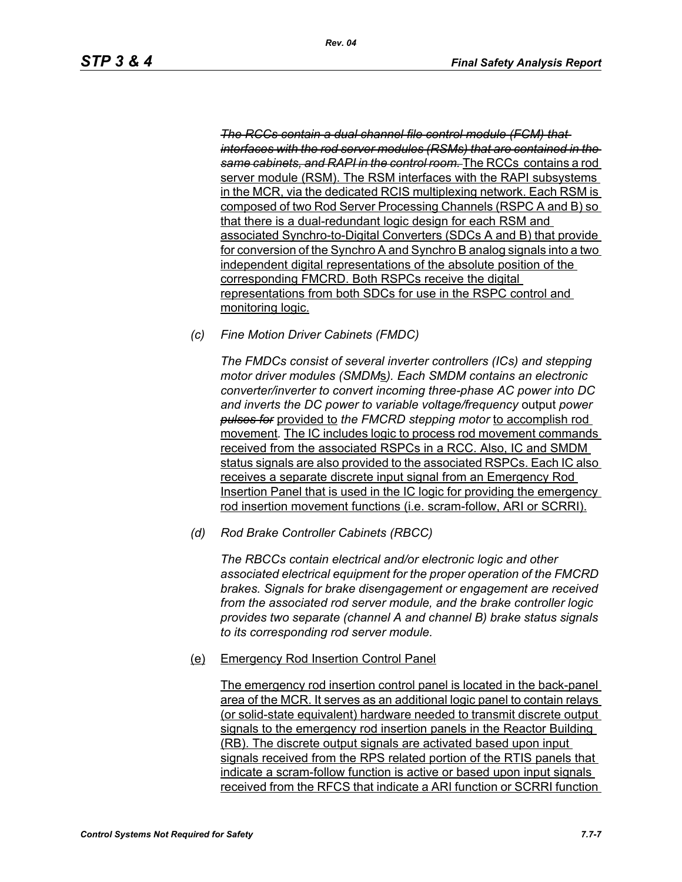*~~The RCCs contain a dual channel file control module (FCM) that interfaces with the rod server modules (RSMs) that are contained in the same cabinets, and RAPI in the control room.~~* The RCCs contains a rod server module (RSM). The RSM interfaces with the RAPI subsystems in the MCR, via the dedicated RCIS multiplexing network. Each RSM is composed of two Rod Server Processing Channels (RSPC A and B) so that there is a dual-redundant logic design for each RSM and associated Synchro-to-Digital Converters (SDCs A and B) that provide for conversion of the Synchro A and Synchro B analog signals into a two independent digital representations of the absolute position of the corresponding FMCRD. Both RSPCs receive the digital representations from both SDCs for use in the RSPC control and monitoring logic.

*(c) Fine Motion Driver Cabinets (FMDC)*

*The FMDCs consist of several inverter controllers (ICs) and stepping motor driver modules (SMDMs). Each SMDM contains an electronic converter/inverter to convert incoming three-phase AC power into DC and inverts the DC power to variable voltage/frequency* output *power ~~pulses for~~* provided to *the FMCRD stepping motor* to accomplish rod movement*.* The IC includes logic to process rod movement commands received from the associated RSPCs in a RCC. Also, IC and SMDM status signals are also provided to the associated RSPCs. Each IC also receives a separate discrete input signal from an Emergency Rod Insertion Panel that is used in the IC logic for providing the emergency rod insertion movement functions (i.e. scram-follow, ARI or SCRRI).

*(d) Rod Brake Controller Cabinets (RBCC)*

*The RBCCs contain electrical and/or electronic logic and other associated electrical equipment for the proper operation of the FMCRD brakes. Signals for brake disengagement or engagement are received from the associated rod server module, and the brake controller logic provides two separate (channel A and channel B) brake status signals to its corresponding rod server module.*

(e) Emergency Rod Insertion Control Panel

The emergency rod insertion control panel is located in the back-panel area of the MCR. It serves as an additional logic panel to contain relays (or solid-state equivalent) hardware needed to transmit discrete output signals to the emergency rod insertion panels in the Reactor Building (RB). The discrete output signals are activated based upon input signals received from the RPS related portion of the RTIS panels that indicate a scram-follow function is active or based upon input signals received from the RFCS that indicate a ARI function or SCRRI function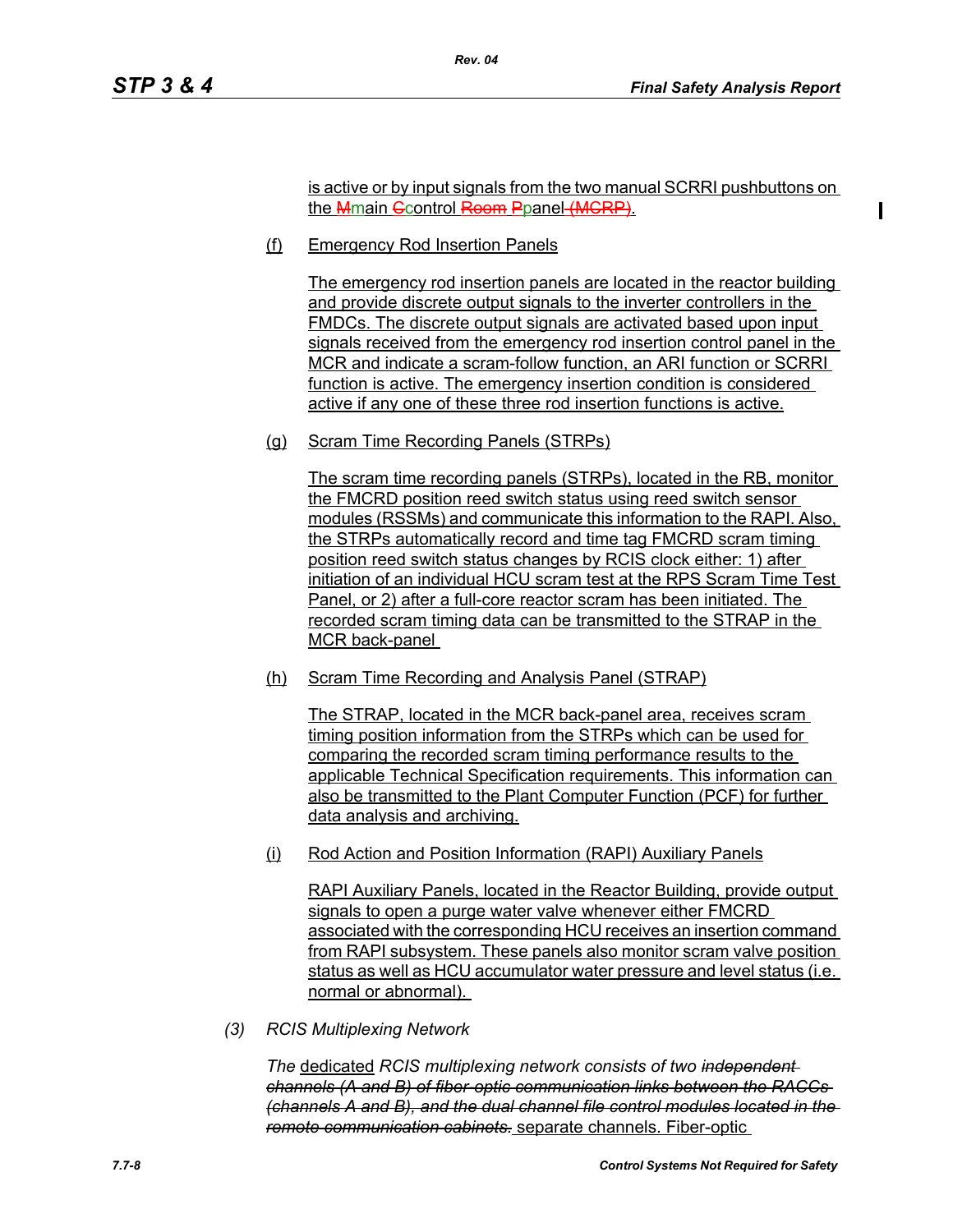is active or by input signals from the two manual SCRRI pushbuttons on the Mmain Ccontrol Room Ppanel (MCRP).

(f) Emergency Rod Insertion Panels

The emergency rod insertion panels are located in the reactor building and provide discrete output signals to the inverter controllers in the FMDCs. The discrete output signals are activated based upon input signals received from the emergency rod insertion control panel in the MCR and indicate a scram-follow function, an ARI function or SCRRI function is active. The emergency insertion condition is considered active if any one of these three rod insertion functions is active.

(g) Scram Time Recording Panels (STRPs)

The scram time recording panels (STRPs), located in the RB, monitor the FMCRD position reed switch status using reed switch sensor modules (RSSMs) and communicate this information to the RAPI. Also, the STRPs automatically record and time tag FMCRD scram timing position reed switch status changes by RCIS clock either: 1) after initiation of an individual HCU scram test at the RPS Scram Time Test Panel, or 2) after a full-core reactor scram has been initiated. The recorded scram timing data can be transmitted to the STRAP in the MCR back-panel

(h) Scram Time Recording and Analysis Panel (STRAP)

The STRAP, located in the MCR back-panel area, receives scram timing position information from the STRPs which can be used for comparing the recorded scram timing performance results to the applicable Technical Specification requirements. This information can also be transmitted to the Plant Computer Function (PCF) for further data analysis and archiving.

(i) Rod Action and Position Information (RAPI) Auxiliary Panels

RAPI Auxiliary Panels, located in the Reactor Building, provide output signals to open a purge water valve whenever either FMCRD associated with the corresponding HCU receives an insertion command from RAPI subsystem. These panels also monitor scram valve position status as well as HCU accumulator water pressure and level status (i.e. normal or abnormal).

*(3) RCIS Multiplexing Network*

*The* dedicated *RCIS multiplexing network consists of two* ~~*independent channels (A and B) of fiber-optic communication links between the RACCs (channels A and B), and the dual channel file control modules located in the remote communication cabinets.*~~ separate channels. Fiber-optic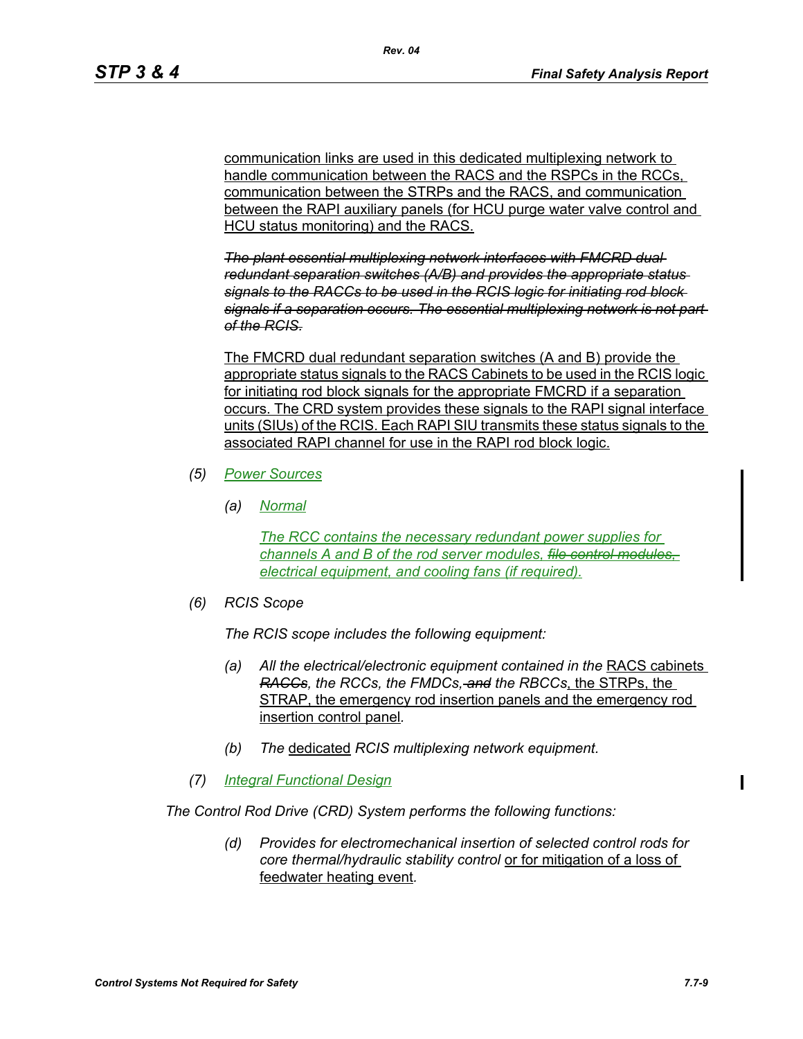communication links are used in this dedicated multiplexing network to handle communication between the RACS and the RSPCs in the RCCs, communication between the STRPs and the RACS, and communication between the RAPI auxiliary panels (for HCU purge water valve control and HCU status monitoring) and the RACS.

~~*The plant essential multiplexing network interfaces with FMCRD dual redundant separation switches (A/B) and provides the appropriate status signals to the RACCs to be used in the RCIS logic for initiating rod block signals if a separation occurs. The essential multiplexing network is not part of the RCIS.*~~

The FMCRD dual redundant separation switches (A and B) provide the appropriate status signals to the RACS Cabinets to be used in the RCIS logic for initiating rod block signals for the appropriate FMCRD if a separation occurs. The CRD system provides these signals to the RAPI signal interface units (SIUs) of the RCIS. Each RAPI SIU transmits these status signals to the associated RAPI channel for use in the RAPI rod block logic.

(5) *Power Sources*

(a) *Normal*

*The RCC contains the necessary redundant power supplies for channels A and B of the rod server modules,* ~~*file control modules,*~~ *electrical equipment, and cooling fans (if required).*

(6) *RCIS Scope*

*The RCIS scope includes the following equipment:*

(a) *All the electrical/electronic equipment contained in the* RACS cabinets ~~*RACCs*~~*, the RCCs, the FMDCs,* ~~*and*~~ *the RBCCs*, the STRPs, the STRAP, the emergency rod insertion panels and the emergency rod insertion control panel*.*

(b) *The* dedicated *RCIS multiplexing network equipment.*

(7) *Integral Functional Design*

*The Control Rod Drive (CRD) System performs the following functions:*

(d) *Provides for electromechanical insertion of selected control rods for core thermal/hydraulic stability control* or for mitigation of a loss of feedwater heating event*.*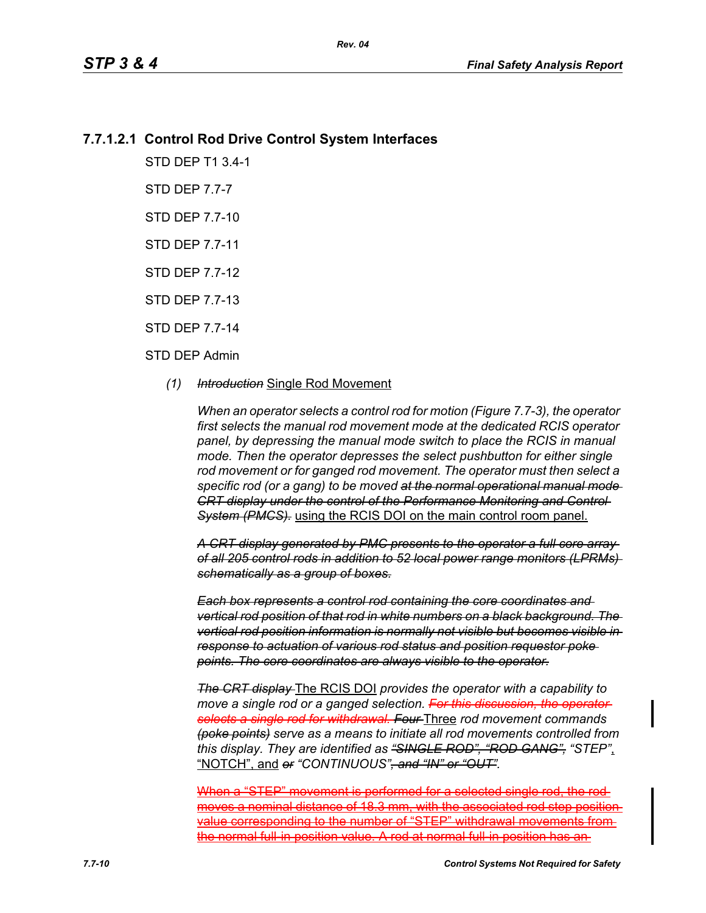### 7.7.1.2.1 Control Rod Drive Control System Interfaces

STD DEP T1 3.4-1

STD DEP 7.7-7

STD DEP 7.7-10

STD DEP 7.7-11

STD DEP 7.7-12

STD DEP 7.7-13

STD DEP 7.7-14

STD DEP Admin

(1) ~~*Introduction*~~ Single Rod Movement

*When an operator selects a control rod for motion (Figure 7.7-3), the operator first selects the manual rod movement mode at the dedicated RCIS operator panel, by depressing the manual mode switch to place the RCIS in manual mode. Then the operator depresses the select pushbutton for either single rod movement or for ganged rod movement. The operator must then select a specific rod (or a gang) to be moved* ~~*at the normal operational manual mode CRT display under the control of the Performance Monitoring and Control System (PMCS).*~~ using the RCIS DOI on the main control room panel.

~~*A CRT display generated by PMC presents to the operator a full core array of all 205 control rods in addition to 52 local power range monitors (LPRMs) schematically as a group of boxes.*~~

~~*Each box represents a control rod containing the core coordinates and vertical rod position of that rod in white numbers on a black background. The vertical rod position information is normally not visible but becomes visible in response to actuation of various rod status and position requestor poke points. The core coordinates are always visible to the operator.*~~

~~*The CRT display*~~ The RCIS DOI *provides the operator with a capability to move a single rod or a ganged selection.* ~~*For this discussion, the operator selects a single rod for withdrawal.*~~ ~~*Four*~~ Three *rod movement commands* ~~*(poke points)*~~ *serve as a means to initiate all rod movements controlled from this display. They are identified as* ~~*"SINGLE ROD", "ROD GANG",*~~ *"STEP"*, "NOTCH", and ~~*or*~~ *"CONTINUOUS"*~~*, and "IN" or "OUT"*~~*.*

~~When a "STEP" movement is performed for a selected single rod, the rod moves a nominal distance of 18.3 mm, with the associated rod step position value corresponding to the number of "STEP" withdrawal movements from the normal full-in position value. A rod at normal full-in position has an~~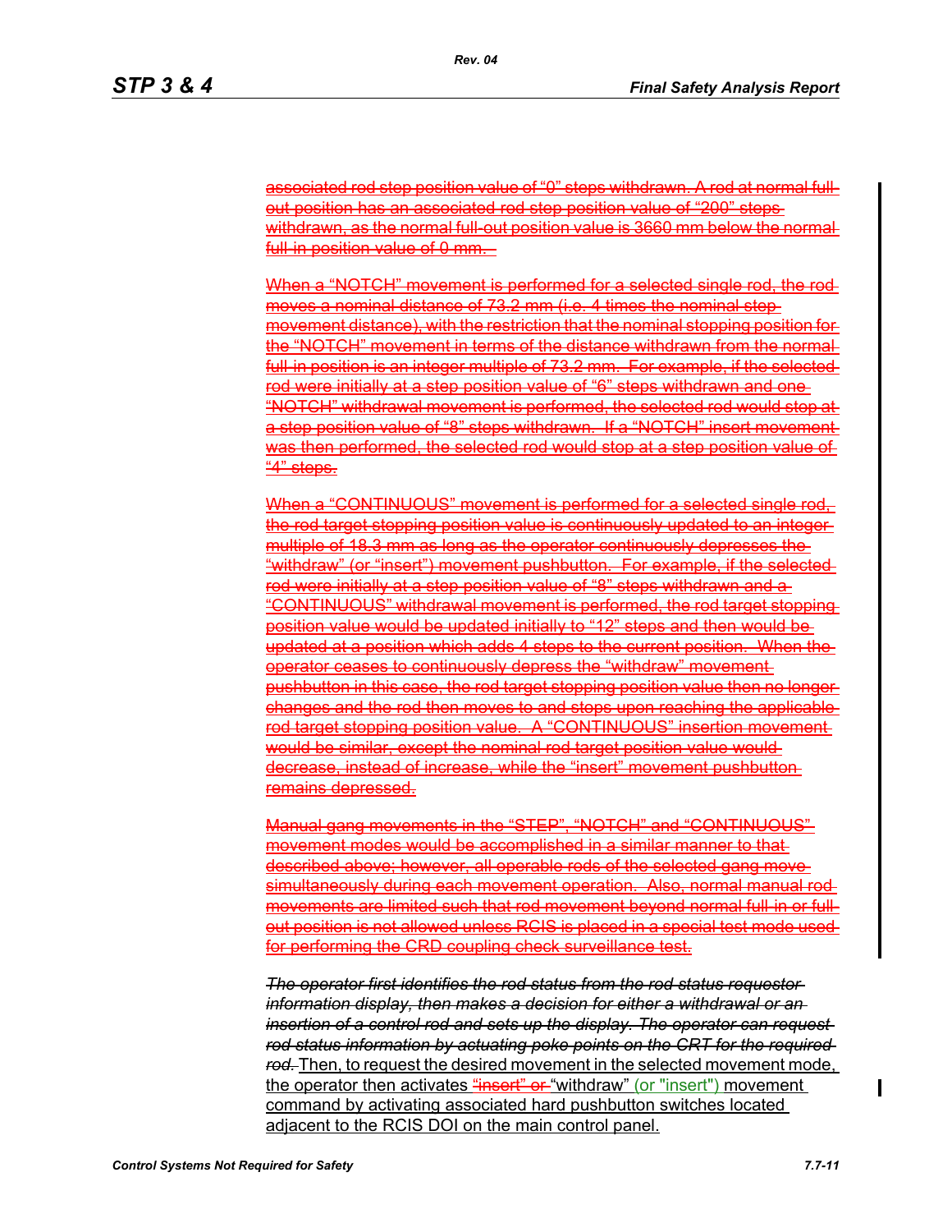~~associated rod step position value of "0" steps withdrawn. A rod at normal full-out position has an associated rod step position value of "200" steps withdrawn, as the normal full-out position value is 3660 mm below the normal full-in position value of 0 mm.~~

~~When a "NOTCH" movement is performed for a selected single rod, the rod moves a nominal distance of 73.2 mm (i.e. 4 times the nominal step movement distance), with the restriction that the nominal stopping position for the "NOTCH" movement in terms of the distance withdrawn from the normal full-in position is an integer multiple of 73.2 mm. For example, if the selected rod were initially at a step position value of "6" steps withdrawn and one "NOTCH" withdrawal movement is performed, the selected rod would stop at a step position value of "8" steps withdrawn. If a "NOTCH" insert movement was then performed, the selected rod would stop at a step position value of "4" steps.~~

~~When a "CONTINUOUS" movement is performed for a selected single rod, the rod target stopping position value is continuously updated to an integer multiple of 18.3 mm as long as the operator continuously depresses the "withdraw" (or "insert") movement pushbutton. For example, if the selected rod were initially at a step position value of "8" steps withdrawn and a "CONTINUOUS" withdrawal movement is performed, the rod target stopping position value would be updated initially to "12" steps and then would be updated at a position which adds 4 steps to the current position. When the operator ceases to continuously depress the "withdraw" movement pushbutton in this case, the rod target stopping position value then no longer changes and the rod then moves to and stops upon reaching the applicable rod target stopping position value. A "CONTINUOUS" insertion movement would be similar, except the nominal rod target position value would decrease, instead of increase, while the "insert" movement pushbutton remains depressed.~~

~~Manual gang movements in the "STEP", "NOTCH" and "CONTINUOUS" movement modes would be accomplished in a similar manner to that described above; however, all operable rods of the selected gang move simultaneously during each movement operation. Also, normal manual rod movements are limited such that rod movement beyond normal full-in or full-out position is not allowed unless RCIS is placed in a special test mode used for performing the CRD coupling check surveillance test.~~

~~*The operator first identifies the rod status from the rod status requestor information display, then makes a decision for either a withdrawal or an insertion of a control rod and sets up the display. The operator can request rod status information by actuating poke points on the CRT for the required rod.*~~ Then, to request the desired movement in the selected movement mode, the operator then activates ~~"insert" or~~ "withdraw" (or "insert") movement command by activating associated hard pushbutton switches located adjacent to the RCIS DOI on the main control panel.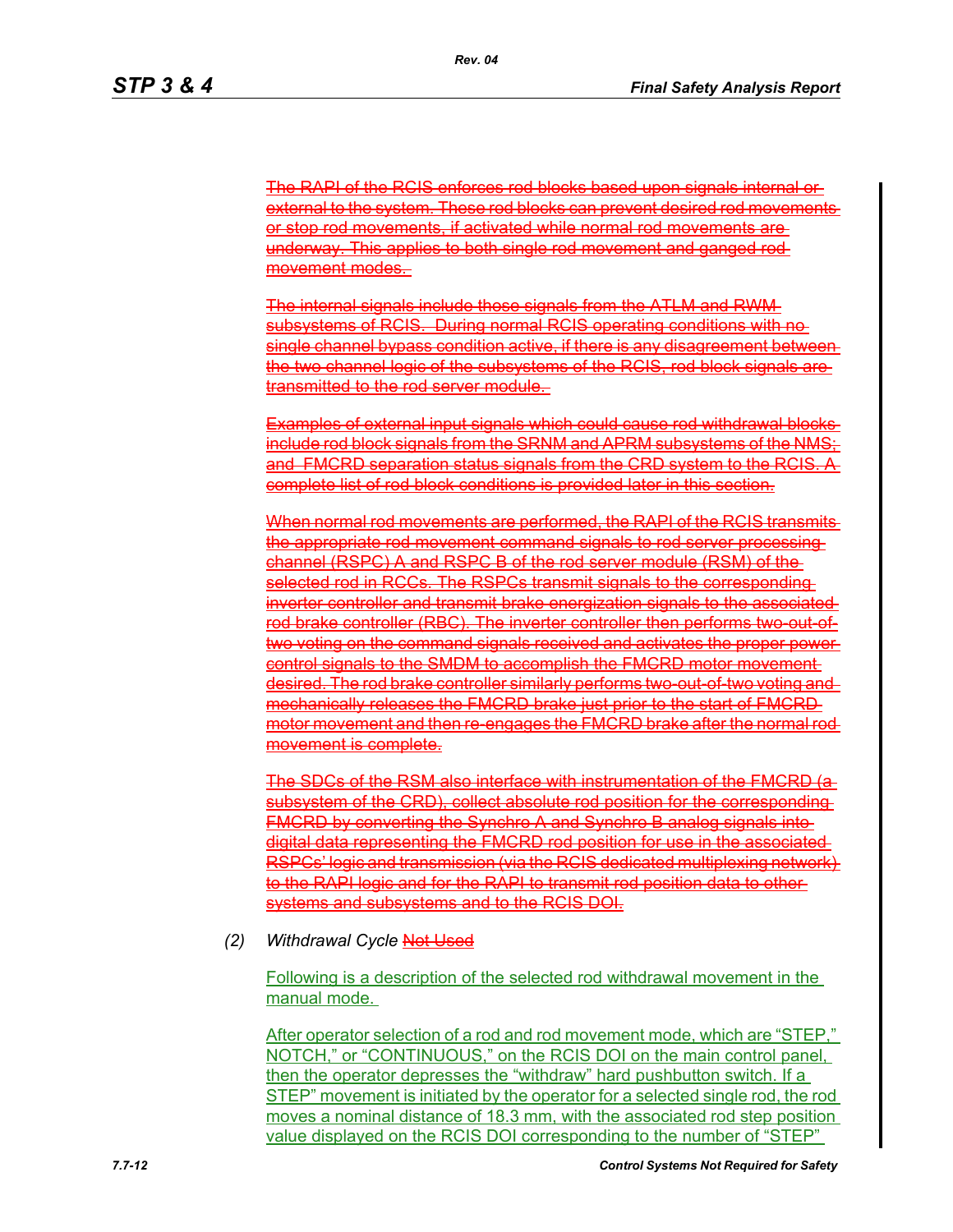~~The RAPI of the RCIS enforces rod blocks based upon signals internal or external to the system. These rod blocks can prevent desired rod movements or stop rod movements, if activated while normal rod movements are underway. This applies to both single rod movement and ganged rod movement modes.~~

~~The internal signals include those signals from the ATLM and RWM subsystems of RCIS. During normal RCIS operating conditions with no single channel bypass condition active, if there is any disagreement between the two channel logic of the subsystems of the RCIS, rod block signals are transmitted to the rod server module.~~

~~Examples of external input signals which could cause rod withdrawal blocks include rod block signals from the SRNM and APRM subsystems of the NMS; and FMCRD separation status signals from the CRD system to the RCIS. A complete list of rod block conditions is provided later in this section.~~

~~When normal rod movements are performed, the RAPI of the RCIS transmits the appropriate rod movement command signals to rod server processing channel (RSPC) A and RSPC B of the rod server module (RSM) of the selected rod in RCCs. The RSPCs transmit signals to the corresponding inverter controller and transmit brake energization signals to the associated rod brake controller (RBC). The inverter controller then performs two-out-of-two voting on the command signals received and activates the proper power control signals to the SMDM to accomplish the FMCRD motor movement desired. The rod brake controller similarly performs two-out-of-two voting and mechanically releases the FMCRD brake just prior to the start of FMCRD motor movement and then re-engages the FMCRD brake after the normal rod movement is complete.~~

~~The SDCs of the RSM also interface with instrumentation of the FMCRD (a subsystem of the CRD), collect absolute rod position for the corresponding FMCRD by converting the Synchro A and Synchro B analog signals into digital data representing the FMCRD rod position for use in the associated RSPCs' logic and transmission (via the RCIS dedicated multiplexing network) to the RAPI logic and for the RAPI to transmit rod position data to other systems and subsystems and to the RCIS DOI.~~

*(2)* *Withdrawal Cycle* ~~Not Used~~

Following is a description of the selected rod withdrawal movement in the manual mode.

After operator selection of a rod and rod movement mode, which are "STEP," NOTCH," or "CONTINUOUS," on the RCIS DOI on the main control panel, then the operator depresses the "withdraw" hard pushbutton switch. If a STEP" movement is initiated by the operator for a selected single rod, the rod moves a nominal distance of 18.3 mm, with the associated rod step position value displayed on the RCIS DOI corresponding to the number of "STEP"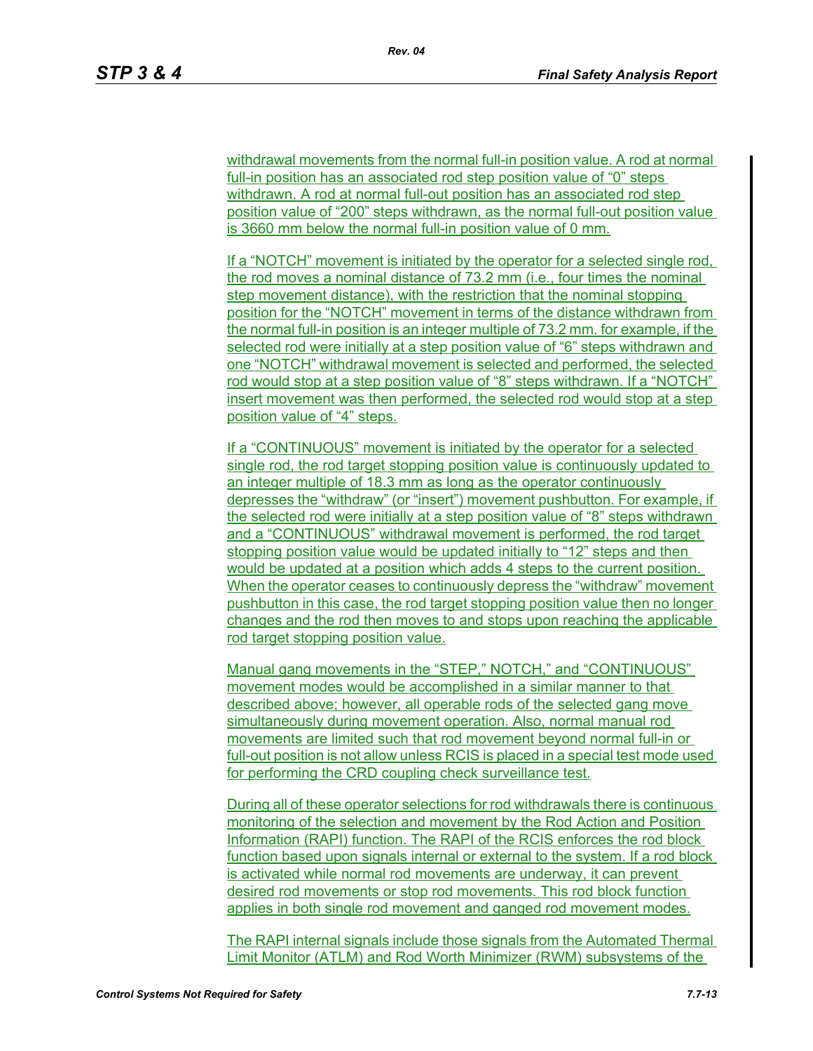withdrawal movements from the normal full-in position value. A rod at normal full-in position has an associated rod step position value of “0” steps withdrawn. A rod at normal full-out position has an associated rod step position value of “200” steps withdrawn, as the normal full-out position value is 3660 mm below the normal full-in position value of 0 mm.

If a “NOTCH” movement is initiated by the operator for a selected single rod, the rod moves a nominal distance of 73.2 mm (i.e., four times the nominal step movement distance), with the restriction that the nominal stopping position for the “NOTCH” movement in terms of the distance withdrawn from the normal full-in position is an integer multiple of 73.2 mm. for example, if the selected rod were initially at a step position value of “6” steps withdrawn and one “NOTCH” withdrawal movement is selected and performed, the selected rod would stop at a step position value of “8” steps withdrawn. If a “NOTCH” insert movement was then performed, the selected rod would stop at a step position value of “4” steps.

If a “CONTINUOUS” movement is initiated by the operator for a selected single rod, the rod target stopping position value is continuously updated to an integer multiple of 18.3 mm as long as the operator continuously depresses the “withdraw” (or “insert”) movement pushbutton. For example, if the selected rod were initially at a step position value of “8” steps withdrawn and a “CONTINUOUS” withdrawal movement is performed, the rod target stopping position value would be updated initially to “12” steps and then would be updated at a position which adds 4 steps to the current position. When the operator ceases to continuously depress the “withdraw” movement pushbutton in this case, the rod target stopping position value then no longer changes and the rod then moves to and stops upon reaching the applicable rod target stopping position value.

Manual gang movements in the “STEP,” NOTCH,” and “CONTINUOUS” movement modes would be accomplished in a similar manner to that described above; however, all operable rods of the selected gang move simultaneously during movement operation. Also, normal manual rod movements are limited such that rod movement beyond normal full-in or full-out position is not allow unless RCIS is placed in a special test mode used for performing the CRD coupling check surveillance test.

During all of these operator selections for rod withdrawals there is continuous monitoring of the selection and movement by the Rod Action and Position Information (RAPI) function. The RAPI of the RCIS enforces the rod block function based upon signals internal or external to the system. If a rod block is activated while normal rod movements are underway, it can prevent desired rod movements or stop rod movements. This rod block function applies in both single rod movement and ganged rod movement modes.

The RAPI internal signals include those signals from the Automated Thermal Limit Monitor (ATLM) and Rod Worth Minimizer (RWM) subsystems of the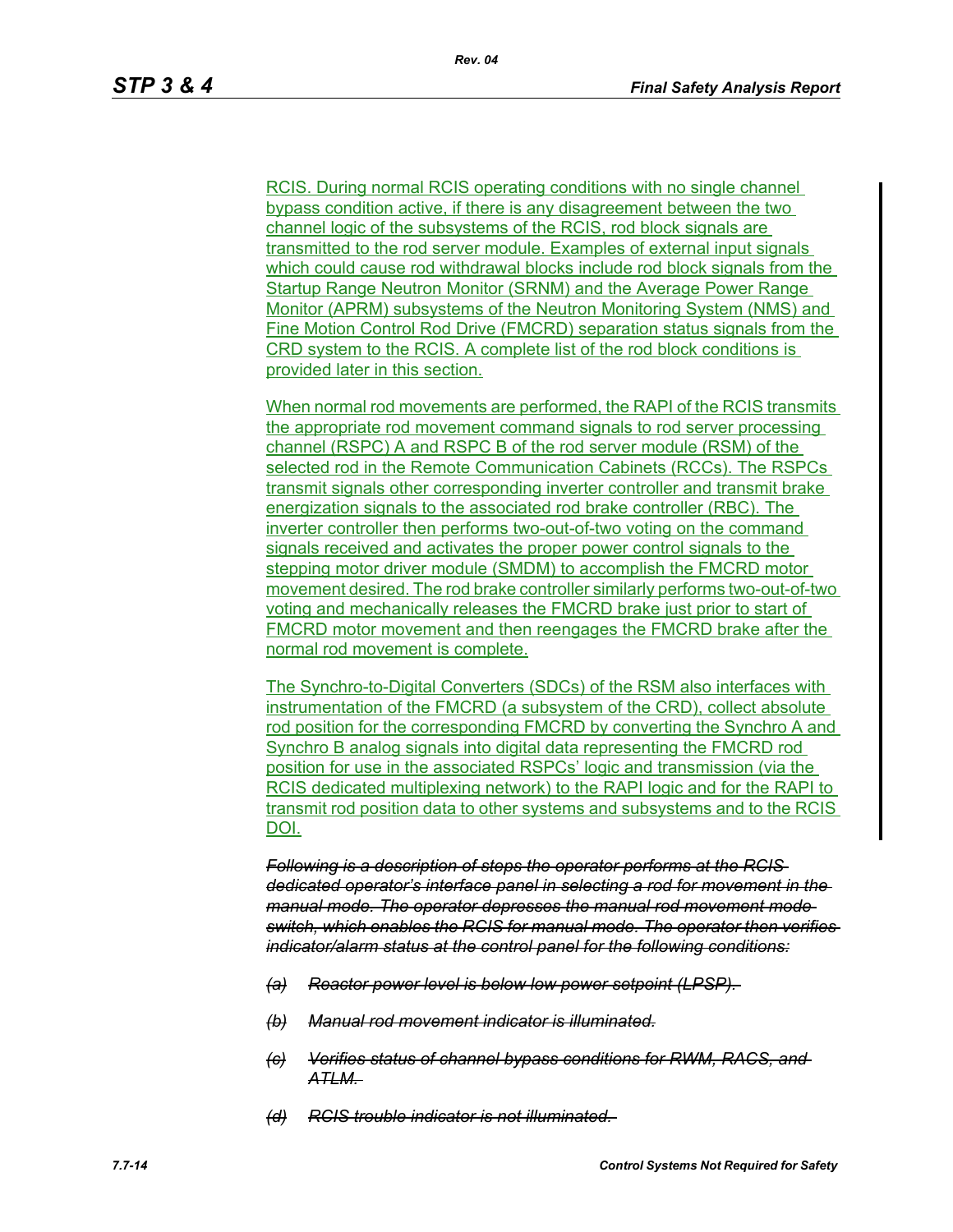RCIS. During normal RCIS operating conditions with no single channel bypass condition active, if there is any disagreement between the two channel logic of the subsystems of the RCIS, rod block signals are transmitted to the rod server module. Examples of external input signals which could cause rod withdrawal blocks include rod block signals from the Startup Range Neutron Monitor (SRNM) and the Average Power Range Monitor (APRM) subsystems of the Neutron Monitoring System (NMS) and Fine Motion Control Rod Drive (FMCRD) separation status signals from the CRD system to the RCIS. A complete list of the rod block conditions is provided later in this section.

When normal rod movements are performed, the RAPI of the RCIS transmits the appropriate rod movement command signals to rod server processing channel (RSPC) A and RSPC B of the rod server module (RSM) of the selected rod in the Remote Communication Cabinets (RCCs). The RSPCs transmit signals other corresponding inverter controller and transmit brake energization signals to the associated rod brake controller (RBC). The inverter controller then performs two-out-of-two voting on the command signals received and activates the proper power control signals to the stepping motor driver module (SMDM) to accomplish the FMCRD motor movement desired. The rod brake controller similarly performs two-out-of-two voting and mechanically releases the FMCRD brake just prior to start of FMCRD motor movement and then reengages the FMCRD brake after the normal rod movement is complete.

The Synchro-to-Digital Converters (SDCs) of the RSM also interfaces with instrumentation of the FMCRD (a subsystem of the CRD), collect absolute rod position for the corresponding FMCRD by converting the Synchro A and Synchro B analog signals into digital data representing the FMCRD rod position for use in the associated RSPCs' logic and transmission (via the RCIS dedicated multiplexing network) to the RAPI logic and for the RAPI to transmit rod position data to other systems and subsystems and to the RCIS DOI.

~~*Following is a description of steps the operator performs at the RCIS dedicated operator's interface panel in selecting a rod for movement in the manual mode. The operator depresses the manual rod movement mode switch, which enables the RCIS for manual mode. The operator then verifies indicator/alarm status at the control panel for the following conditions:*~~

~~*(a) Reactor power level is below low power setpoint (LPSP).*~~

~~*(b) Manual rod movement indicator is illuminated.*~~

~~*(c) Verifies status of channel bypass conditions for RWM, RACS, and ATLM.*~~

~~*(d) RCIS trouble indicator is not illuminated.*~~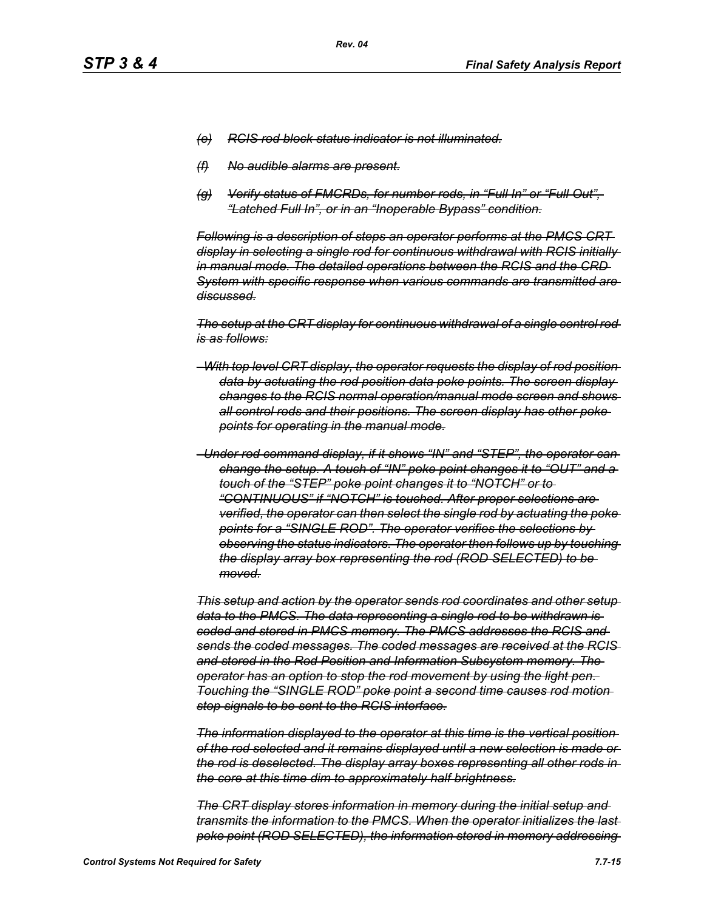~~*(e) RCIS rod block status indicator is not illuminated.*~~

~~*(f) No audible alarms are present.*~~

~~*(g) Verify status of FMCRDs, for number rods, in "Full In" or "Full Out", "Latched Full In", or in an "Inoperable Bypass" condition.*~~

~~*Following is a description of steps an operator performs at the PMCS CRT display in selecting a single rod for continuous withdrawal with RCIS initially in manual mode. The detailed operations between the RCIS and the CRD System with specific response when various commands are transmitted are discussed.*~~

~~*The setup at the CRT display for continuous withdrawal of a single control rod is as follows:*~~

~~*-With top level CRT display, the operator requests the display of rod position data by actuating the rod position data poke points. The screen display changes to the RCIS normal operation/manual mode screen and shows all control rods and their positions. The screen display has other poke points for operating in the manual mode.*~~

~~*-Under rod command display, if it shows "IN" and "STEP", the operator can change the setup. A touch of "IN" poke point changes it to "OUT" and a touch of the "STEP" poke point changes it to "NOTCH" or to "CONTINUOUS" if "NOTCH" is touched. After proper selections are verified, the operator can then select the single rod by actuating the poke points for a "SINGLE ROD". The operator verifies the selections by observing the status indicators. The operator then follows up by touching the display array box representing the rod (ROD SELECTED) to be moved.*~~

~~*This setup and action by the operator sends rod coordinates and other setup data to the PMCS. The data representing a single rod to be withdrawn is coded and stored in PMCS memory. The PMCS addresses the RCIS and sends the coded messages. The coded messages are received at the RCIS and stored in the Rod Position and Information Subsystem memory. The operator has an option to stop the rod movement by using the light pen. Touching the "SINGLE ROD" poke point a second time causes rod motion stop signals to be sent to the RCIS interface.*~~

~~*The information displayed to the operator at this time is the vertical position of the rod selected and it remains displayed until a new selection is made or the rod is deselected. The display array boxes representing all other rods in the core at this time dim to approximately half brightness.*~~

~~*The CRT display stores information in memory during the initial setup and transmits the information to the PMCS. When the operator initializes the last poke point (ROD SELECTED), the information stored in memory addressing*~~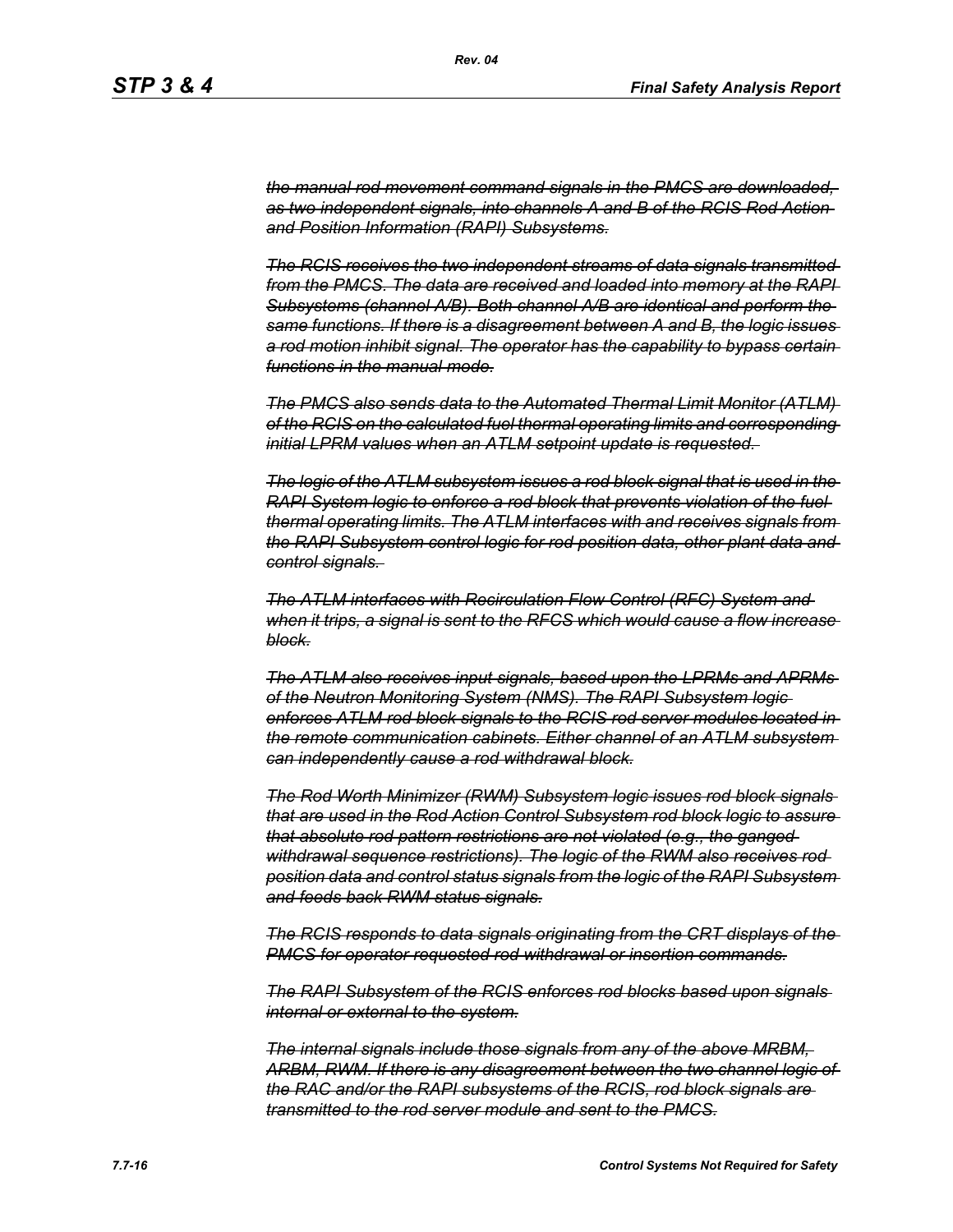*~~the manual rod movement command signals in the PMCS are downloaded, as two independent signals, into channels A and B of the RCIS Rod Action and Position Information (RAPI) Subsystems.~~*

*~~The RCIS receives the two independent streams of data signals transmitted from the PMCS. The data are received and loaded into memory at the RAPI Subsystems (channel A/B). Both channel A/B are identical and perform the same functions. If there is a disagreement between A and B, the logic issues a rod motion inhibit signal. The operator has the capability to bypass certain functions in the manual mode.~~*

*~~The PMCS also sends data to the Automated Thermal Limit Monitor (ATLM) of the RCIS on the calculated fuel thermal operating limits and corresponding initial LPRM values when an ATLM setpoint update is requested.~~*

*~~The logic of the ATLM subsystem issues a rod block signal that is used in the RAPI System logic to enforce a rod block that prevents violation of the fuel thermal operating limits. The ATLM interfaces with and receives signals from the RAPI Subsystem control logic for rod position data, other plant data and control signals.~~*

*~~The ATLM interfaces with Recirculation Flow Control (RFC) System and when it trips, a signal is sent to the RFCS which would cause a flow increase block.~~*

*~~The ATLM also receives input signals, based upon the LPRMs and APRMs of the Neutron Monitoring System (NMS). The RAPI Subsystem logic enforces ATLM rod block signals to the RCIS rod server modules located in the remote communication cabinets. Either channel of an ATLM subsystem can independently cause a rod withdrawal block.~~*

*~~The Rod Worth Minimizer (RWM) Subsystem logic issues rod block signals that are used in the Rod Action Control Subsystem rod block logic to assure that absolute rod pattern restrictions are not violated (e.g., the ganged withdrawal sequence restrictions). The logic of the RWM also receives rod position data and control status signals from the logic of the RAPI Subsystem and feeds back RWM status signals.~~*

*~~The RCIS responds to data signals originating from the CRT displays of the PMCS for operator requested rod withdrawal or insertion commands.~~*

*~~The RAPI Subsystem of the RCIS enforces rod blocks based upon signals internal or external to the system.~~*

*~~The internal signals include those signals from any of the above MRBM, ARBM, RWM. If there is any disagreement between the two channel logic of the RAC and/or the RAPI subsystems of the RCIS, rod block signals are transmitted to the rod server module and sent to the PMCS.~~*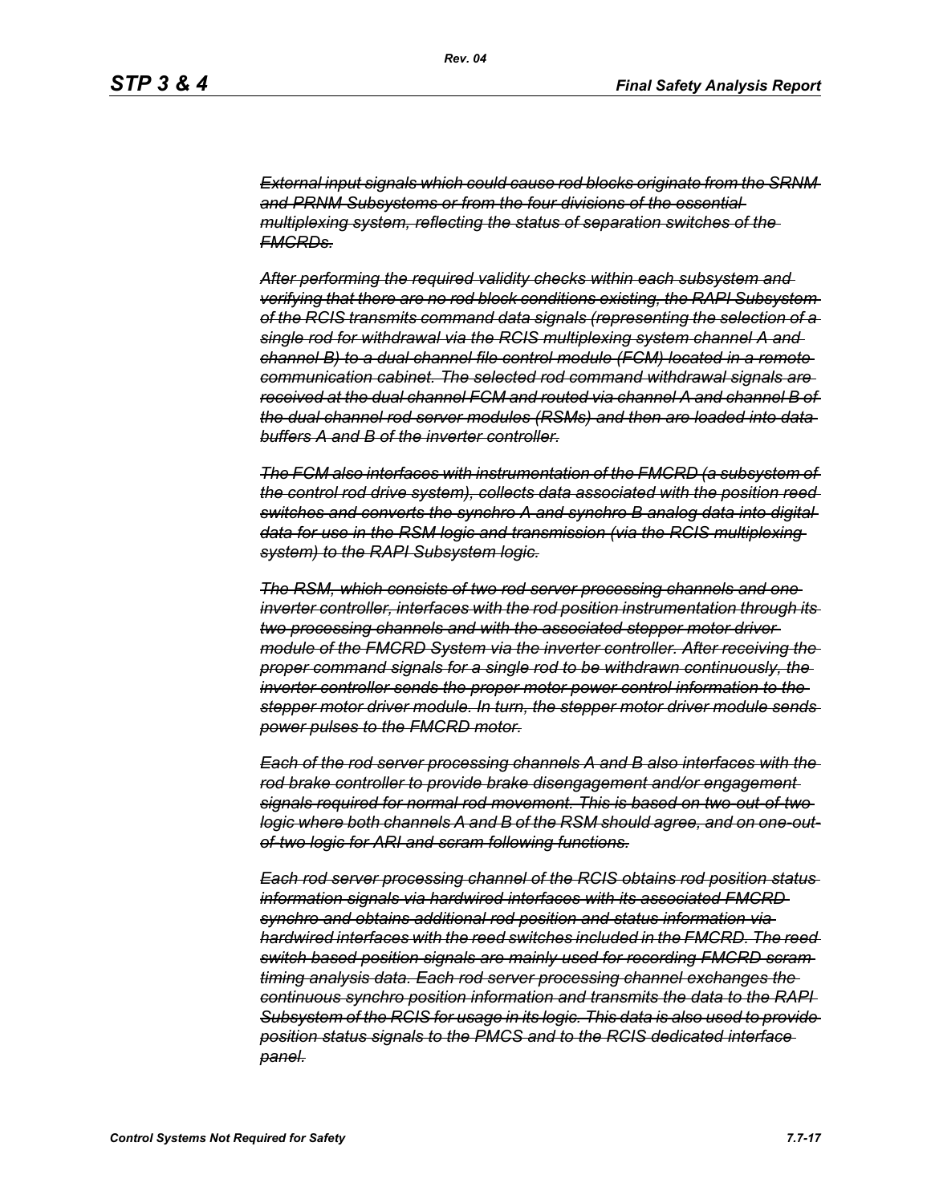~~*External input signals which could cause rod blocks originate from the SRNM and PRNM Subsystems or from the four divisions of the essential multiplexing system, reflecting the status of separation switches of the FMCRDs.*~~

~~*After performing the required validity checks within each subsystem and verifying that there are no rod block conditions existing, the RAPI Subsystem of the RCIS transmits command data signals (representing the selection of a single rod for withdrawal via the RCIS multiplexing system channel A and channel B) to a dual channel file control module (FCM) located in a remote communication cabinet. The selected rod command withdrawal signals are received at the dual channel FCM and routed via channel A and channel B of the dual channel rod server modules (RSMs) and then are loaded into data buffers A and B of the inverter controller.*~~

~~*The FCM also interfaces with instrumentation of the FMCRD (a subsystem of the control rod drive system), collects data associated with the position reed switches and converts the synchro A and synchro B analog data into digital data for use in the RSM logic and transmission (via the RCIS multiplexing system) to the RAPI Subsystem logic.*~~

~~*The RSM, which consists of two rod server processing channels and one inverter controller, interfaces with the rod position instrumentation through its two processing channels and with the associated stepper motor driver module of the FMCRD System via the inverter controller. After receiving the proper command signals for a single rod to be withdrawn continuously, the inverter controller sends the proper motor power control information to the stepper motor driver module. In turn, the stepper motor driver module sends power pulses to the FMCRD motor.*~~

~~*Each of the rod server processing channels A and B also interfaces with the rod brake controller to provide brake disengagement and/or engagement signals required for normal rod movement. This is based on two-out-of-two logic where both channels A and B of the RSM should agree, and on one-out-of-two logic for ARI and scram following functions.*~~

~~*Each rod server processing channel of the RCIS obtains rod position status information signals via hardwired interfaces with its associated FMCRD synchro and obtains additional rod position and status information via hardwired interfaces with the reed switches included in the FMCRD. The reed switch based position signals are mainly used for recording FMCRD scram timing analysis data. Each rod server processing channel exchanges the continuous synchro position information and transmits the data to the RAPI Subsystem of the RCIS for usage in its logic. This data is also used to provide position status signals to the PMCS and to the RCIS dedicated interface panel.*~~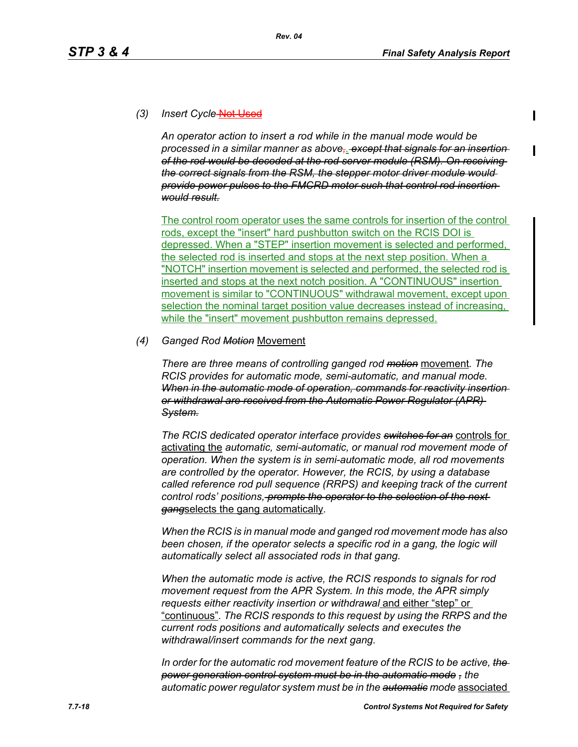*(3) Insert Cycle* ~~Not Used~~

*An operator action to insert a rod while in the manual mode would be processed in a similar manner as above* ~~,~~. ~~*except that signals for an insertion of the rod would be decoded at the rod server module (RSM). On receiving the correct signals from the RSM, the stepper motor driver module would provide power pulses to the FMCRD motor such that control rod insertion would result.*~~

The control room operator uses the same controls for insertion of the control rods, except the "insert" hard pushbutton switch on the RCIS DOI is depressed. When a "STEP" insertion movement is selected and performed, the selected rod is inserted and stops at the next step position. When a "NOTCH" insertion movement is selected and performed, the selected rod is inserted and stops at the next notch position. A "CONTINUOUS" insertion movement is similar to "CONTINUOUS" withdrawal movement, except upon selection the nominal target position value decreases instead of increasing, while the "insert" movement pushbutton remains depressed.

*(4) Ganged Rod* ~~*Motion*~~ Movement

*There are three means of controlling ganged rod* ~~*motion*~~ movement*. The RCIS provides for automatic mode, semi-automatic, and manual mode.* ~~*When in the automatic mode of operation, commands for reactivity insertion or withdrawal are received from the Automatic Power Regulator (APR) System.*~~

*The RCIS dedicated operator interface provides* ~~*switches for an*~~ controls for activating the *automatic, semi-automatic, or manual rod movement mode of operation. When the system is in semi-automatic mode, all rod movements are controlled by the operator. However, the RCIS, by using a database called reference rod pull sequence (RRPS) and keeping track of the current control rods' positions,* ~~*prompts the operator to the selection of the next gang*~~selects the gang automatically*.*

*When the RCIS is in manual mode and ganged rod movement mode has also been chosen, if the operator selects a specific rod in a gang, the logic will automatically select all associated rods in that gang.*

*When the automatic mode is active, the RCIS responds to signals for rod movement request from the APR System. In this mode, the APR simply requests either reactivity insertion or withdrawal* and either "step" or "continuous"*. The RCIS responds to this request by using the RRPS and the current rods positions and automatically selects and executes the withdrawal/insert commands for the next gang.*

*In order for the automatic rod movement feature of the RCIS to be active,* ~~*the power generation control system must be in the automatic mode ,*~~ *the automatic power regulator system must be in the* ~~*automatic*~~ *mode* associated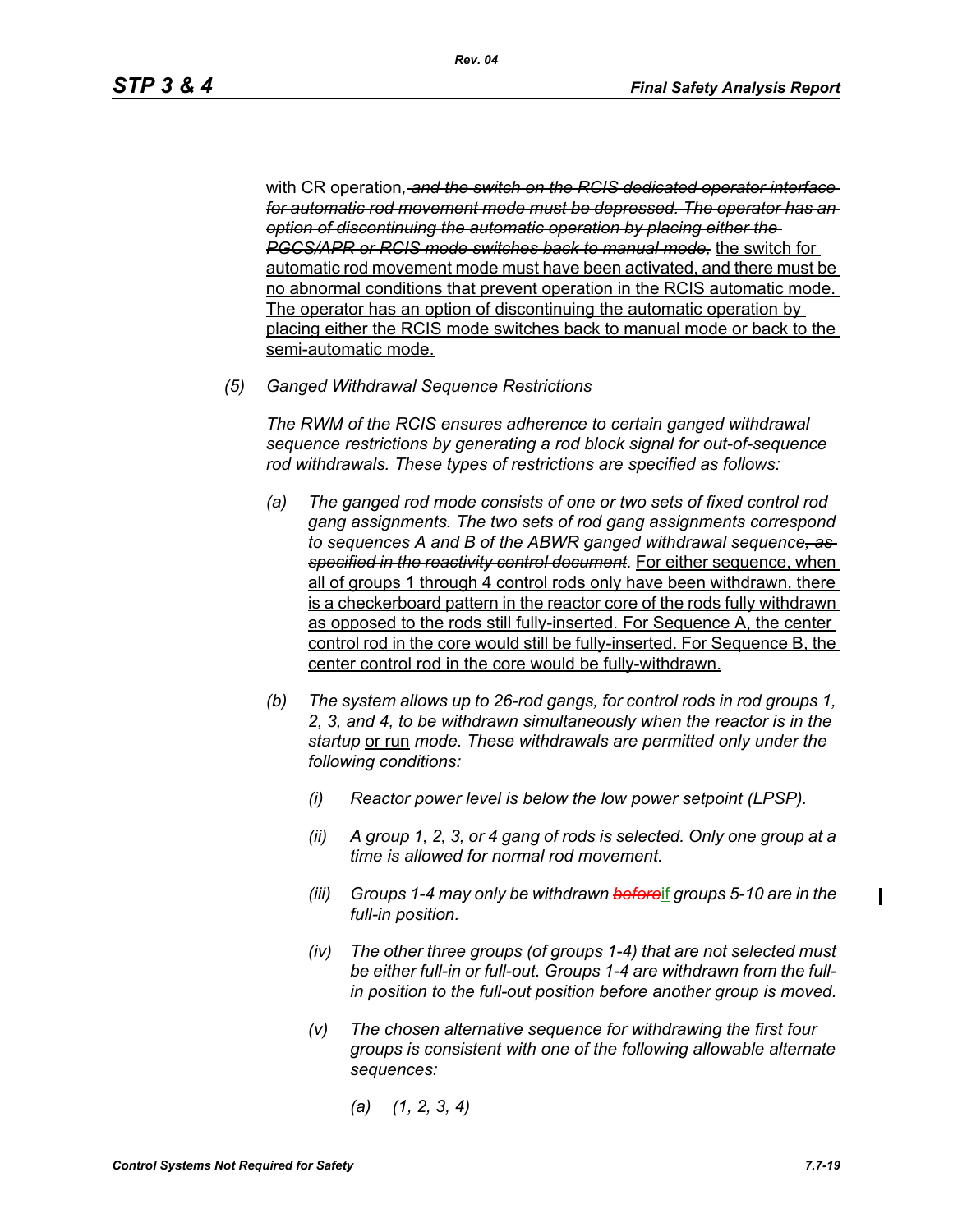with CR operation, ~~and the switch on the RCIS dedicated operator interface for automatic rod movement mode must be depressed. The operator has an option of discontinuing the automatic operation by placing either the PGCS/APR or RCIS mode switches back to manual mode,~~ the switch for automatic rod movement mode must have been activated, and there must be no abnormal conditions that prevent operation in the RCIS automatic mode. The operator has an option of discontinuing the automatic operation by placing either the RCIS mode switches back to manual mode or back to the semi-automatic mode.

*(5) Ganged Withdrawal Sequence Restrictions*

*The RWM of the RCIS ensures adherence to certain ganged withdrawal sequence restrictions by generating a rod block signal for out-of-sequence rod withdrawals. These types of restrictions are specified as follows:*

*(a) The ganged rod mode consists of one or two sets of fixed control rod gang assignments. The two sets of rod gang assignments correspond to sequences A and B of the ABWR ganged withdrawal sequence~~, as specified in the reactivity control document~~.* For either sequence, when all of groups 1 through 4 control rods only have been withdrawn, there is a checkerboard pattern in the reactor core of the rods fully withdrawn as opposed to the rods still fully-inserted. For Sequence A, the center control rod in the core would still be fully-inserted. For Sequence B, the center control rod in the core would be fully-withdrawn.

*(b) The system allows up to 26-rod gangs, for control rods in rod groups 1, 2, 3, and 4, to be withdrawn simultaneously when the reactor is in the startup* or run *mode. These withdrawals are permitted only under the following conditions:*

*(i) Reactor power level is below the low power setpoint (LPSP).*

*(ii) A group 1, 2, 3, or 4 gang of rods is selected. Only one group at a time is allowed for normal rod movement.*

*(iii) Groups 1-4 may only be withdrawn ~~before~~if groups 5-10 are in the full-in position.*

*(iv) The other three groups (of groups 1-4) that are not selected must be either full-in or full-out. Groups 1-4 are withdrawn from the full-in position to the full-out position before another group is moved.*

*(v) The chosen alternative sequence for withdrawing the first four groups is consistent with one of the following allowable alternate sequences:*

*(a) (1, 2, 3, 4)*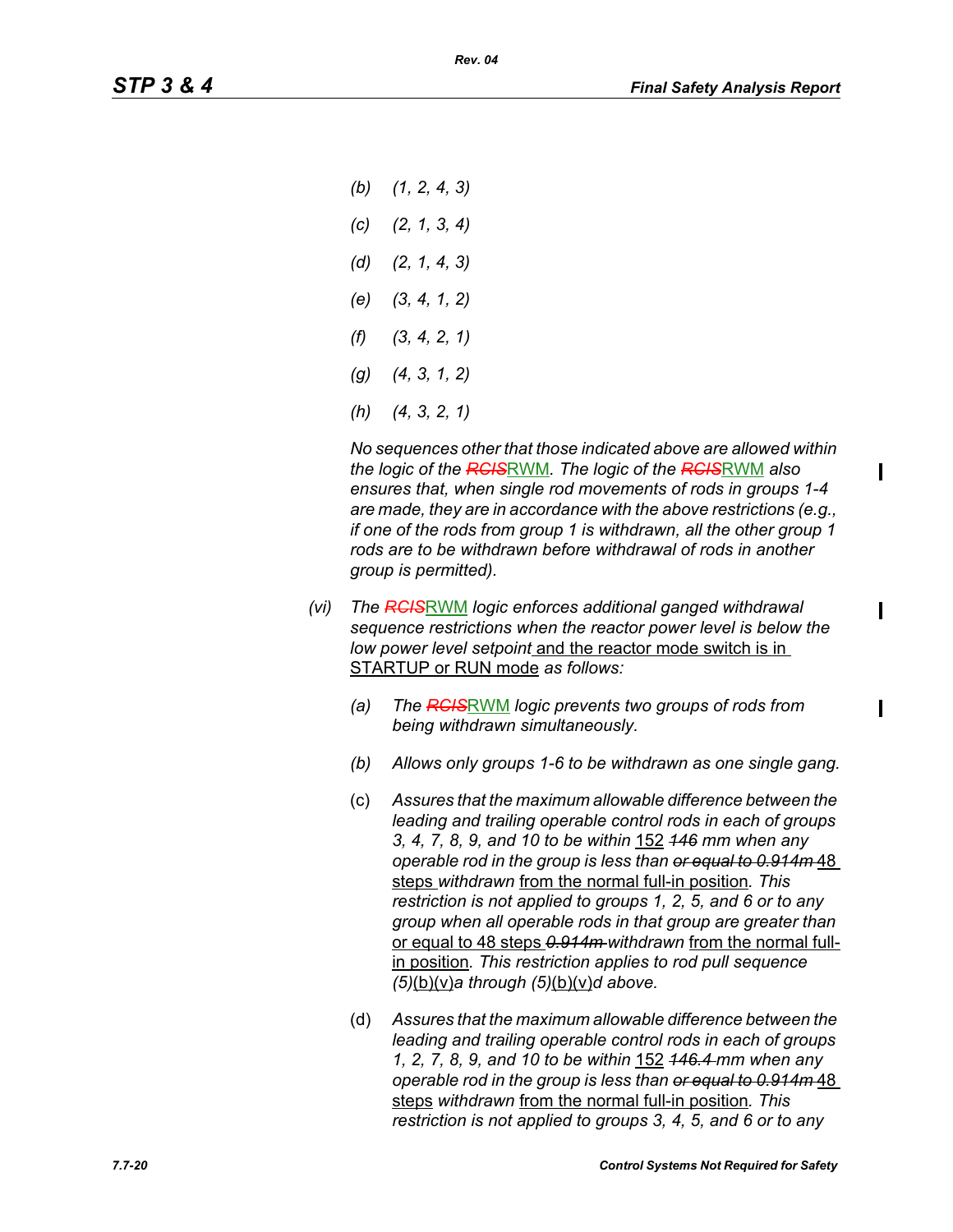*(b) (1, 2, 4, 3)*

*(c) (2, 1, 3, 4)*

*(d) (2, 1, 4, 3)*

*(e) (3, 4, 1, 2)*

*(f) (3, 4, 2, 1)*

*(g) (4, 3, 1, 2)*

*(h) (4, 3, 2, 1)*

*No sequences other that those indicated above are allowed within the logic of the ~~RCIS~~RWM. The logic of the ~~RCIS~~RWM also ensures that, when single rod movements of rods in groups 1-4 are made, they are in accordance with the above restrictions (e.g., if one of the rods from group 1 is withdrawn, all the other group 1 rods are to be withdrawn before withdrawal of rods in another group is permitted).*

*(vi) The ~~RCIS~~RWM logic enforces additional ganged withdrawal sequence restrictions when the reactor power level is below the low power level setpoint* and the reactor mode switch is in STARTUP or RUN mode *as follows:*

*(a) The ~~RCIS~~RWM logic prevents two groups of rods from being withdrawn simultaneously.*

*(b) Allows only groups 1-6 to be withdrawn as one single gang.*

(c) *Assures that the maximum allowable difference between the leading and trailing operable control rods in each of groups 3, 4, 7, 8, 9, and 10 to be within* 152 ~~*146*~~ *mm when any operable rod in the group is less than* ~~*or equal to 0.914m*~~ 48 steps *withdrawn* from the normal full-in position*. This restriction is not applied to groups 1, 2, 5, and 6 or to any group when all operable rods in that group are greater than* or equal to 48 steps ~~*0.914m*~~ *withdrawn* from the normal full-in position*. This restriction applies to rod pull sequence (5)*(b)(v)*a through (5)*(b)(v)*d above.*

(d) *Assures that the maximum allowable difference between the leading and trailing operable control rods in each of groups 1, 2, 7, 8, 9, and 10 to be within* 152 ~~*146.4*~~ *mm when any operable rod in the group is less than* ~~*or equal to 0.914m*~~ 48 steps *withdrawn* from the normal full-in position*. This restriction is not applied to groups 3, 4, 5, and 6 or to any*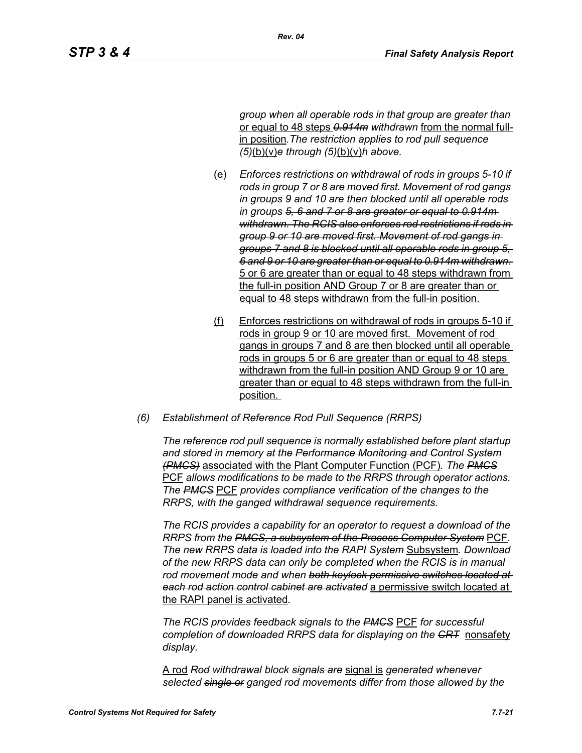*group when all operable rods in that group are greater than* or equal to 48 steps ~~*0.914m*~~ *withdrawn* from the normal full-in position*.The restriction applies to rod pull sequence (5)*(b)(v)*e through (5)*(b)(v)*h above.*

(e) *Enforces restrictions on withdrawal of rods in groups 5-10 if rods in group 7 or 8 are moved first. Movement of rod gangs in groups 9 and 10 are then blocked until all operable rods in groups* ~~*5, 6 and 7 or 8 are greater or equal to 0.914m withdrawn. The RCIS also enforces rod restrictions if rods in group 9 or 10 are moved first. Movement of rod gangs in groups 7 and 8 is blocked until all operable rods in group 5, 6 and 9 or 10 are greater than or equal to 0.914m withdrawn.*~~ 5 or 6 are greater than or equal to 48 steps withdrawn from the full-in position AND Group 7 or 8 are greater than or equal to 48 steps withdrawn from the full-in position.

(f) Enforces restrictions on withdrawal of rods in groups 5-10 if rods in group 9 or 10 are moved first. Movement of rod gangs in groups 7 and 8 are then blocked until all operable rods in groups 5 or 6 are greater than or equal to 48 steps withdrawn from the full-in position AND Group 9 or 10 are greater than or equal to 48 steps withdrawn from the full-in position.

*(6) Establishment of Reference Rod Pull Sequence (RRPS)*

*The reference rod pull sequence is normally established before plant startup and stored in memory* ~~*at the Performance Monitoring and Control System (PMCS)*~~ associated with the Plant Computer Function (PCF)*. The* ~~*PMCS*~~ PCF *allows modifications to be made to the RRPS through operator actions. The* ~~*PMCS*~~ PCF *provides compliance verification of the changes to the RRPS, with the ganged withdrawal sequence requirements.*

*The RCIS provides a capability for an operator to request a download of the RRPS from the* ~~*PMCS, a subsystem of the Process Computer System*~~ PCF*. The new RRPS data is loaded into the RAPI* ~~*System*~~ Subsystem*. Download of the new RRPS data can only be completed when the RCIS is in manual rod movement mode and when* ~~*both keylock permissive switches located at each rod action control cabinet are activated*~~ a permissive switch located at the RAPI panel is activated*.*

*The RCIS provides feedback signals to the* ~~*PMCS*~~ PCF *for successful completion of downloaded RRPS data for displaying on the* ~~*CRT*~~ nonsafety *display.*

A rod ~~*Rod*~~ *withdrawal block* ~~*signals are*~~ signal is *generated whenever selected* ~~*single or*~~ *ganged rod movements differ from those allowed by the*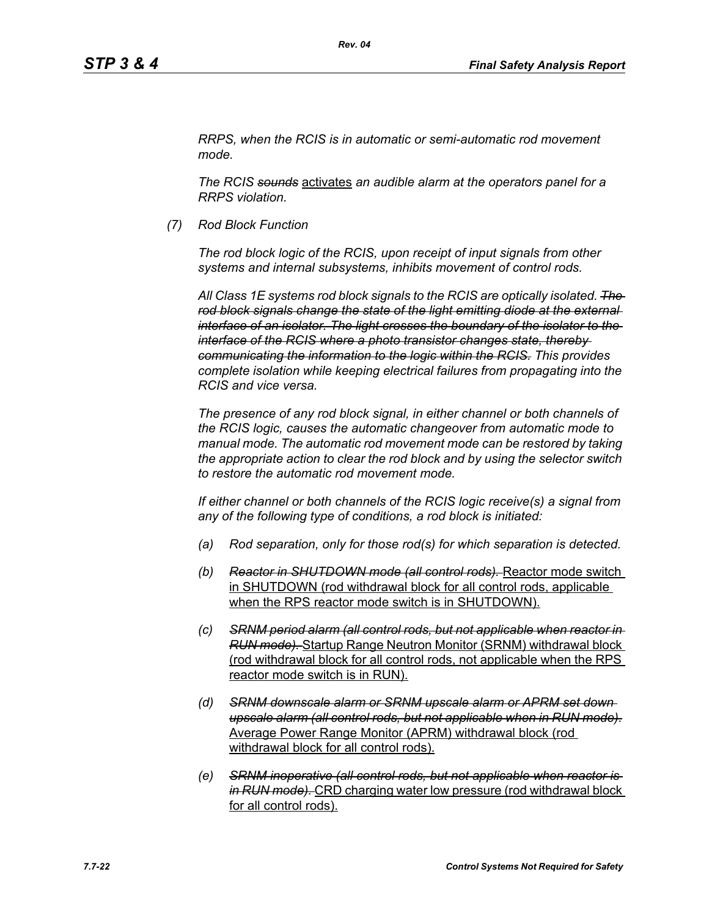*RRPS, when the RCIS is in automatic or semi-automatic rod movement mode.*

*The RCIS ~~sounds~~* <u>activates</u> *an audible alarm at the operators panel for a RRPS violation.*

*(7) Rod Block Function*

*The rod block logic of the RCIS, upon receipt of input signals from other systems and internal subsystems, inhibits movement of control rods.*

*All Class 1E systems rod block signals to the RCIS are optically isolated. ~~The rod block signals change the state of the light emitting diode at the external interface of an isolator. The light crosses the boundary of the isolator to the interface of the RCIS where a photo transistor changes state, thereby communicating the information to the logic within the RCIS.~~ This provides complete isolation while keeping electrical failures from propagating into the RCIS and vice versa.*

*The presence of any rod block signal, in either channel or both channels of the RCIS logic, causes the automatic changeover from automatic mode to manual mode. The automatic rod movement mode can be restored by taking the appropriate action to clear the rod block and by using the selector switch to restore the automatic rod movement mode.*

*If either channel or both channels of the RCIS logic receive(s) a signal from any of the following type of conditions, a rod block is initiated:*

*(a) Rod separation, only for those rod(s) for which separation is detected.*

*(b) ~~Reactor in SHUTDOWN mode (all control rods).~~* <u>Reactor mode switch in SHUTDOWN (rod withdrawal block for all control rods, applicable when the RPS reactor mode switch is in SHUTDOWN).</u>

*(c) ~~SRNM period alarm (all control rods, but not applicable when reactor in RUN mode).~~* <u>Startup Range Neutron Monitor (SRNM) withdrawal block (rod withdrawal block for all control rods, not applicable when the RPS reactor mode switch is in RUN).</u>

*(d) ~~SRNM downscale alarm or SRNM upscale alarm or APRM set down upscale alarm (all control rods, but not applicable when in RUN mode).~~* <u>Average Power Range Monitor (APRM) withdrawal block (rod withdrawal block for all control rods).</u>

*(e) ~~SRNM inoperative (all control rods, but not applicable when reactor is in RUN mode).~~* <u>CRD charging water low pressure (rod withdrawal block for all control rods).</u>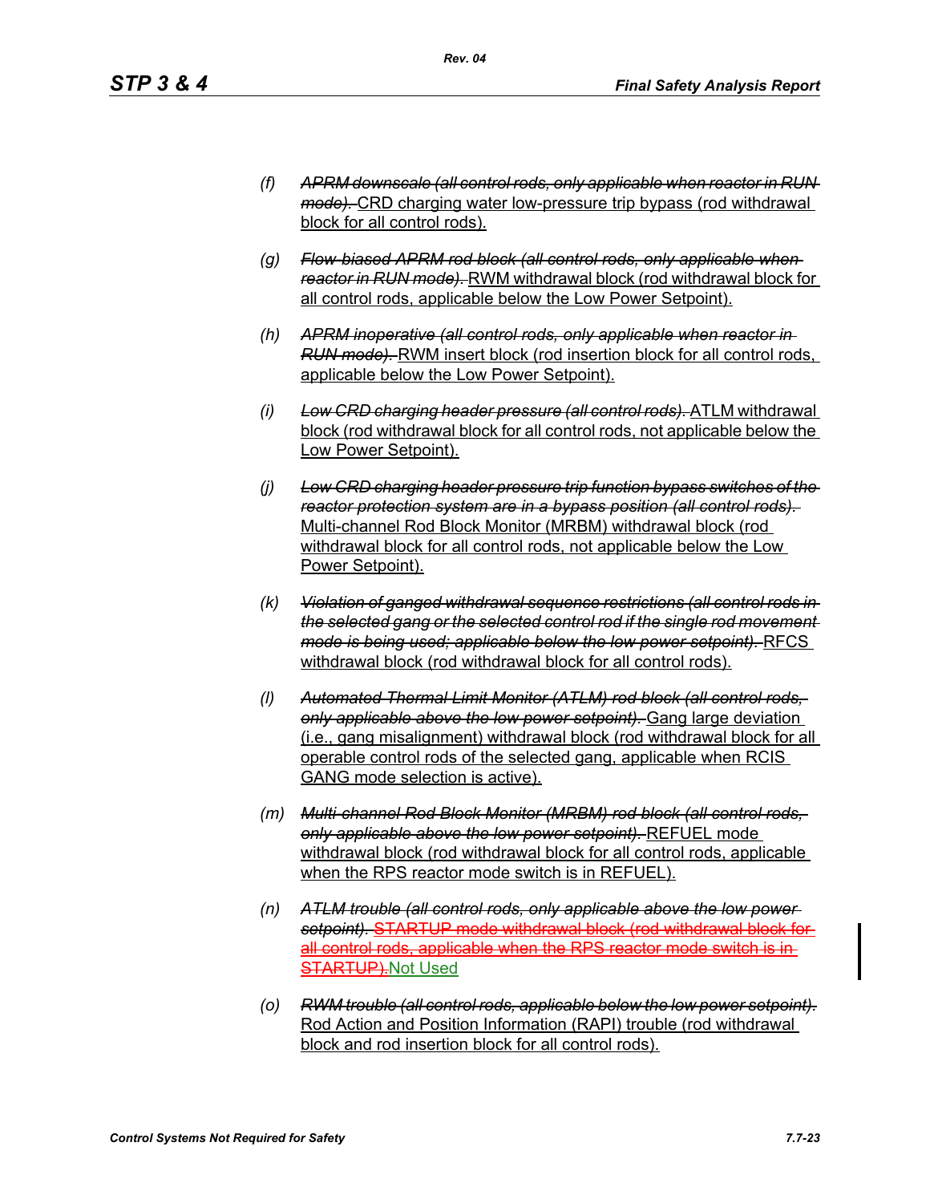(f) ~~*APRM downscale (all control rods, only applicable when reactor in RUN mode).*~~ <u>CRD charging water low-pressure trip bypass (rod withdrawal block for all control rods).</u>

(g) ~~*Flow-biased APRM rod block (all control rods, only applicable when reactor in RUN mode).*~~ <u>RWM withdrawal block (rod withdrawal block for all control rods, applicable below the Low Power Setpoint).</u>

(h) ~~*APRM inoperative (all control rods, only applicable when reactor in RUN mode).*~~ <u>RWM insert block (rod insertion block for all control rods, applicable below the Low Power Setpoint).</u>

(i) ~~*Low CRD charging header pressure (all control rods).*~~ <u>ATLM withdrawal block (rod withdrawal block for all control rods, not applicable below the Low Power Setpoint).</u>

(j) ~~*Low CRD charging header pressure trip function bypass switches of the reactor protection system are in a bypass position (all control rods).*~~ <u>Multi-channel Rod Block Monitor (MRBM) withdrawal block (rod withdrawal block for all control rods, not applicable below the Low Power Setpoint).</u>

(k) ~~*Violation of ganged withdrawal sequence restrictions (all control rods in the selected gang or the selected control rod if the single rod movement mode is being used; applicable below the low power setpoint).*~~ <u>RFCS withdrawal block (rod withdrawal block for all control rods).</u>

(l) ~~*Automated Thermal Limit Monitor (ATLM) rod block (all control rods, only applicable above the low power setpoint).*~~ <u>Gang large deviation (i.e., gang misalignment) withdrawal block (rod withdrawal block for all operable control rods of the selected gang, applicable when RCIS GANG mode selection is active).</u>

(m) ~~*Multi-channel Rod Block Monitor (MRBM) rod block (all control rods, only applicable above the low power setpoint).*~~ <u>REFUEL mode withdrawal block (rod withdrawal block for all control rods, applicable when the RPS reactor mode switch is in REFUEL).</u>

(n) ~~*ATLM trouble (all control rods, only applicable above the low power setpoint).*~~ ~~<u>STARTUP mode withdrawal block (rod withdrawal block for all control rods, applicable when the RPS reactor mode switch is in STARTUP).</u>~~ <u>Not Used</u>

(o) ~~*RWM trouble (all control rods, applicable below the low power setpoint).*~~ <u>Rod Action and Position Information (RAPI) trouble (rod withdrawal block and rod insertion block for all control rods).</u>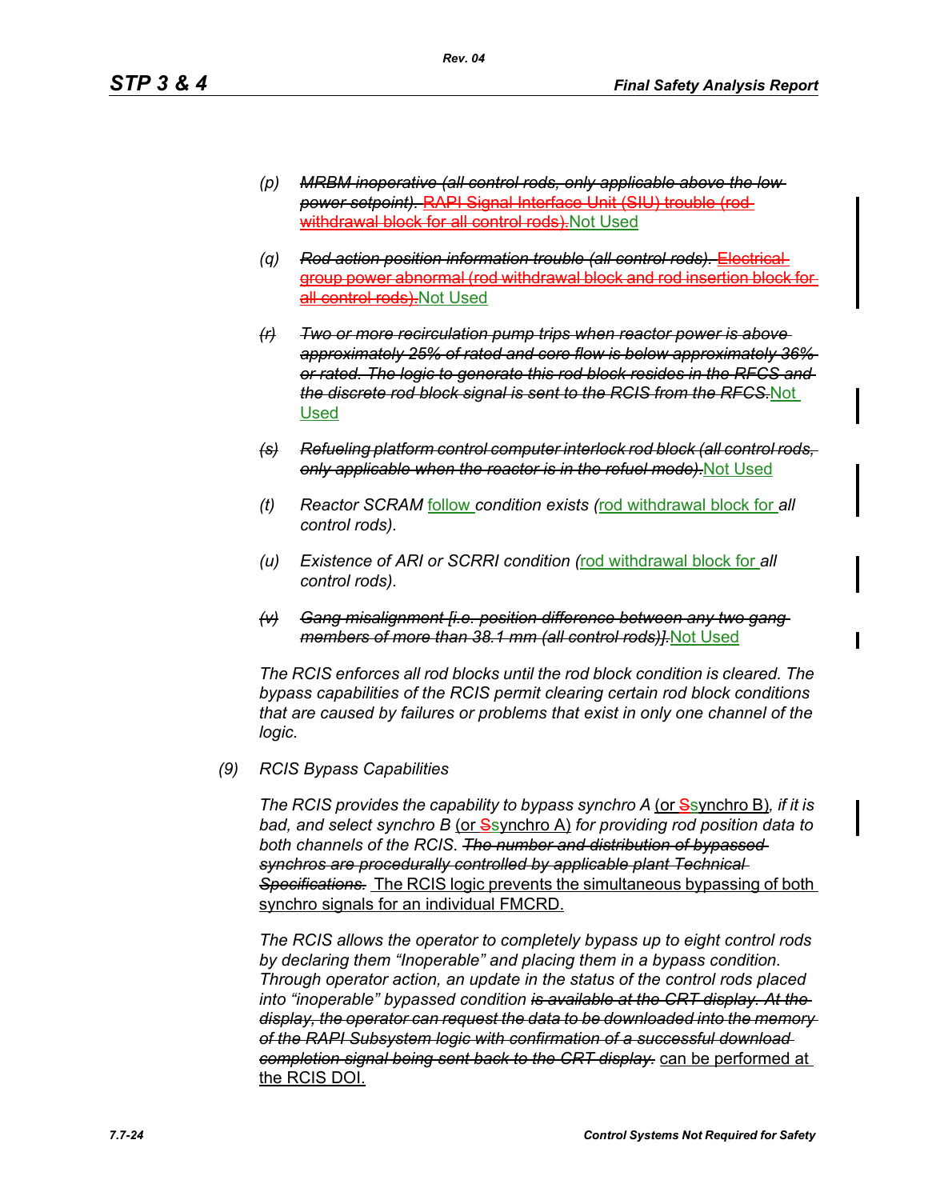(p) ~~*MRBM inoperative (all control rods, only applicable above the low power setpoint).*~~ ~~RAPI Signal Interface Unit (SIU) trouble (rod withdrawal block for all control rods).~~Not Used

(q) ~~*Rod action position information trouble (all control rods).*~~ ~~Electrical group power abnormal (rod withdrawal block and rod insertion block for all control rods).~~Not Used

~~(r)~~ ~~*Two or more recirculation pump trips when reactor power is above approximately 25% of rated and core flow is below approximately 36% or rated. The logic to generate this rod block resides in the RFCS and the discrete rod block signal is sent to the RCIS from the RFCS.*~~Not Used

~~(s)~~ ~~*Refueling platform control computer interlock rod block (all control rods, only applicable when the reactor is in the refuel mode).*~~Not Used

(t) *Reactor SCRAM* follow *condition exists (*rod withdrawal block for *all control rods).*

(u) *Existence of ARI or SCRRI condition (*rod withdrawal block for *all control rods).*

~~(v)~~ ~~*Gang misalignment [i.e. position difference between any two gang members of more than 38.1 mm (all control rods)].*~~Not Used

*The RCIS enforces all rod blocks until the rod block condition is cleared. The bypass capabilities of the RCIS permit clearing certain rod block conditions that are caused by failures or problems that exist in only one channel of the logic.*

(9) *RCIS Bypass Capabilities*

*The RCIS provides the capability to bypass synchro A* (or ~~S~~synchro B)*, if it is bad, and select synchro B* (or ~~S~~synchro A) *for providing rod position data to both channels of the RCIS.* ~~*The number and distribution of bypassed synchros are procedurally controlled by applicable plant Technical Specifications.*~~ The RCIS logic prevents the simultaneous bypassing of both synchro signals for an individual FMCRD.

*The RCIS allows the operator to completely bypass up to eight control rods by declaring them "Inoperable" and placing them in a bypass condition. Through operator action, an update in the status of the control rods placed into "inoperable" bypassed condition* ~~*is available at the CRT display. At the display, the operator can request the data to be downloaded into the memory of the RAPI Subsystem logic with confirmation of a successful download completion signal being sent back to the CRT display.*~~ can be performed at the RCIS DOI.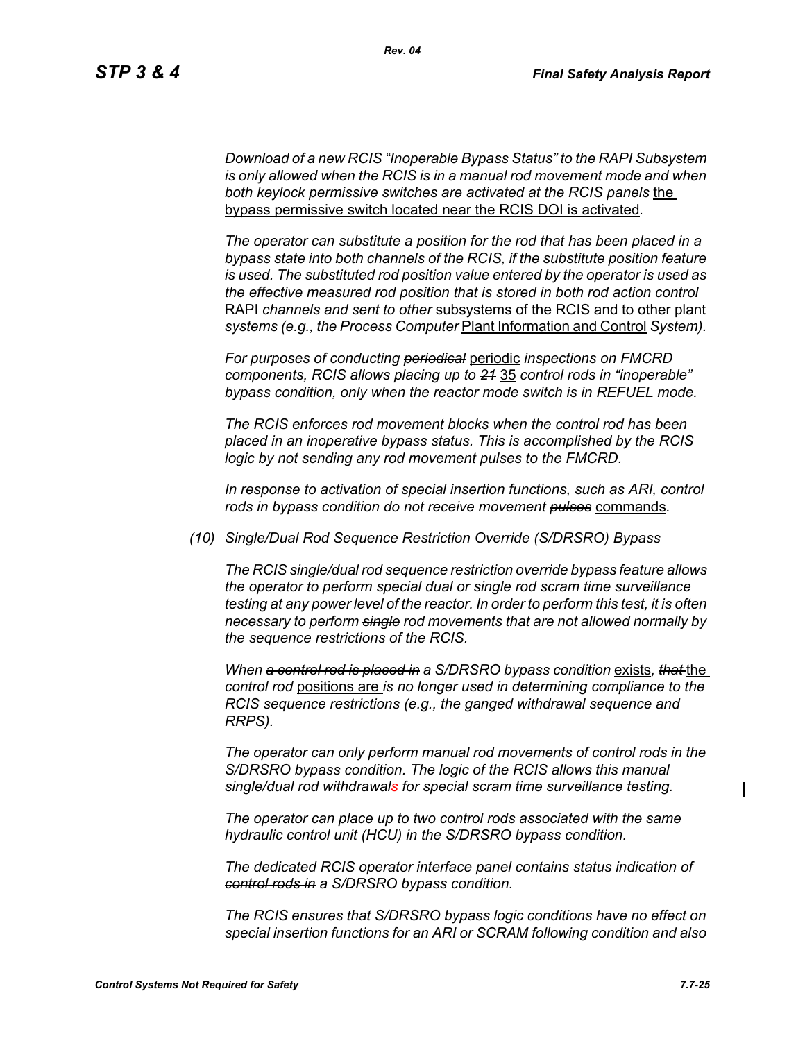*Download of a new RCIS "Inoperable Bypass Status" to the RAPI Subsystem is only allowed when the RCIS is in a manual rod movement mode and when ~~both keylock permissive switches are activated at the RCIS panels~~* <u>the bypass permissive switch located near the RCIS DOI is activated</u>.

*The operator can substitute a position for the rod that has been placed in a bypass state into both channels of the RCIS, if the substitute position feature is used. The substituted rod position value entered by the operator is used as the effective measured rod position that is stored in both ~~rod action control~~* <u>RAPI</u> *channels and sent to other* <u>subsystems of the RCIS and to other plant</u> *systems (e.g., the ~~Process Computer~~* <u>Plant Information and Control</u> *System).*

*For purposes of conducting ~~periodical~~* <u>periodic</u> *inspections on FMCRD components, RCIS allows placing up to ~~21~~* <u>35</u> *control rods in "inoperable" bypass condition, only when the reactor mode switch is in REFUEL mode.*

*The RCIS enforces rod movement blocks when the control rod has been placed in an inoperative bypass status. This is accomplished by the RCIS logic by not sending any rod movement pulses to the FMCRD.*

*In response to activation of special insertion functions, such as ARI, control rods in bypass condition do not receive movement ~~pulses~~* <u>commands</u>.

*(10) Single/Dual Rod Sequence Restriction Override (S/DRSRO) Bypass*

*The RCIS single/dual rod sequence restriction override bypass feature allows the operator to perform special dual or single rod scram time surveillance testing at any power level of the reactor. In order to perform this test, it is often necessary to perform ~~single~~ rod movements that are not allowed normally by the sequence restrictions of the RCIS.*

*When ~~a control rod is placed in~~ a S/DRSRO bypass condition* <u>exists</u>, *~~that~~* <u>the</u> *control rod* <u>positions are</u> *~~is~~ no longer used in determining compliance to the RCIS sequence restrictions (e.g., the ganged withdrawal sequence and RRPS).*

*The operator can only perform manual rod movements of control rods in the S/DRSRO bypass condition. The logic of the RCIS allows this manual single/dual rod withdrawal~~s~~ for special scram time surveillance testing.*

*The operator can place up to two control rods associated with the same hydraulic control unit (HCU) in the S/DRSRO bypass condition.*

*The dedicated RCIS operator interface panel contains status indication of ~~control rods in~~ a S/DRSRO bypass condition.*

*The RCIS ensures that S/DRSRO bypass logic conditions have no effect on special insertion functions for an ARI or SCRAM following condition and also*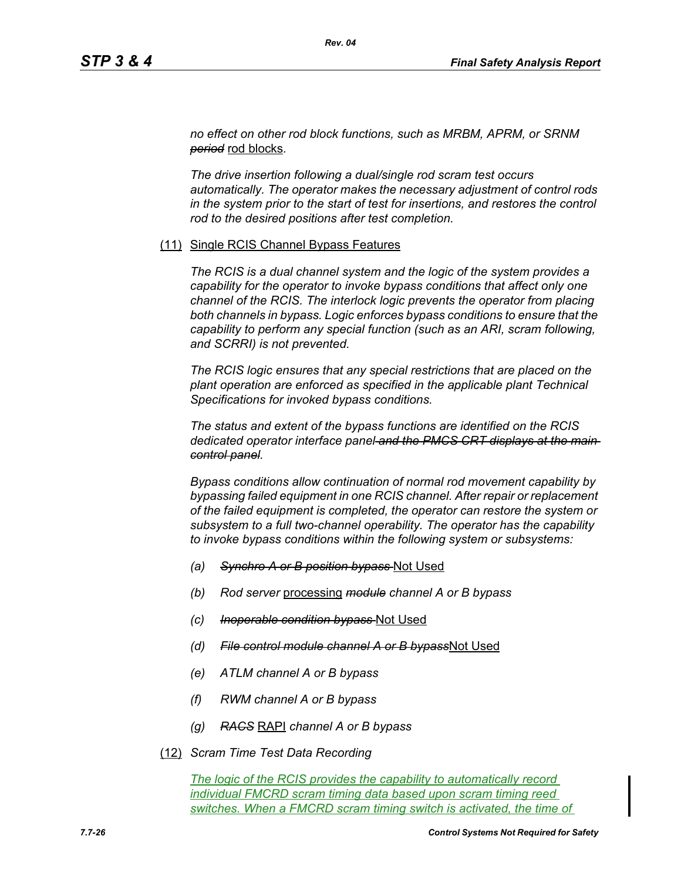*no effect on other rod block functions, such as MRBM, APRM, or SRNM* ~~*period*~~ rod blocks*.*

*The drive insertion following a dual/single rod scram test occurs automatically. The operator makes the necessary adjustment of control rods in the system prior to the start of test for insertions, and restores the control rod to the desired positions after test completion.*

(11) Single RCIS Channel Bypass Features

*The RCIS is a dual channel system and the logic of the system provides a capability for the operator to invoke bypass conditions that affect only one channel of the RCIS. The interlock logic prevents the operator from placing both channels in bypass. Logic enforces bypass conditions to ensure that the capability to perform any special function (such as an ARI, scram following, and SCRRI) is not prevented.*

*The RCIS logic ensures that any special restrictions that are placed on the plant operation are enforced as specified in the applicable plant Technical Specifications for invoked bypass conditions.*

*The status and extent of the bypass functions are identified on the RCIS dedicated operator interface panel* ~~*and the PMCS CRT displays at the main control panel*~~*.*

*Bypass conditions allow continuation of normal rod movement capability by bypassing failed equipment in one RCIS channel. After repair or replacement of the failed equipment is completed, the operator can restore the system or subsystem to a full two-channel operability. The operator has the capability to invoke bypass conditions within the following system or subsystems:*

*(a)* ~~*Synchro A or B position bypass*~~ Not Used

*(b) Rod server* processing ~~*module*~~ *channel A or B bypass*

*(c)* ~~*Inoperable condition bypass*~~ Not Used

*(d)* ~~*File control module channel A or B bypass*~~Not Used

*(e) ATLM channel A or B bypass*

*(f) RWM channel A or B bypass*

*(g)* ~~*RACS*~~ RAPI *channel A or B bypass*

(12) *Scram Time Test Data Recording*

*The logic of the RCIS provides the capability to automatically record individual FMCRD scram timing data based upon scram timing reed switches. When a FMCRD scram timing switch is activated, the time of*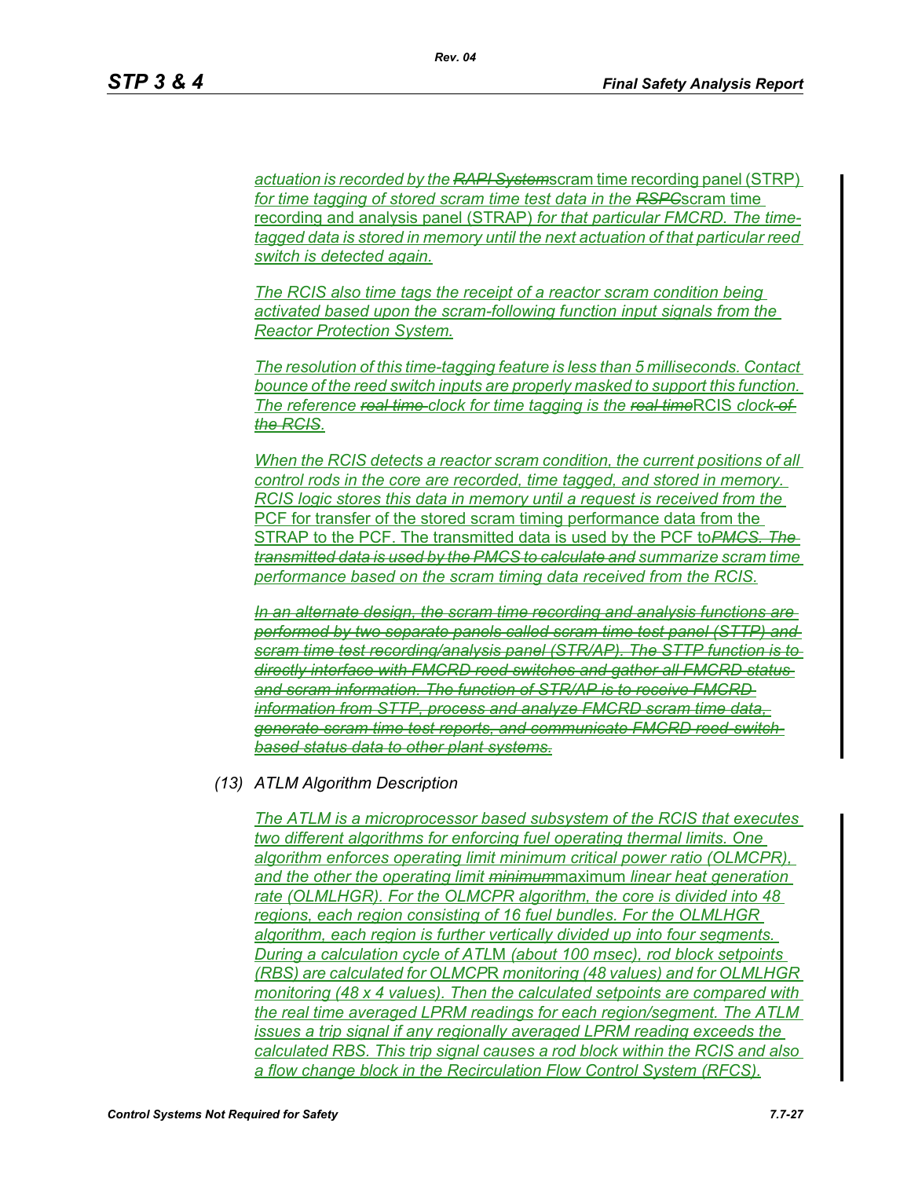actuation is recorded by the ~~RAPI System~~scram time recording panel (STRP) for time tagging of stored scram time test data in the ~~RSPC~~scram time recording and analysis panel (STRAP) for that particular FMCRD. The time-tagged data is stored in memory until the next actuation of that particular reed switch is detected again.

The RCIS also time tags the receipt of a reactor scram condition being activated based upon the scram-following function input signals from the Reactor Protection System.

The resolution of this time-tagging feature is less than 5 milliseconds. Contact bounce of the reed switch inputs are properly masked to support this function. The reference ~~real-time~~ clock for time tagging is the ~~real-time~~RCIS clock ~~of the RCIS~~.

When the RCIS detects a reactor scram condition, the current positions of all control rods in the core are recorded, time tagged, and stored in memory. RCIS logic stores this data in memory until a request is received from the PCF for transfer of the stored scram timing performance data from the STRAP to the PCF. The transmitted data is used by the PCF to~~PMCS. The transmitted data is used by the PMCS to calculate and~~ summarize scram time performance based on the scram timing data received from the RCIS.

~~In an alternate design, the scram time recording and analysis functions are performed by two separate panels called scram time test panel (STTP) and scram time test recording/analysis panel (STR/AP). The STTP function is to directly interface with FMCRD reed switches and gather all FMCRD status and scram information. The function of STR/AP is to receive FMCRD information from STTP, process and analyze FMCRD scram time data, generate scram time test reports, and communicate FMCRD reed-switch-based status data to other plant systems.~~

(13) ATLM Algorithm Description

The ATLM is a microprocessor based subsystem of the RCIS that executes two different algorithms for enforcing fuel operating thermal limits. One algorithm enforces operating limit minimum critical power ratio (OLMCPR), and the other the operating limit ~~minimum~~maximum linear heat generation rate (OLMLHGR). For the OLMCPR algorithm, the core is divided into 48 regions, each region consisting of 16 fuel bundles. For the OLMLHGR algorithm, each region is further vertically divided up into four segments. During a calculation cycle of ATLM (about 100 msec), rod block setpoints (RBS) are calculated for OLMCPR monitoring (48 values) and for OLMLHGR monitoring (48 x 4 values). Then the calculated setpoints are compared with the real time averaged LPRM readings for each region/segment. The ATLM issues a trip signal if any regionally averaged LPRM reading exceeds the calculated RBS. This trip signal causes a rod block within the RCIS and also a flow change block in the Recirculation Flow Control System (RFCS).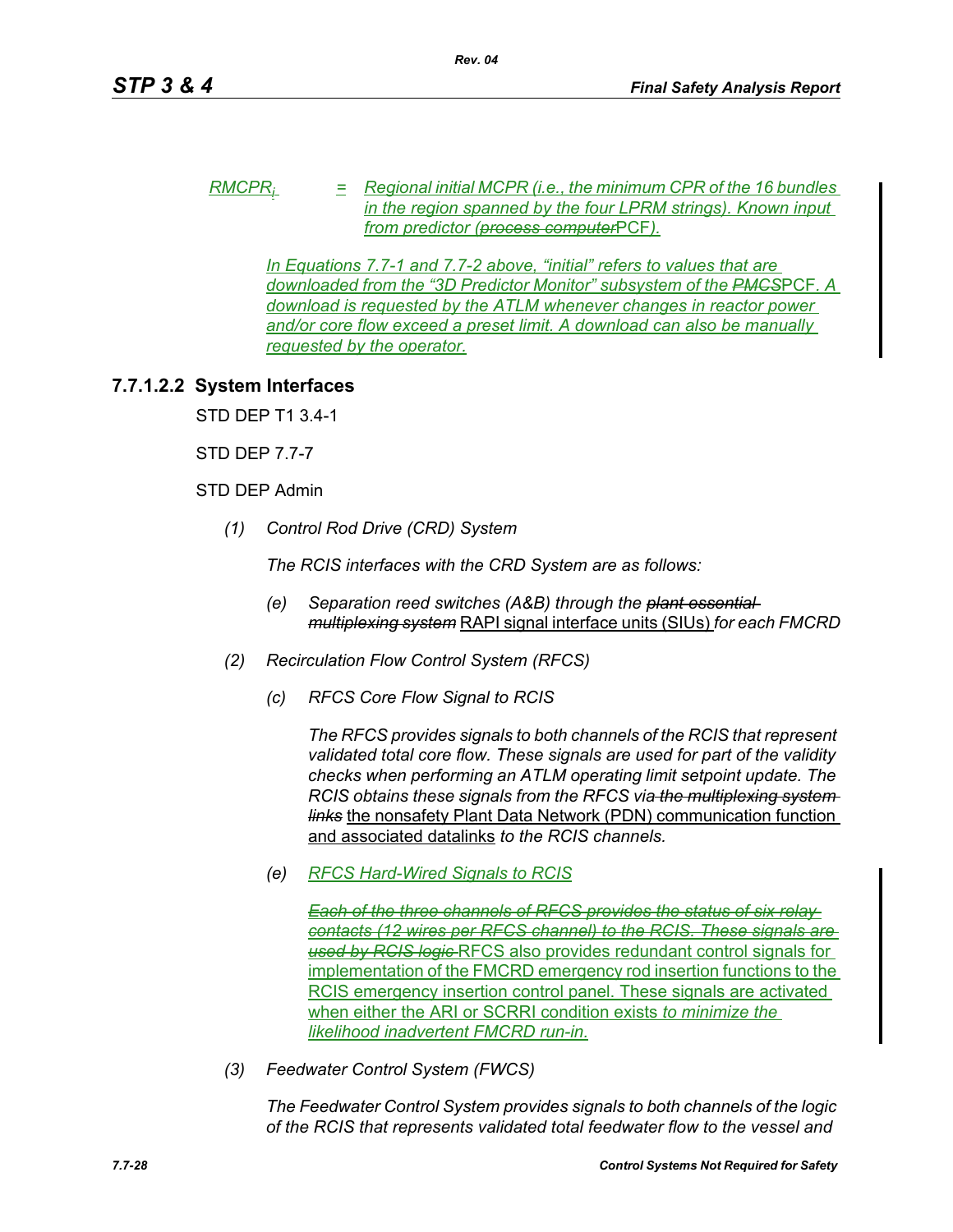$RMCPR_i$ = Regional initial MCPR (i.e., the minimum CPR of the 16 bundles in the region spanned by the four LPRM strings). Known input from predictor (~~process computer~~PCF).

*In Equations 7.7-1 and 7.7-2 above, "initial" refers to values that are downloaded from the "3D Predictor Monitor" subsystem of the ~~PMCS~~PCF. A download is requested by the ATLM whenever changes in reactor power and/or core flow exceed a preset limit. A download can also be manually requested by the operator.*

### 7.7.1.2.2 System Interfaces

STD DEP T1 3.4-1

STD DEP 7.7-7

STD DEP Admin

*(1) Control Rod Drive (CRD) System*

*The RCIS interfaces with the CRD System are as follows:*

*(e) Separation reed switches (A&B) through the ~~plant essential multiplexing system~~* RAPI signal interface units (SIUs) *for each FMCRD*

*(2) Recirculation Flow Control System (RFCS)*

*(c) RFCS Core Flow Signal to RCIS*

*The RFCS provides signals to both channels of the RCIS that represent validated total core flow. These signals are used for part of the validity checks when performing an ATLM operating limit setpoint update. The RCIS obtains these signals from the RFCS via ~~the multiplexing system links~~* the nonsafety Plant Data Network (PDN) communication function and associated datalinks *to the RCIS channels.*

*(e) RFCS Hard-Wired Signals to RCIS*

~~*Each of the three channels of RFCS provides the status of six relay contacts (12 wires per RFCS channel) to the RCIS. These signals are used by RCIS logic*~~ RFCS also provides redundant control signals for implementation of the FMCRD emergency rod insertion functions to the RCIS emergency insertion control panel. These signals are activated when either the ARI or SCRRI condition exists *to minimize the likelihood inadvertent FMCRD run-in.*

*(3) Feedwater Control System (FWCS)*

*The Feedwater Control System provides signals to both channels of the logic of the RCIS that represents validated total feedwater flow to the vessel and*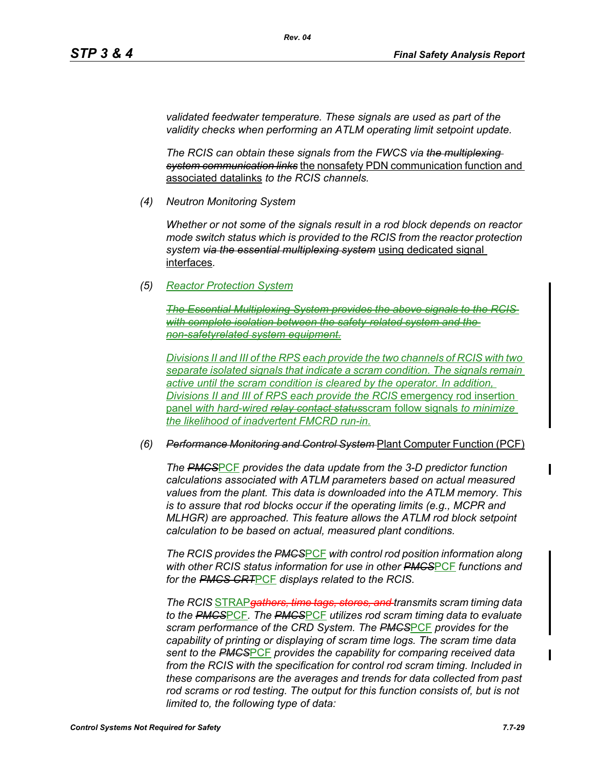*validated feedwater temperature. These signals are used as part of the validity checks when performing an ATLM operating limit setpoint update.*

*The RCIS can obtain these signals from the FWCS via ~~the multiplexing system communication links~~* the nonsafety PDN communication function and associated datalinks *to the RCIS channels.*

*(4) Neutron Monitoring System*

*Whether or not some of the signals result in a rod block depends on reactor mode switch status which is provided to the RCIS from the reactor protection system ~~via the essential multiplexing system~~* using dedicated signal interfaces.

*(5) Reactor Protection System*

*~~The Essential Multiplexing System provides the above signals to the RCIS with complete isolation between the safety-related system and the non-safetyrelated system equipment.~~*

*Divisions II and III of the RPS each provide the two channels of RCIS with two separate isolated signals that indicate a scram condition. The signals remain active until the scram condition is cleared by the operator. In addition, Divisions II and III of RPS each provide the RCIS* emergency rod insertion panel *with hard-wired ~~relay contact status~~*scram follow signals *to minimize the likelihood of inadvertent FMCRD run-in.*

*(6) ~~Performance Monitoring and Control System~~* Plant Computer Function (PCF)

*The ~~PMCS~~*PCF *provides the data update from the 3-D predictor function calculations associated with ATLM parameters based on actual measured values from the plant. This data is downloaded into the ATLM memory. This is to assure that rod blocks occur if the operating limits (e.g., MCPR and MLHGR) are approached. This feature allows the ATLM rod block setpoint calculation to be based on actual, measured plant conditions.*

*The RCIS provides the ~~PMCS~~*PCF *with control rod position information along with other RCIS status information for use in other ~~PMCS~~*PCF *functions and for the ~~PMCS CRT~~*PCF *displays related to the RCIS.*

*The RCIS* STRAP*~~gathers, time tags, stores, and~~ transmits scram timing data to the ~~PMCS~~*PCF. *The ~~PMCS~~*PCF *utilizes rod scram timing data to evaluate scram performance of the CRD System. The ~~PMCS~~*PCF *provides for the capability of printing or displaying of scram time logs. The scram time data sent to the ~~PMCS~~*PCF *provides the capability for comparing received data from the RCIS with the specification for control rod scram timing. Included in these comparisons are the averages and trends for data collected from past rod scrams or rod testing. The output for this function consists of, but is not limited to, the following type of data:*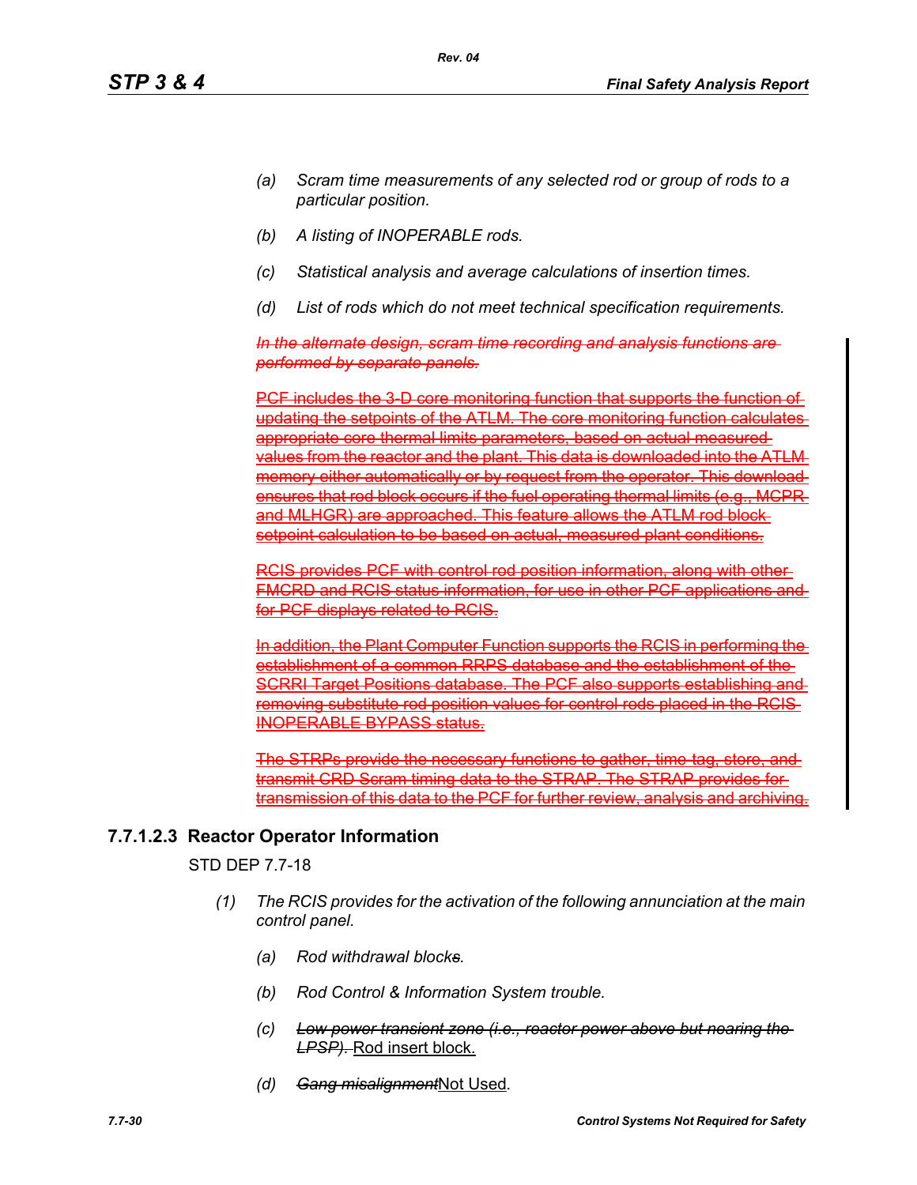(a) *Scram time measurements of any selected rod or group of rods to a particular position.*

(b) *A listing of INOPERABLE rods.*

(c) *Statistical analysis and average calculations of insertion times.*

(d) *List of rods which do not meet technical specification requirements.*

~~*In the alternate design, scram time recording and analysis functions are performed by separate panels.*~~

~~PCF includes the 3-D core monitoring function that supports the function of updating the setpoints of the ATLM. The core monitoring function calculates appropriate core thermal limits parameters, based on actual measured values from the reactor and the plant. This data is downloaded into the ATLM memory either automatically or by request from the operator. This download ensures that rod block occurs if the fuel operating thermal limits (e.g., MCPR and MLHGR) are approached. This feature allows the ATLM rod block setpoint calculation to be based on actual, measured plant conditions.~~

~~RCIS provides PCF with control rod position information, along with other FMCRD and RCIS status information, for use in other PCF applications and for PCF displays related to RCIS.~~

~~In addition, the Plant Computer Function supports the RCIS in performing the establishment of a common RRPS database and the establishment of the SCRRI Target Positions database. The PCF also supports establishing and removing substitute rod position values for control rods placed in the RCIS INOPERABLE BYPASS status.~~

~~The STRPs provide the necessary functions to gather, time-tag, store, and transmit CRD Scram timing data to the STRAP. The STRAP provides for transmission of this data to the PCF for further review, analysis and archiving.~~

### 7.7.1.2.3 Reactor Operator Information

STD DEP 7.7-18

(1) *The RCIS provides for the activation of the following annunciation at the main control panel.*

(a) *Rod withdrawal block~~s~~.*

(b) *Rod Control & Information System trouble.*

(c) ~~*Low power transient zone (i.e., reactor power above but nearing the LPSP).*~~ Rod insert block.

(d) ~~*Gang misalignment*~~Not Used*.*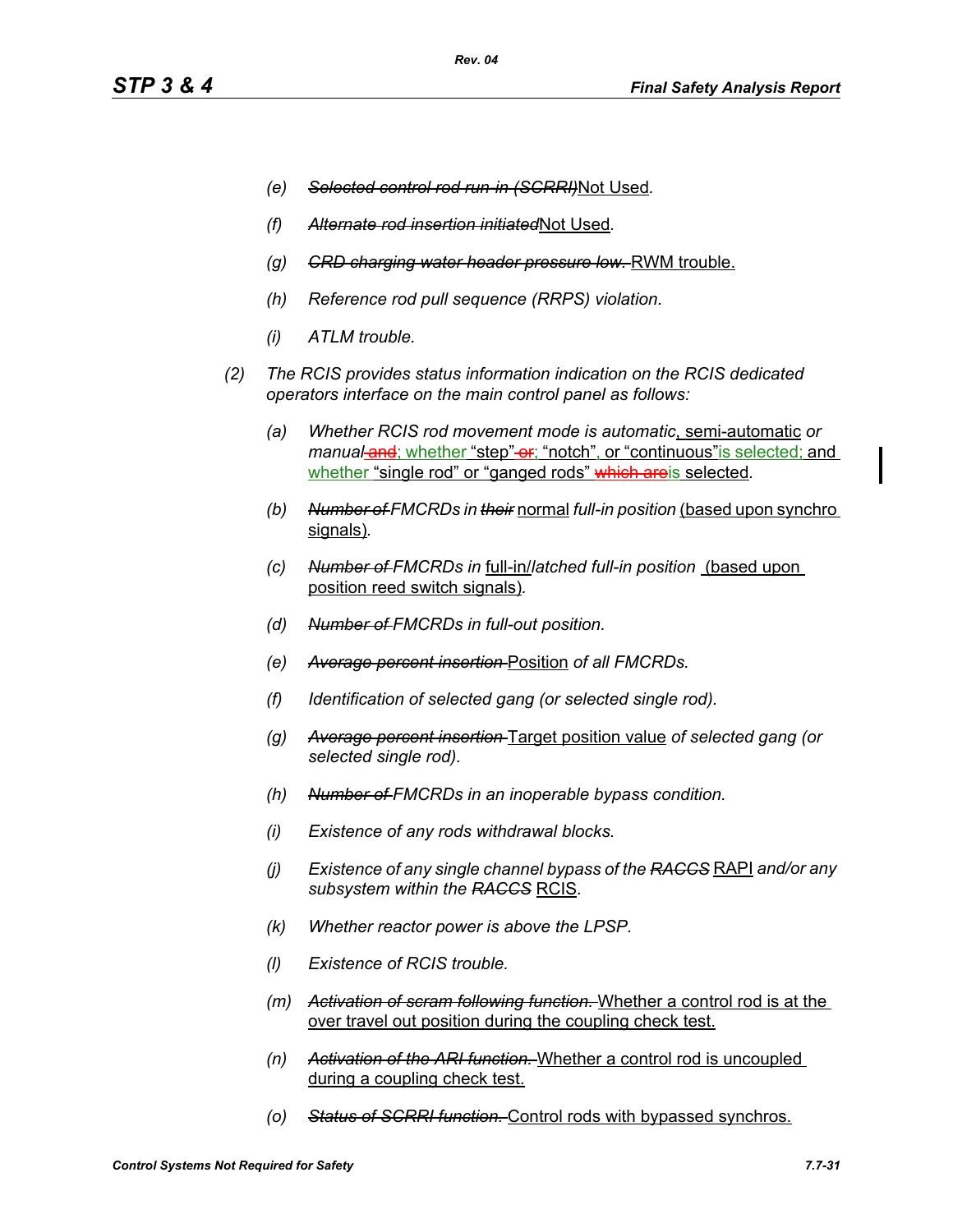(e) ~~Selected control rod run-in (SCRRI)~~Not Used.

(f) ~~Alternate rod insertion initiated~~Not Used.

(g) ~~CRD charging water header pressure low.~~ RWM trouble.

(h) Reference rod pull sequence (RRPS) violation.

(i) ATLM trouble.

(2) The RCIS provides status information indication on the RCIS dedicated operators interface on the main control panel as follows:

(a) Whether RCIS rod movement mode is automatic, semi-automatic or manual ~~and~~; whether "step" ~~or~~; "notch", or "continuous" is selected; and whether "single rod" or "ganged rods" ~~which are~~is selected.

(b) ~~Number of~~ FMCRDs in ~~their~~ normal full-in position (based upon synchro signals).

(c) ~~Number of~~ FMCRDs in full-in/latched full-in position (based upon position reed switch signals).

(d) ~~Number of~~ FMCRDs in full-out position.

(e) ~~Average percent insertion~~ Position of all FMCRDs.

(f) Identification of selected gang (or selected single rod).

(g) ~~Average percent insertion~~ Target position value of selected gang (or selected single rod).

(h) ~~Number of~~ FMCRDs in an inoperable bypass condition.

(i) Existence of any rods withdrawal blocks.

(j) Existence of any single channel bypass of the ~~RACCS~~ RAPI and/or any subsystem within the ~~RACCS~~ RCIS.

(k) Whether reactor power is above the LPSP.

(l) Existence of RCIS trouble.

(m) ~~Activation of scram following function.~~ Whether a control rod is at the over travel out position during the coupling check test.

(n) ~~Activation of the ARI function.~~ Whether a control rod is uncoupled during a coupling check test.

(o) ~~Status of SCRRI function.~~ Control rods with bypassed synchros.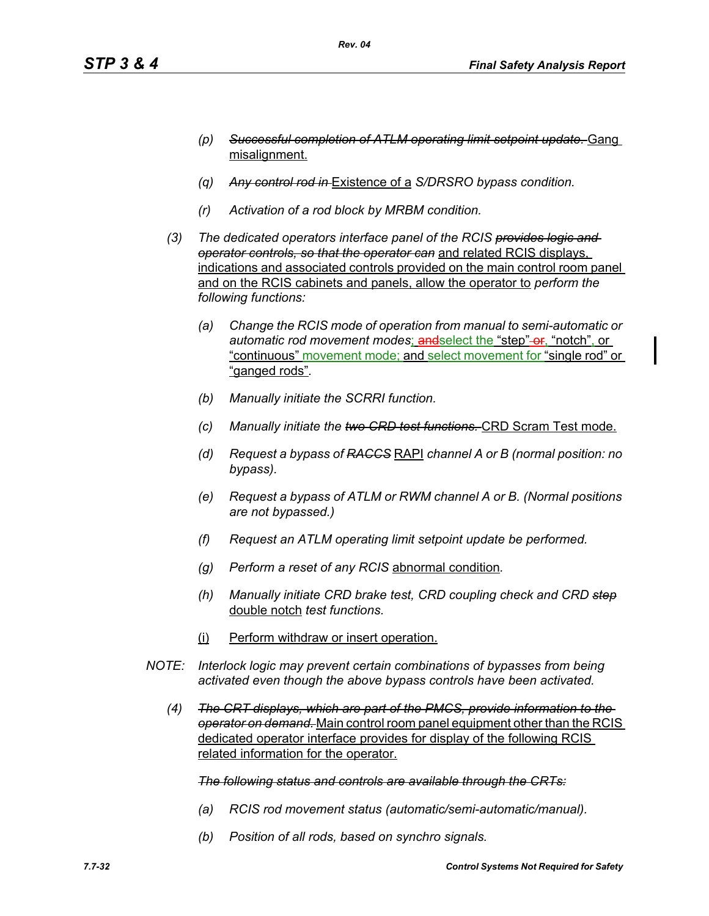*(p)* ~~*Successful completion of ATLM operating limit setpoint update.*~~ Gang misalignment.

*(q)* ~~*Any control rod in*~~ Existence of a *S/DRSRO bypass condition.*

*(r)* *Activation of a rod block by MRBM condition.*

*(3)* *The dedicated operators interface panel of the RCIS* ~~*provides logic and operator controls, so that the operator can*~~ and related RCIS displays, indications and associated controls provided on the main control room panel and on the RCIS cabinets and panels, allow the operator to *perform the following functions:*

*(a)* *Change the RCIS mode of operation from manual to semi-automatic or automatic rod movement modes*; ~~and~~select the "step" ~~or~~, "notch", or "continuous" movement mode; and select movement for "single rod" or "ganged rods".

*(b)* *Manually initiate the SCRRI function.*

*(c)* *Manually initiate the* ~~*two CRD test functions.*~~ CRD Scram Test mode.

*(d)* *Request a bypass of* ~~*RACCS*~~ RAPI *channel A or B (normal position: no bypass).*

*(e)* *Request a bypass of ATLM or RWM channel A or B. (Normal positions are not bypassed.)*

*(f)* *Request an ATLM operating limit setpoint update be performed.*

*(g)* *Perform a reset of any RCIS* abnormal condition*.*

*(h)* *Manually initiate CRD brake test, CRD coupling check and CRD* ~~*step*~~ double notch *test functions.*

(i) Perform withdraw or insert operation.

*NOTE:* *Interlock logic may prevent certain combinations of bypasses from being activated even though the above bypass controls have been activated.*

*(4)* ~~*The CRT displays, which are part of the PMCS, provide information to the operator on demand.*~~ Main control room panel equipment other than the RCIS dedicated operator interface provides for display of the following RCIS related information for the operator.

~~*The following status and controls are available through the CRTs:*~~

*(a)* *RCIS rod movement status (automatic/semi-automatic/manual).*

*(b)* *Position of all rods, based on synchro signals.*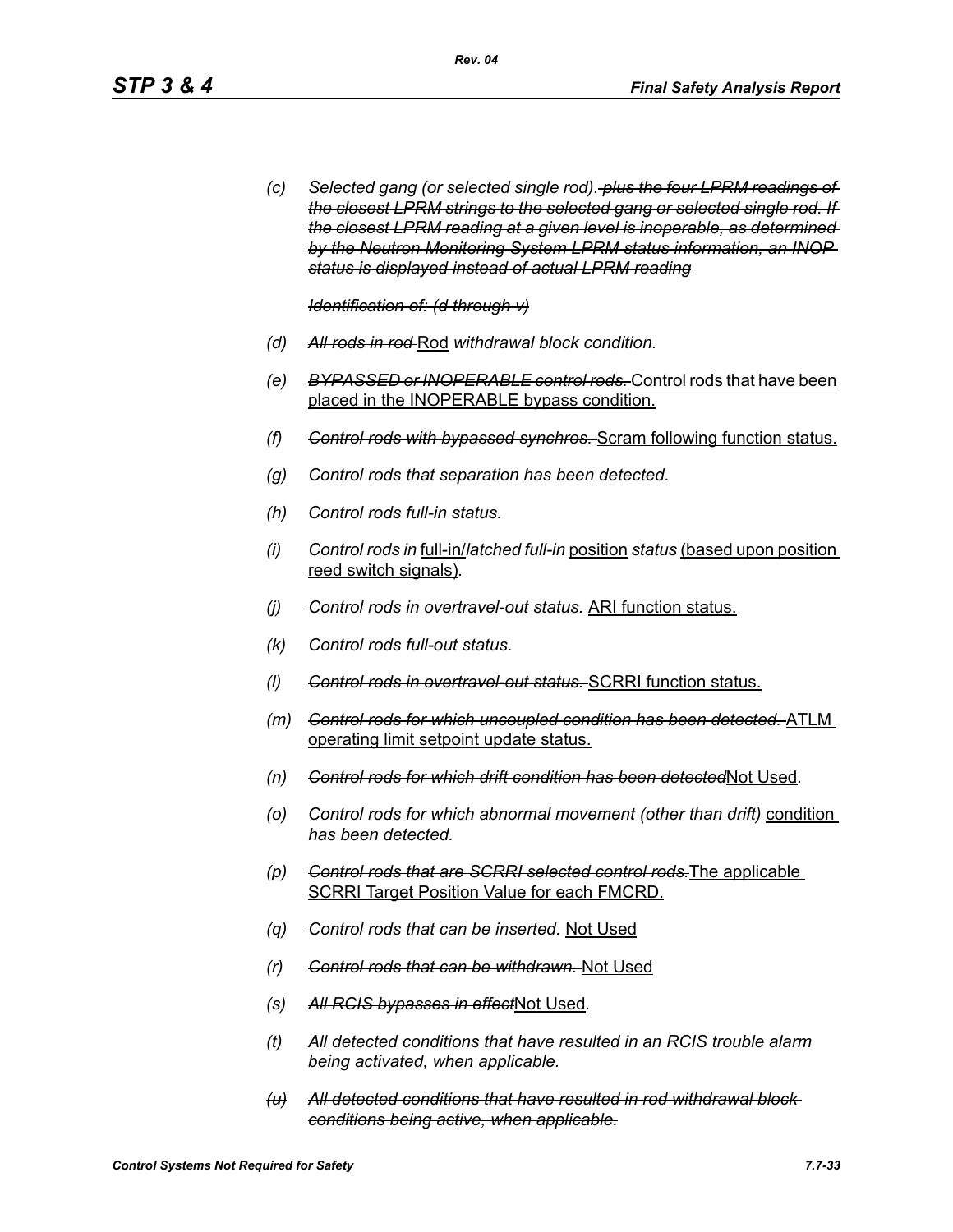(c) *Selected gang (or selected single rod).* ~~*plus the four LPRM readings of the closest LPRM strings to the selected gang or selected single rod. If the closest LPRM reading at a given level is inoperable, as determined by the Neutron Monitoring System LPRM status information, an INOP status is displayed instead of actual LPRM reading*~~

~~*Identification of: (d through v)*~~

(d) ~~*All rods in rod*~~ Rod *withdrawal block condition.*

(e) ~~*BYPASSED or INOPERABLE control rods.*~~ Control rods that have been placed in the INOPERABLE bypass condition.

(f) ~~*Control rods with bypassed synchros.*~~ Scram following function status.

(g) *Control rods that separation has been detected.*

(h) *Control rods full-in status.*

(i) *Control rods in* full-in/*latched full-in* position *status* (based upon position reed switch signals)*.*

(j) ~~*Control rods in overtravel-out status.*~~ ARI function status.

(k) *Control rods full-out status.*

(l) ~~*Control rods in overtravel-out status.*~~ SCRRI function status.

(m) ~~*Control rods for which uncoupled condition has been detected.*~~ ATLM operating limit setpoint update status.

(n) ~~*Control rods for which drift condition has been detected*~~Not Used*.*

(o) *Control rods for which abnormal* ~~*movement (other than drift)*~~ condition *has been detected.*

(p) ~~*Control rods that are SCRRI selected control rods.*~~The applicable SCRRI Target Position Value for each FMCRD.

(q) ~~*Control rods that can be inserted.*~~ Not Used

(r) ~~*Control rods that can be withdrawn.*~~ Not Used

(s) ~~*All RCIS bypasses in effect*~~Not Used*.*

(t) *All detected conditions that have resulted in an RCIS trouble alarm being activated, when applicable.*

~~(u)~~ ~~*All detected conditions that have resulted in rod withdrawal block conditions being active, when applicable.*~~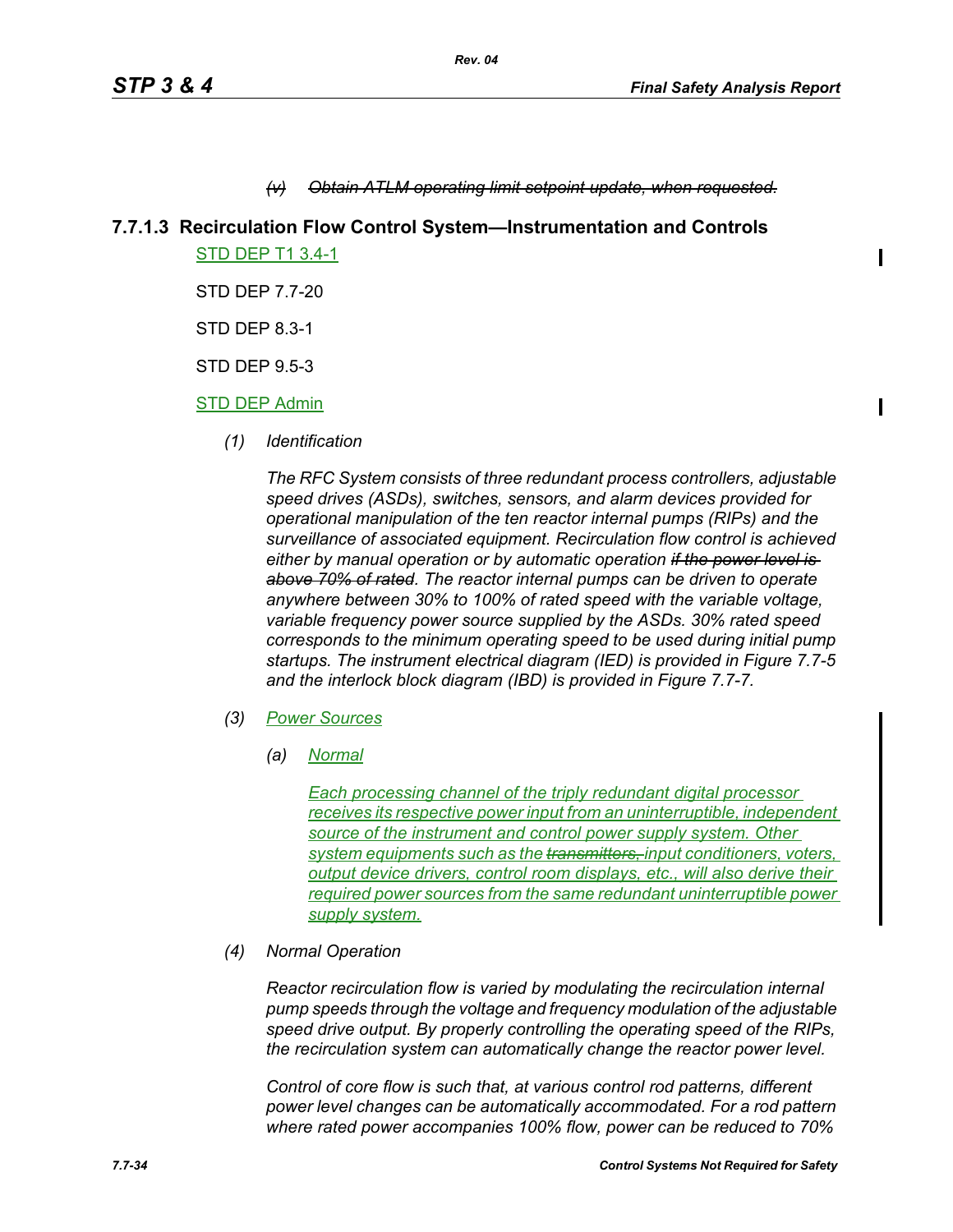*~~(v) Obtain ATLM operating limit setpoint update, when requested.~~*

### 7.7.1.3 Recirculation Flow Control System—Instrumentation and Controls

STD DEP T1 3.4-1

STD DEP 7.7-20

STD DEP 8.3-1

STD DEP 9.5-3

STD DEP Admin

*(1) Identification*

*The RFC System consists of three redundant process controllers, adjustable speed drives (ASDs), switches, sensors, and alarm devices provided for operational manipulation of the ten reactor internal pumps (RIPs) and the surveillance of associated equipment. Recirculation flow control is achieved either by manual operation or by automatic operation ~~if the power level is above 70% of rated~~. The reactor internal pumps can be driven to operate anywhere between 30% to 100% of rated speed with the variable voltage, variable frequency power source supplied by the ASDs. 30% rated speed corresponds to the minimum operating speed to be used during initial pump startups. The instrument electrical diagram (IED) is provided in Figure 7.7-5 and the interlock block diagram (IBD) is provided in Figure 7.7-7.*

*(3) Power Sources*

*(a) Normal*

*Each processing channel of the triply redundant digital processor receives its respective power input from an uninterruptible, independent source of the instrument and control power supply system. Other system equipments such as the ~~transmitters,~~ input conditioners, voters, output device drivers, control room displays, etc., will also derive their required power sources from the same redundant uninterruptible power supply system.*

*(4) Normal Operation*

*Reactor recirculation flow is varied by modulating the recirculation internal pump speeds through the voltage and frequency modulation of the adjustable speed drive output. By properly controlling the operating speed of the RIPs, the recirculation system can automatically change the reactor power level.*

*Control of core flow is such that, at various control rod patterns, different power level changes can be automatically accommodated. For a rod pattern where rated power accompanies 100% flow, power can be reduced to 70%*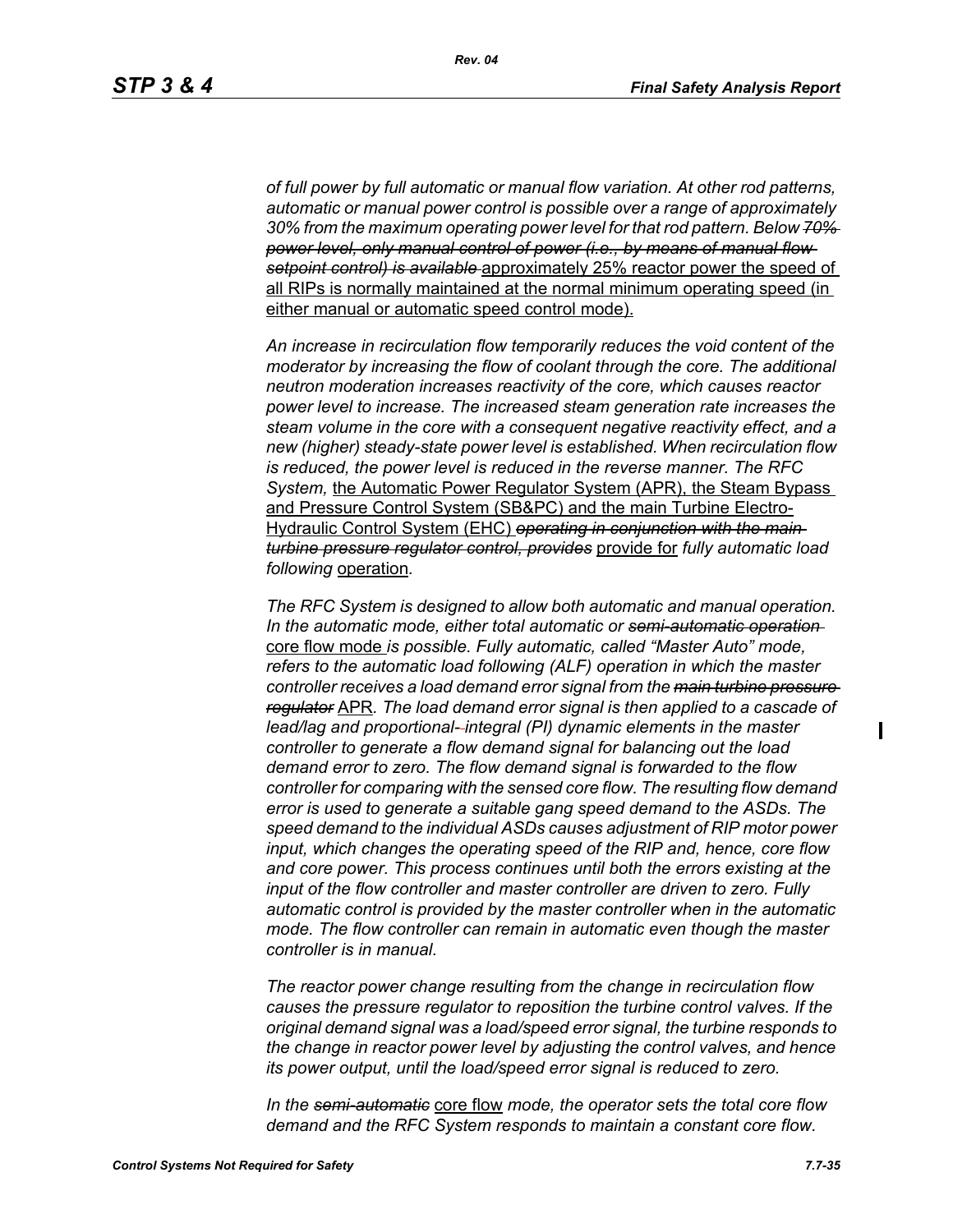*of full power by full automatic or manual flow variation. At other rod patterns, automatic or manual power control is possible over a range of approximately 30% from the maximum operating power level for that rod pattern. Below* ~~*70% power level, only manual control of power (i.e., by means of manual flow setpoint control) is available*~~ <u>approximately 25% reactor power the speed of all RIPs is normally maintained at the normal minimum operating speed (in either manual or automatic speed control mode).</u>

*An increase in recirculation flow temporarily reduces the void content of the moderator by increasing the flow of coolant through the core. The additional neutron moderation increases reactivity of the core, which causes reactor power level to increase. The increased steam generation rate increases the steam volume in the core with a consequent negative reactivity effect, and a new (higher) steady-state power level is established. When recirculation flow is reduced, the power level is reduced in the reverse manner. The RFC System,* <u>the Automatic Power Regulator System (APR), the Steam Bypass and Pressure Control System (SB&PC) and the main Turbine Electro-Hydraulic Control System (EHC)</u> ~~*operating in conjunction with the main turbine pressure regulator control, provides*~~ <u>provide for</u> *fully automatic load following* <u>operation</u>.

*The RFC System is designed to allow both automatic and manual operation. In the automatic mode, either total automatic or* ~~*semi-automatic operation*~~ <u>core flow mode</u> *is possible. Fully automatic, called "Master Auto" mode, refers to the automatic load following (ALF) operation in which the master controller receives a load demand error signal from the* ~~*main turbine pressure regulator*~~ <u>APR</u>*. The load demand error signal is then applied to a cascade of lead/lag and proportional-integral (PI) dynamic elements in the master controller to generate a flow demand signal for balancing out the load demand error to zero. The flow demand signal is forwarded to the flow controller for comparing with the sensed core flow. The resulting flow demand error is used to generate a suitable gang speed demand to the ASDs. The speed demand to the individual ASDs causes adjustment of RIP motor power input, which changes the operating speed of the RIP and, hence, core flow and core power. This process continues until both the errors existing at the input of the flow controller and master controller are driven to zero. Fully automatic control is provided by the master controller when in the automatic mode. The flow controller can remain in automatic even though the master controller is in manual.*

*The reactor power change resulting from the change in recirculation flow causes the pressure regulator to reposition the turbine control valves. If the original demand signal was a load/speed error signal, the turbine responds to the change in reactor power level by adjusting the control valves, and hence its power output, until the load/speed error signal is reduced to zero.*

*In the* ~~*semi-automatic*~~ <u>core flow</u> *mode, the operator sets the total core flow demand and the RFC System responds to maintain a constant core flow.*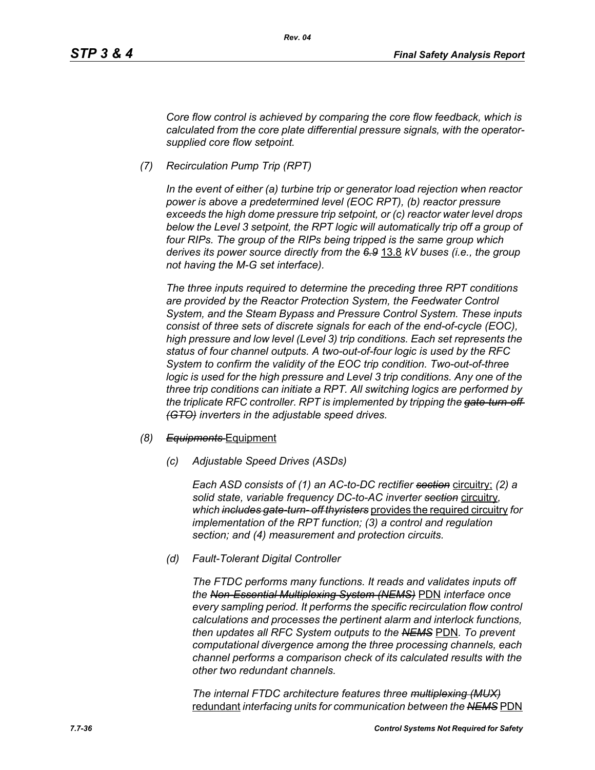*Core flow control is achieved by comparing the core flow feedback, which is calculated from the core plate differential pressure signals, with the operator-supplied core flow setpoint.*

*(7) Recirculation Pump Trip (RPT)*

*In the event of either (a) turbine trip or generator load rejection when reactor power is above a predetermined level (EOC RPT), (b) reactor pressure exceeds the high dome pressure trip setpoint, or (c) reactor water level drops below the Level 3 setpoint, the RPT logic will automatically trip off a group of four RIPs. The group of the RIPs being tripped is the same group which derives its power source directly from the ~~6.9~~* 13.8 *kV buses (i.e., the group not having the M-G set interface).*

*The three inputs required to determine the preceding three RPT conditions are provided by the Reactor Protection System, the Feedwater Control System, and the Steam Bypass and Pressure Control System. These inputs consist of three sets of discrete signals for each of the end-of-cycle (EOC), high pressure and low level (Level 3) trip conditions. Each set represents the status of four channel outputs. A two-out-of-four logic is used by the RFC System to confirm the validity of the EOC trip condition. Two-out-of-three logic is used for the high pressure and Level 3 trip conditions. Any one of the three trip conditions can initiate a RPT. All switching logics are performed by the triplicate RFC controller. RPT is implemented by tripping the ~~gate-turn-off (GTO)~~ inverters in the adjustable speed drives.*

*(8) ~~Equipments~~* Equipment

*(c) Adjustable Speed Drives (ASDs)*

*Each ASD consists of (1) an AC-to-DC rectifier ~~section~~* circuitry; *(2) a solid state, variable frequency DC-to-AC inverter ~~section~~* circuitry*, which ~~includes gate-turn- off thyristers~~* provides the required circuitry *for implementation of the RPT function; (3) a control and regulation section; and (4) measurement and protection circuits.*

*(d) Fault-Tolerant Digital Controller*

*The FTDC performs many functions. It reads and validates inputs off the ~~Non-Essential Multiplexing System (NEMS)~~* PDN *interface once every sampling period. It performs the specific recirculation flow control calculations and processes the pertinent alarm and interlock functions, then updates all RFC System outputs to the ~~NEMS~~* PDN*. To prevent computational divergence among the three processing channels, each channel performs a comparison check of its calculated results with the other two redundant channels.*

*The internal FTDC architecture features three ~~multiplexing (MUX)~~* redundant *interfacing units for communication between the ~~NEMS~~* PDN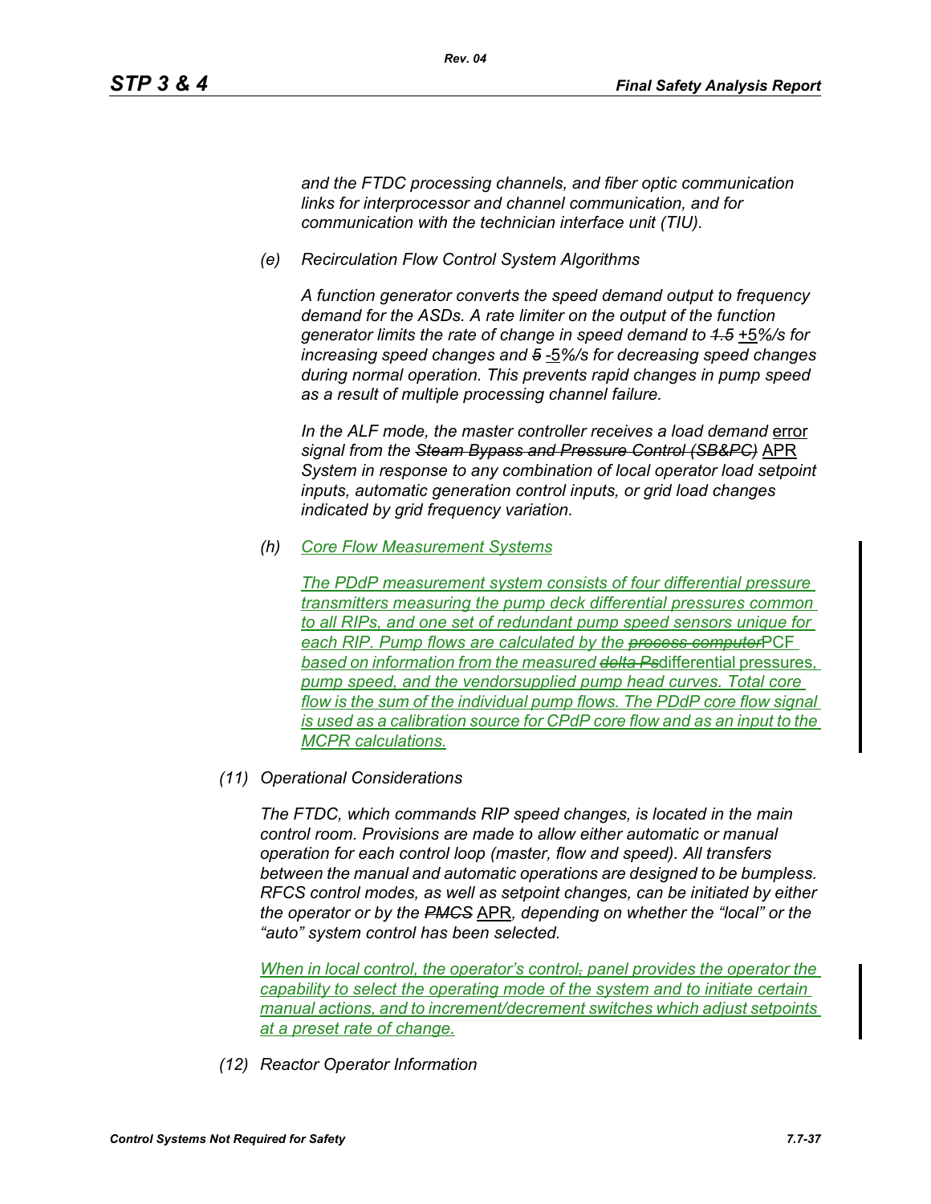and the FTDC processing channels, and fiber optic communication links for interprocessor and channel communication, and for communication with the technician interface unit (TIU).

(e) Recirculation Flow Control System Algorithms

A function generator converts the speed demand output to frequency demand for the ASDs. A rate limiter on the output of the function generator limits the rate of change in speed demand to ~~1.5~~ +5%/s for increasing speed changes and ~~5~~ -5%/s for decreasing speed changes during normal operation. This prevents rapid changes in pump speed as a result of multiple processing channel failure.

In the ALF mode, the master controller receives a load demand error signal from the ~~Steam Bypass and Pressure Control (SB&PC)~~ APR System in response to any combination of local operator load setpoint inputs, automatic generation control inputs, or grid load changes indicated by grid frequency variation.

(h) Core Flow Measurement Systems

The PDdP measurement system consists of four differential pressure transmitters measuring the pump deck differential pressures common to all RIPs, and one set of redundant pump speed sensors unique for each RIP. Pump flows are calculated by the ~~process computer~~PCF based on information from the measured ~~delta Ps~~differential pressures, pump speed, and the vendorsupplied pump head curves. Total core flow is the sum of the individual pump flows. The PDdP core flow signal is used as a calibration source for CPdP core flow and as an input to the MCPR calculations.

(11) Operational Considerations

The FTDC, which commands RIP speed changes, is located in the main control room. Provisions are made to allow either automatic or manual operation for each control loop (master, flow and speed). All transfers between the manual and automatic operations are designed to be bumpless. RFCS control modes, as well as setpoint changes, can be initiated by either the operator or by the ~~PMCS~~ APR, depending on whether the “local” or the “auto” system control has been selected.

When in local control, the operator’s control~~,~~ panel provides the operator the capability to select the operating mode of the system and to initiate certain manual actions, and to increment/decrement switches which adjust setpoints at a preset rate of change.

(12) Reactor Operator Information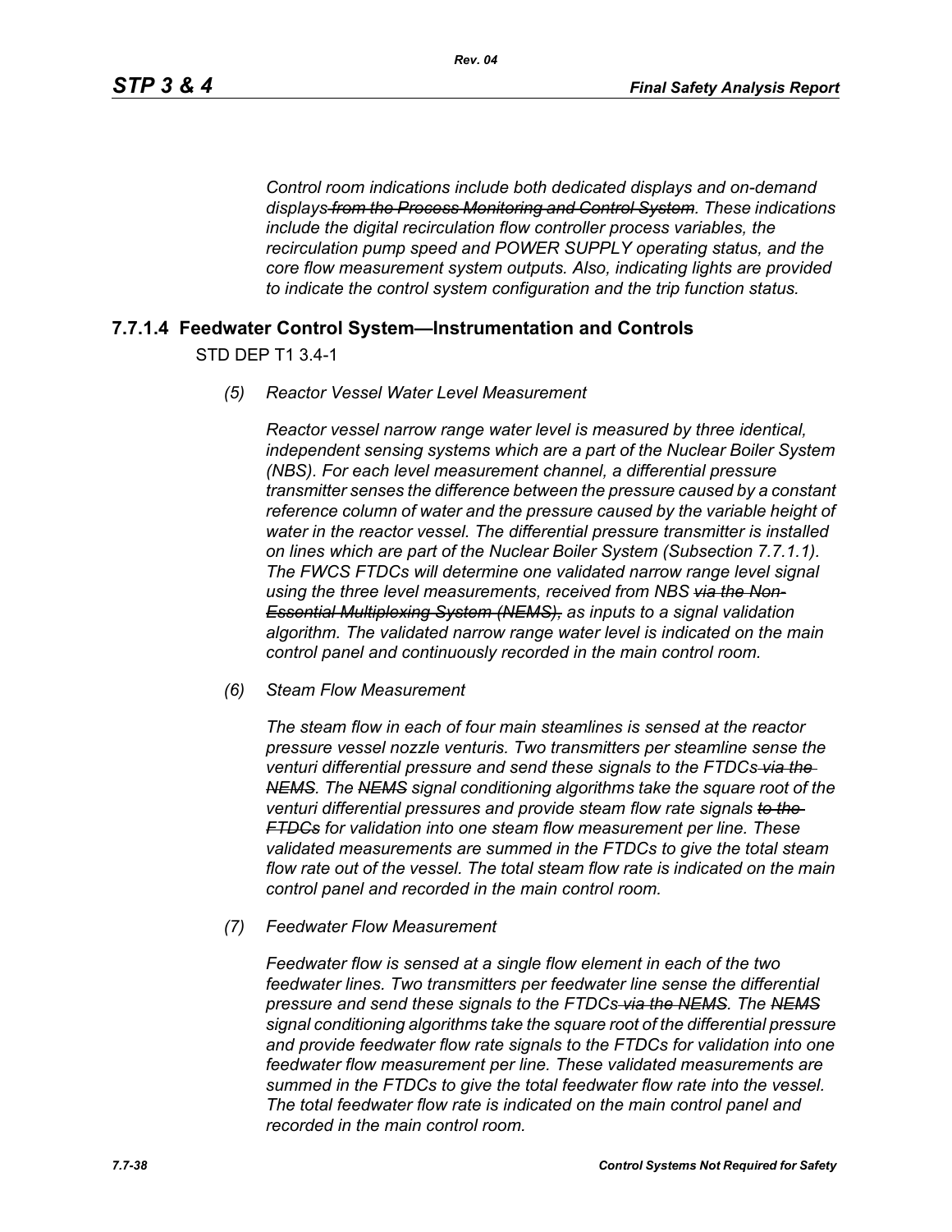*Control room indications include both dedicated displays and on-demand displays ~~from the Process Monitoring and Control System~~. These indications include the digital recirculation flow controller process variables, the recirculation pump speed and POWER SUPPLY operating status, and the core flow measurement system outputs. Also, indicating lights are provided to indicate the control system configuration and the trip function status.*

## 7.7.1.4 Feedwater Control System—Instrumentation and Controls

STD DEP T1 3.4-1

*(5) Reactor Vessel Water Level Measurement*

*Reactor vessel narrow range water level is measured by three identical, independent sensing systems which are a part of the Nuclear Boiler System (NBS). For each level measurement channel, a differential pressure transmitter senses the difference between the pressure caused by a constant reference column of water and the pressure caused by the variable height of water in the reactor vessel. The differential pressure transmitter is installed on lines which are part of the Nuclear Boiler System (Subsection 7.7.1.1). The FWCS FTDCs will determine one validated narrow range level signal using the three level measurements, received from NBS ~~via the Non-Essential Multiplexing System (NEMS),~~ as inputs to a signal validation algorithm. The validated narrow range water level is indicated on the main control panel and continuously recorded in the main control room.*

*(6) Steam Flow Measurement*

*The steam flow in each of four main steamlines is sensed at the reactor pressure vessel nozzle venturis. Two transmitters per steamline sense the venturi differential pressure and send these signals to the FTDCs ~~via the NEMS~~. The ~~NEMS~~ signal conditioning algorithms take the square root of the venturi differential pressures and provide steam flow rate signals ~~to the FTDCs~~ for validation into one steam flow measurement per line. These validated measurements are summed in the FTDCs to give the total steam flow rate out of the vessel. The total steam flow rate is indicated on the main control panel and recorded in the main control room.*

*(7) Feedwater Flow Measurement*

*Feedwater flow is sensed at a single flow element in each of the two feedwater lines. Two transmitters per feedwater line sense the differential pressure and send these signals to the FTDCs ~~via the NEMS~~. The ~~NEMS~~ signal conditioning algorithms take the square root of the differential pressure and provide feedwater flow rate signals to the FTDCs for validation into one feedwater flow measurement per line. These validated measurements are summed in the FTDCs to give the total feedwater flow rate into the vessel. The total feedwater flow rate is indicated on the main control panel and recorded in the main control room.*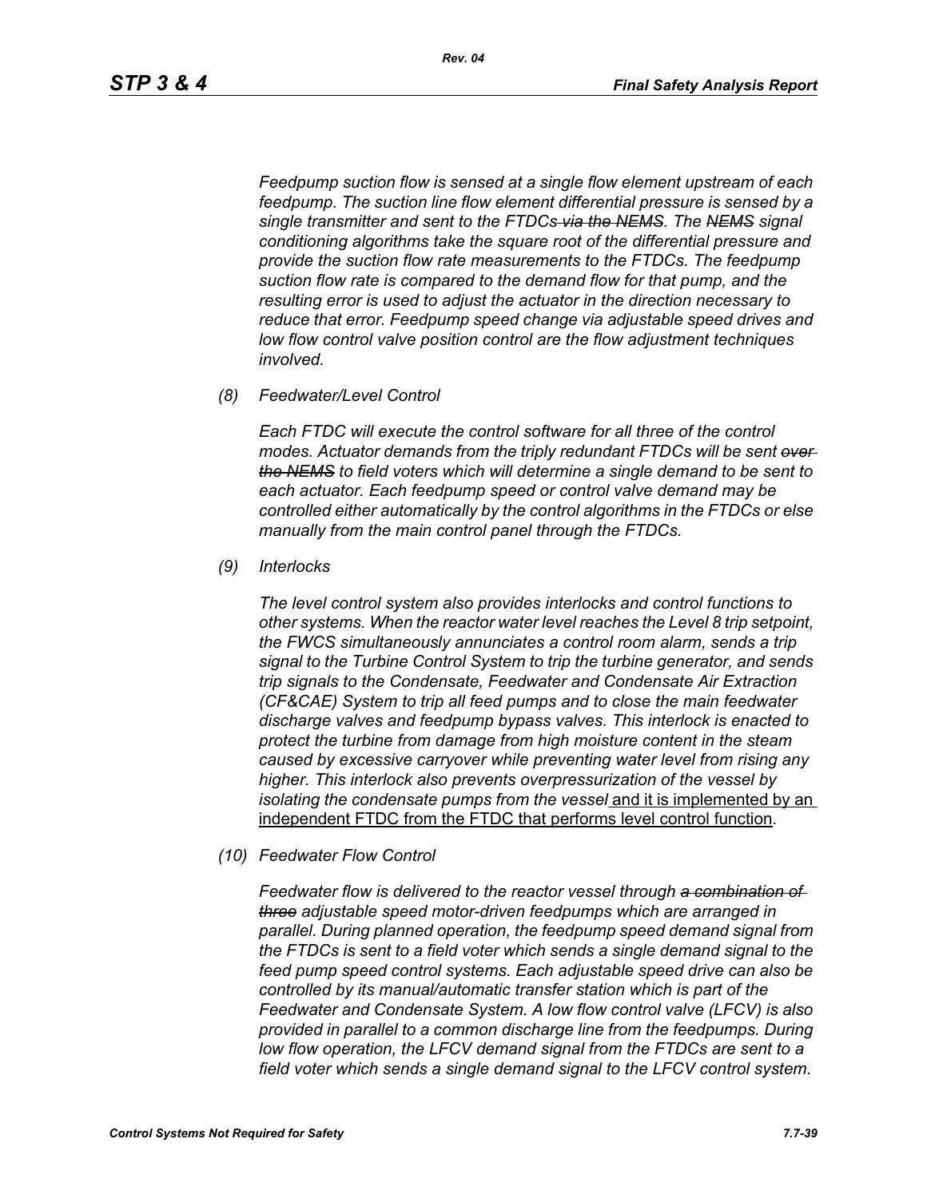*Feedpump suction flow is sensed at a single flow element upstream of each feedpump. The suction line flow element differential pressure is sensed by a single transmitter and sent to the FTDCs ~~via the NEMS~~. The ~~NEMS~~ signal conditioning algorithms take the square root of the differential pressure and provide the suction flow rate measurements to the FTDCs. The feedpump suction flow rate is compared to the demand flow for that pump, and the resulting error is used to adjust the actuator in the direction necessary to reduce that error. Feedpump speed change via adjustable speed drives and low flow control valve position control are the flow adjustment techniques involved.*

*(8) Feedwater/Level Control*

*Each FTDC will execute the control software for all three of the control modes. Actuator demands from the triply redundant FTDCs will be sent ~~over the NEMS~~ to field voters which will determine a single demand to be sent to each actuator. Each feedpump speed or control valve demand may be controlled either automatically by the control algorithms in the FTDCs or else manually from the main control panel through the FTDCs.*

*(9) Interlocks*

*The level control system also provides interlocks and control functions to other systems. When the reactor water level reaches the Level 8 trip setpoint, the FWCS simultaneously annunciates a control room alarm, sends a trip signal to the Turbine Control System to trip the turbine generator, and sends trip signals to the Condensate, Feedwater and Condensate Air Extraction (CF&CAE) System to trip all feed pumps and to close the main feedwater discharge valves and feedpump bypass valves. This interlock is enacted to protect the turbine from damage from high moisture content in the steam caused by excessive carryover while preventing water level from rising any higher. This interlock also prevents overpressurization of the vessel by isolating the condensate pumps from the vessel* <u>and it is implemented by an independent FTDC from the FTDC that performs level control function</u>*.*

*(10) Feedwater Flow Control*

*Feedwater flow is delivered to the reactor vessel through ~~a combination of three~~ adjustable speed motor-driven feedpumps which are arranged in parallel. During planned operation, the feedpump speed demand signal from the FTDCs is sent to a field voter which sends a single demand signal to the feed pump speed control systems. Each adjustable speed drive can also be controlled by its manual/automatic transfer station which is part of the Feedwater and Condensate System. A low flow control valve (LFCV) is also provided in parallel to a common discharge line from the feedpumps. During low flow operation, the LFCV demand signal from the FTDCs are sent to a field voter which sends a single demand signal to the LFCV control system.*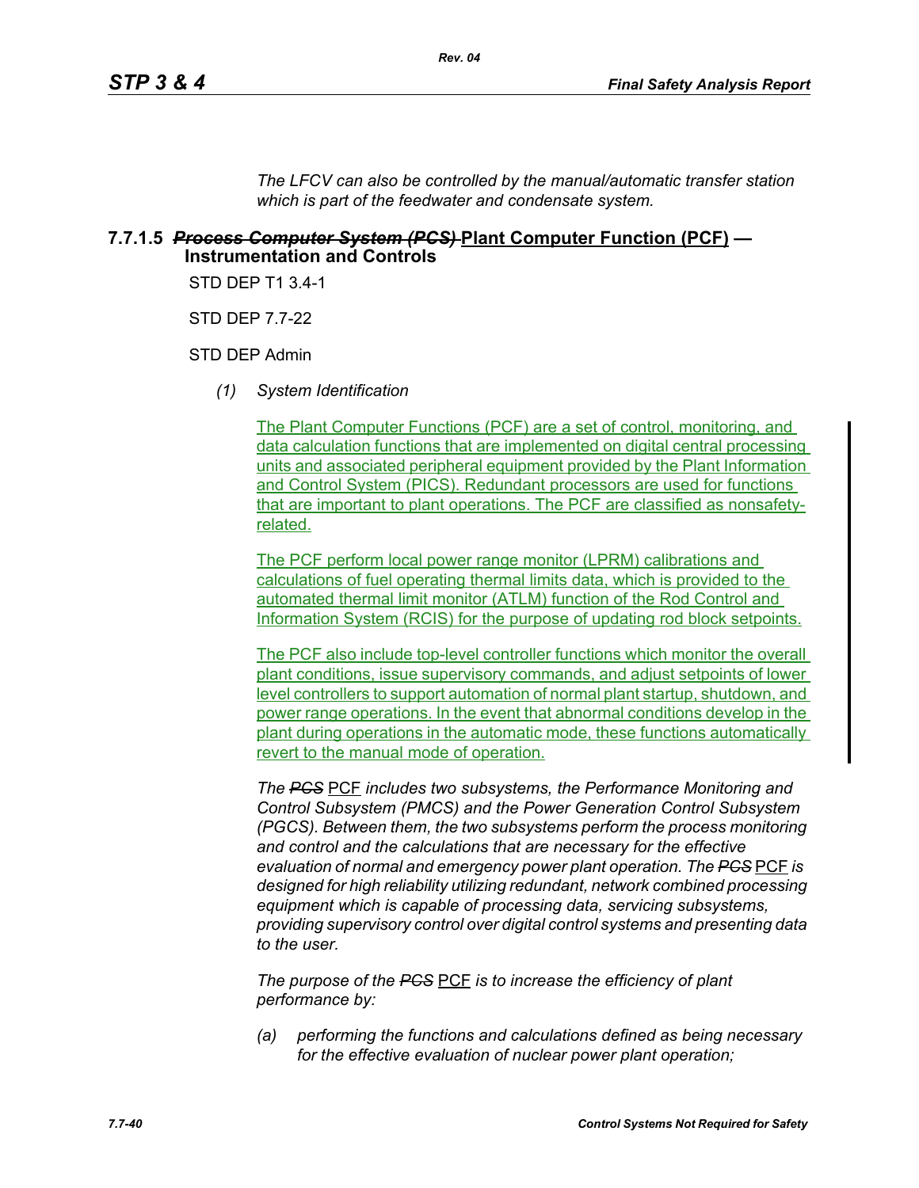*The LFCV can also be controlled by the manual/automatic transfer station which is part of the feedwater and condensate system.*

### 7.7.1.5 ~~*Process Computer System (PCS)*~~ Plant Computer Function (PCF) — Instrumentation and Controls

STD DEP T1 3.4-1

STD DEP 7.7-22

STD DEP Admin

*(1) System Identification*

The Plant Computer Functions (PCF) are a set of control, monitoring, and data calculation functions that are implemented on digital central processing units and associated peripheral equipment provided by the Plant Information and Control System (PICS). Redundant processors are used for functions that are important to plant operations. The PCF are classified as nonsafety-related.

The PCF perform local power range monitor (LPRM) calibrations and calculations of fuel operating thermal limits data, which is provided to the automated thermal limit monitor (ATLM) function of the Rod Control and Information System (RCIS) for the purpose of updating rod block setpoints.

The PCF also include top-level controller functions which monitor the overall plant conditions, issue supervisory commands, and adjust setpoints of lower level controllers to support automation of normal plant startup, shutdown, and power range operations. In the event that abnormal conditions develop in the plant during operations in the automatic mode, these functions automatically revert to the manual mode of operation.

*The ~~PCS~~* PCF *includes two subsystems, the Performance Monitoring and Control Subsystem (PMCS) and the Power Generation Control Subsystem (PGCS). Between them, the two subsystems perform the process monitoring and control and the calculations that are necessary for the effective evaluation of normal and emergency power plant operation. The ~~PCS~~* PCF *is designed for high reliability utilizing redundant, network combined processing equipment which is capable of processing data, servicing subsystems, providing supervisory control over digital control systems and presenting data to the user.*

*The purpose of the ~~PCS~~* PCF *is to increase the efficiency of plant performance by:*

*(a) performing the functions and calculations defined as being necessary for the effective evaluation of nuclear power plant operation;*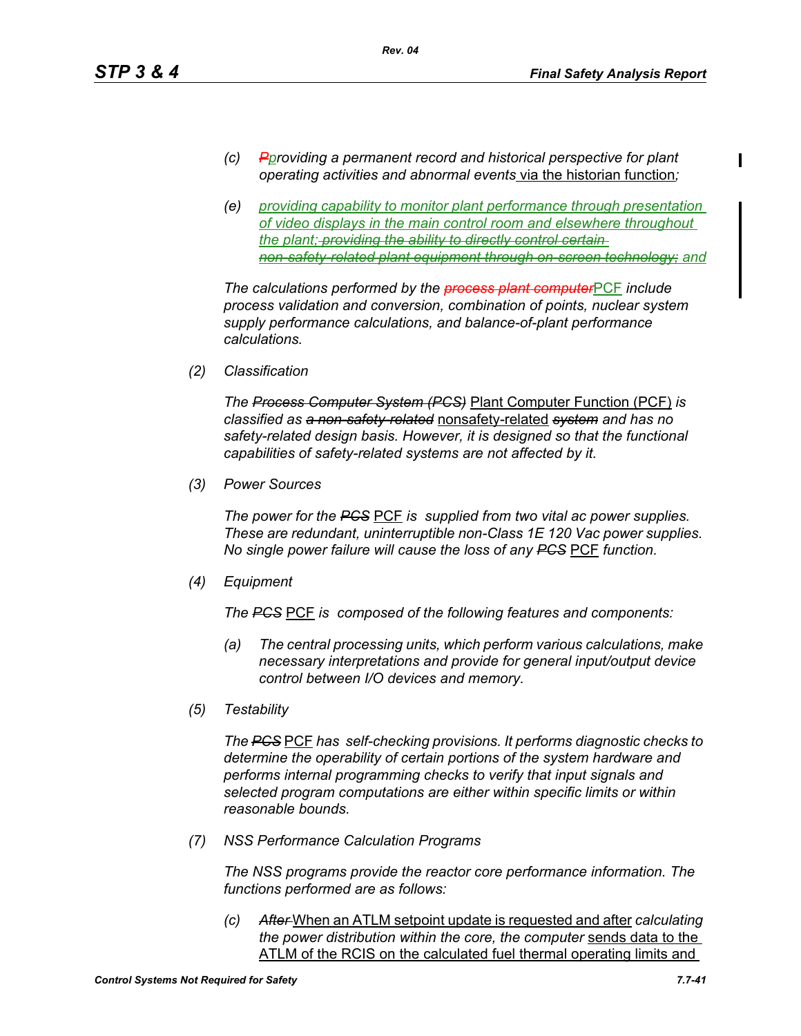*(c) ~~P~~providing a permanent record and historical perspective for plant operating activities and abnormal events* via the historian function*;*

*(e) providing capability to monitor plant performance through presentation of video displays in the main control room and elsewhere throughout the plant;~~ providing the ability to directly control certain non-safety-related plant equipment through on-screen technology;~~ and*

*The calculations performed by the ~~process plant computer~~*PCF *include process validation and conversion, combination of points, nuclear system supply performance calculations, and balance-of-plant performance calculations.*

*(2) Classification*

*The ~~Process Computer System (PCS)~~* Plant Computer Function (PCF) *is classified as ~~a non-safety-related~~* nonsafety-related *~~system~~ and has no safety-related design basis. However, it is designed so that the functional capabilities of safety-related systems are not affected by it.*

*(3) Power Sources*

*The power for the ~~PCS~~* PCF *is supplied from two vital ac power supplies. These are redundant, uninterruptible non-Class 1E 120 Vac power supplies. No single power failure will cause the loss of any ~~PCS~~* PCF *function.*

*(4) Equipment*

*The ~~PCS~~* PCF *is composed of the following features and components:*

*(a) The central processing units, which perform various calculations, make necessary interpretations and provide for general input/output device control between I/O devices and memory.*

*(5) Testability*

*The ~~PCS~~* PCF *has self-checking provisions. It performs diagnostic checks to determine the operability of certain portions of the system hardware and performs internal programming checks to verify that input signals and selected program computations are either within specific limits or within reasonable bounds.*

*(7) NSS Performance Calculation Programs*

*The NSS programs provide the reactor core performance information. The functions performed are as follows:*

*(c) ~~After~~* When an ATLM setpoint update is requested and after *calculating the power distribution within the core, the computer* sends data to the ATLM of the RCIS on the calculated fuel thermal operating limits and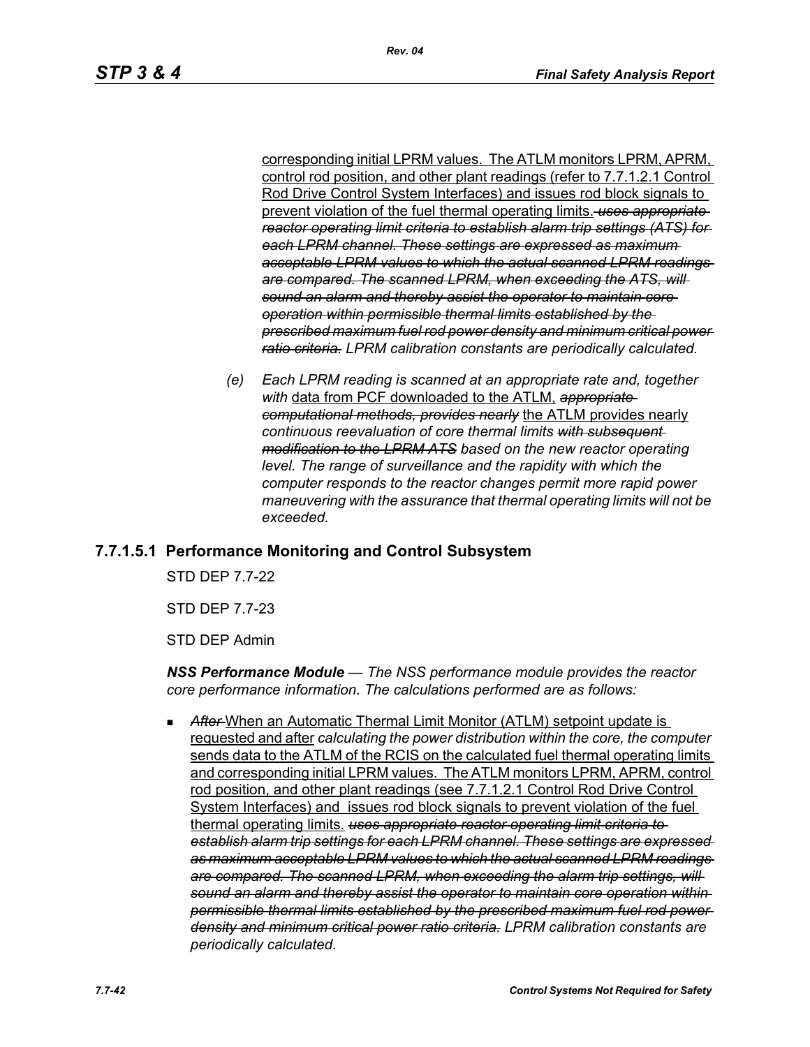corresponding initial LPRM values. The ATLM monitors LPRM, APRM, control rod position, and other plant readings (refer to 7.7.1.2.1 Control Rod Drive Control System Interfaces) and issues rod block signals to prevent violation of the fuel thermal operating limits. ~~*uses appropriate reactor operating limit criteria to establish alarm trip settings (ATS) for each LPRM channel. These settings are expressed as maximum acceptable LPRM values to which the actual scanned LPRM readings are compared. The scanned LPRM, when exceeding the ATS, will sound an alarm and thereby assist the operator to maintain core operation within permissible thermal limits established by the prescribed maximum fuel rod power density and minimum critical power ratio criteria.*~~ *LPRM calibration constants are periodically calculated.*

(e) *Each LPRM reading is scanned at an appropriate rate and, together with* data from PCF downloaded to the ATLM, ~~*appropriate computational methods, provides nearly*~~ the ATLM provides nearly *continuous reevaluation of core thermal limits* ~~*with subsequent modification to the LPRM ATS*~~ *based on the new reactor operating level. The range of surveillance and the rapidity with which the computer responds to the reactor changes permit more rapid power maneuvering with the assurance that thermal operating limits will not be exceeded.*

### 7.7.1.5.1 Performance Monitoring and Control Subsystem

STD DEP 7.7-22

STD DEP 7.7-23

STD DEP Admin

***NSS Performance Module*** *— The NSS performance module provides the reactor core performance information. The calculations performed are as follows:*

- ~~*After*~~ When an Automatic Thermal Limit Monitor (ATLM) setpoint update is requested and after *calculating the power distribution within the core, the computer* sends data to the ATLM of the RCIS on the calculated fuel thermal operating limits and corresponding initial LPRM values. The ATLM monitors LPRM, APRM, control rod position, and other plant readings (see 7.7.1.2.1 Control Rod Drive Control System Interfaces) and issues rod block signals to prevent violation of the fuel thermal operating limits. ~~*uses appropriate reactor operating limit criteria to establish alarm trip settings for each LPRM channel. These settings are expressed as maximum acceptable LPRM values to which the actual scanned LPRM readings are compared. The scanned LPRM, when exceeding the alarm trip settings, will sound an alarm and thereby assist the operator to maintain core operation within permissible thermal limits established by the prescribed maximum fuel rod power density and minimum critical power ratio criteria.*~~ *LPRM calibration constants are periodically calculated.*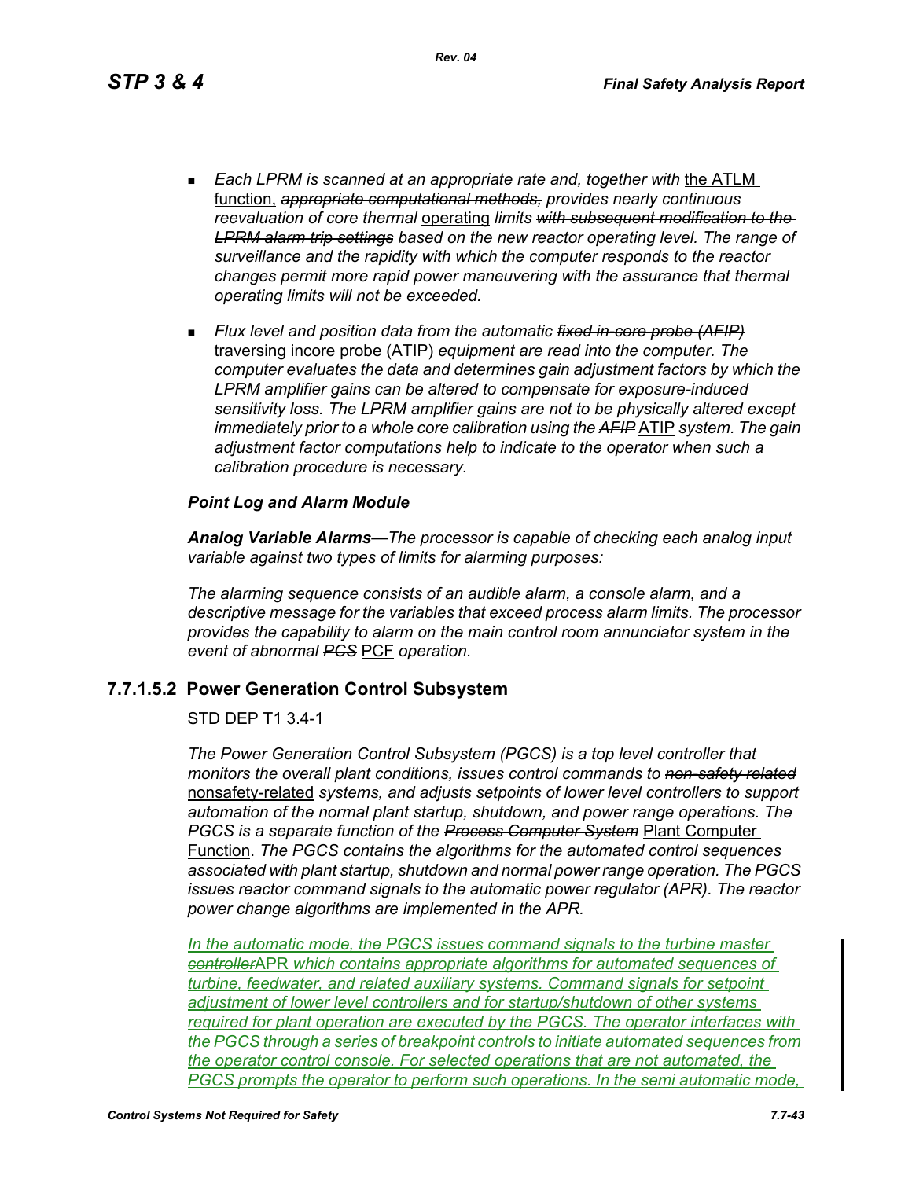- *Each LPRM is scanned at an appropriate rate and, together with* the ATLM function, ~~*appropriate computational methods,*~~ *provides nearly continuous reevaluation of core thermal* operating *limits* ~~*with subsequent modification to the LPRM alarm trip settings*~~ *based on the new reactor operating level. The range of surveillance and the rapidity with which the computer responds to the reactor changes permit more rapid power maneuvering with the assurance that thermal operating limits will not be exceeded.*

- *Flux level and position data from the automatic* ~~*fixed in-core probe (AFIP)*~~ traversing incore probe (ATIP) *equipment are read into the computer. The computer evaluates the data and determines gain adjustment factors by which the LPRM amplifier gains can be altered to compensate for exposure-induced sensitivity loss. The LPRM amplifier gains are not to be physically altered except immediately prior to a whole core calibration using the* ~~*AFIP*~~ ATIP *system. The gain adjustment factor computations help to indicate to the operator when such a calibration procedure is necessary.*

***Point Log and Alarm Module***

***Analog Variable Alarms****—The processor is capable of checking each analog input variable against two types of limits for alarming purposes:*

*The alarming sequence consists of an audible alarm, a console alarm, and a descriptive message for the variables that exceed process alarm limits. The processor provides the capability to alarm on the main control room annunciator system in the event of abnormal* ~~*PCS*~~ PCF *operation.*

## 7.7.1.5.2 Power Generation Control Subsystem

STD DEP T1 3.4-1

*The Power Generation Control Subsystem (PGCS) is a top level controller that monitors the overall plant conditions, issues control commands to* ~~*non-safety related*~~ nonsafety-related *systems, and adjusts setpoints of lower level controllers to support automation of the normal plant startup, shutdown, and power range operations. The PGCS is a separate function of the* ~~*Process Computer System*~~ Plant Computer Function. *The PGCS contains the algorithms for the automated control sequences associated with plant startup, shutdown and normal power range operation. The PGCS issues reactor command signals to the automatic power regulator (APR). The reactor power change algorithms are implemented in the APR.*

*In the automatic mode, the PGCS issues command signals to the* ~~*turbine master controller*~~APR *which contains appropriate algorithms for automated sequences of turbine, feedwater, and related auxiliary systems. Command signals for setpoint adjustment of lower level controllers and for startup/shutdown of other systems required for plant operation are executed by the PGCS. The operator interfaces with the PGCS through a series of breakpoint controls to initiate automated sequences from the operator control console. For selected operations that are not automated, the PGCS prompts the operator to perform such operations. In the semi automatic mode,*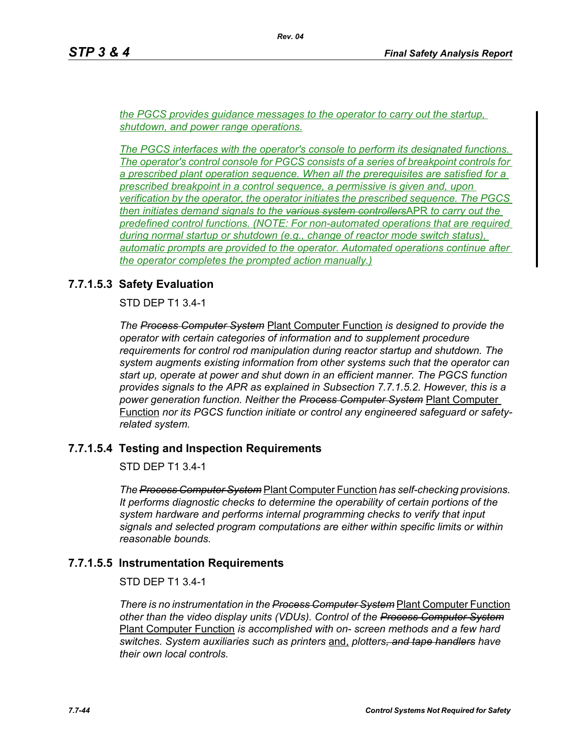*the PGCS provides guidance messages to the operator to carry out the startup, shutdown, and power range operations.*

*The PGCS interfaces with the operator's console to perform its designated functions. The operator's control console for PGCS consists of a series of breakpoint controls for a prescribed plant operation sequence. When all the prerequisites are satisfied for a prescribed breakpoint in a control sequence, a permissive is given and, upon verification by the operator, the operator initiates the prescribed sequence. The PGCS then initiates demand signals to the ~~various system controllers~~*APR *to carry out the predefined control functions. (NOTE: For non-automated operations that are required during normal startup or shutdown (e.g., change of reactor mode switch status), automatic prompts are provided to the operator. Automated operations continue after the operator completes the prompted action manually.)*

### 7.7.1.5.3 Safety Evaluation

STD DEP T1 3.4-1

*The ~~Process Computer System~~* Plant Computer Function *is designed to provide the operator with certain categories of information and to supplement procedure requirements for control rod manipulation during reactor startup and shutdown. The system augments existing information from other systems such that the operator can start up, operate at power and shut down in an efficient manner. The PGCS function provides signals to the APR as explained in Subsection 7.7.1.5.2. However, this is a power generation function. Neither the ~~Process Computer System~~* Plant Computer Function *nor its PGCS function initiate or control any engineered safeguard or safety-related system.*

### 7.7.1.5.4 Testing and Inspection Requirements

STD DEP T1 3.4-1

*The ~~Process Computer System~~* Plant Computer Function *has self-checking provisions. It performs diagnostic checks to determine the operability of certain portions of the system hardware and performs internal programming checks to verify that input signals and selected program computations are either within specific limits or within reasonable bounds.*

### 7.7.1.5.5 Instrumentation Requirements

STD DEP T1 3.4-1

*There is no instrumentation in the ~~Process Computer System~~* Plant Computer Function *other than the video display units (VDUs). Control of the ~~Process Computer System~~* Plant Computer Function *is accomplished with on- screen methods and a few hard switches. System auxiliaries such as printers* and*,* *plotters~~, and tape handlers~~ have their own local controls.*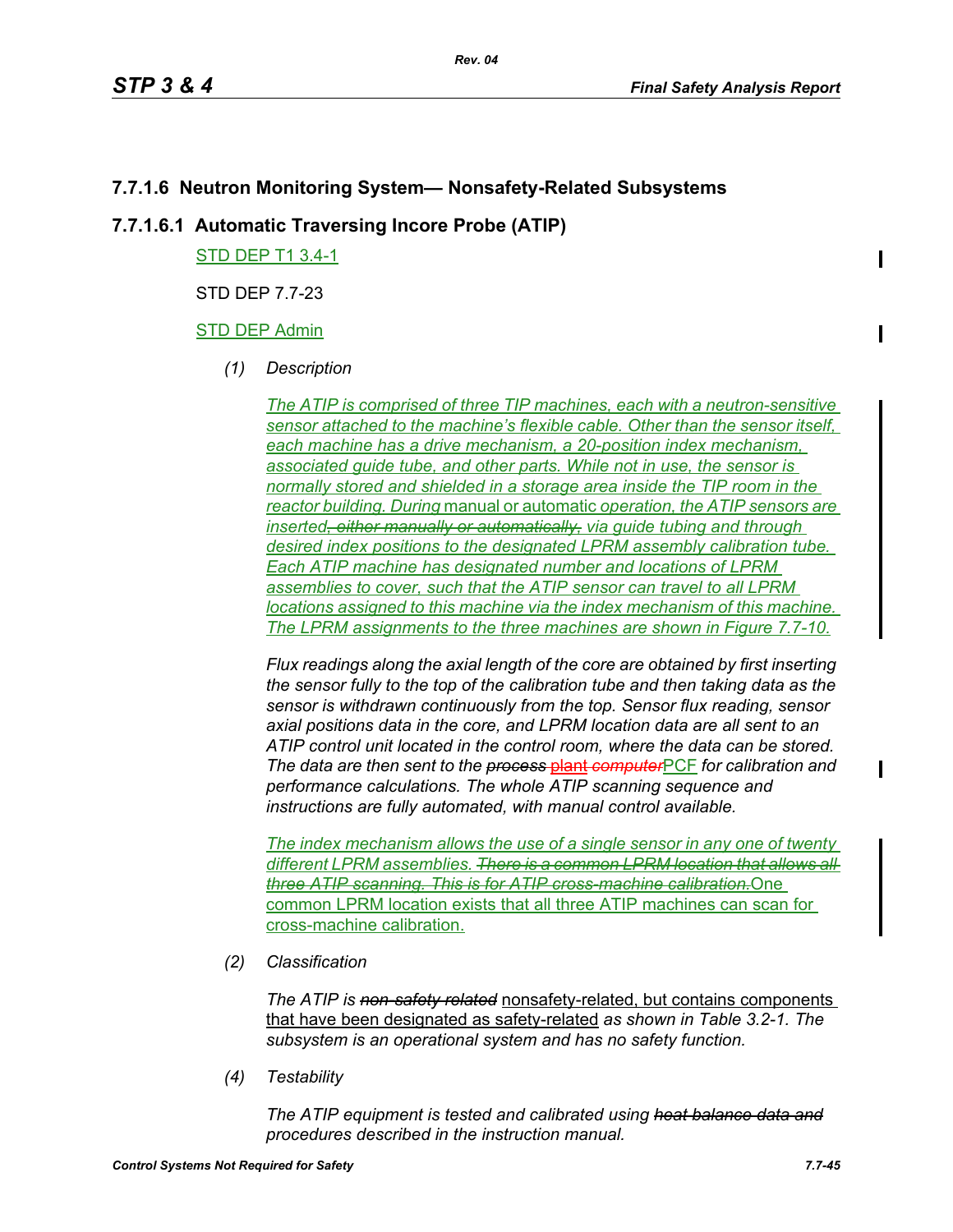### 7.7.1.6 Neutron Monitoring System— Nonsafety-Related Subsystems

#### 7.7.1.6.1 Automatic Traversing Incore Probe (ATIP)

STD DEP T1 3.4-1

STD DEP 7.7-23

STD DEP Admin

*(1) Description*

*The ATIP is comprised of three TIP machines, each with a neutron-sensitive sensor attached to the machine's flexible cable. Other than the sensor itself, each machine has a drive mechanism, a 20-position index mechanism, associated guide tube, and other parts. While not in use, the sensor is normally stored and shielded in a storage area inside the TIP room in the reactor building. During* manual or automatic *operation, the ATIP sensors are inserted~~, either manually or automatically,~~ via guide tubing and through desired index positions to the designated LPRM assembly calibration tube. Each ATIP machine has designated number and locations of LPRM assemblies to cover, such that the ATIP sensor can travel to all LPRM locations assigned to this machine via the index mechanism of this machine. The LPRM assignments to the three machines are shown in Figure 7.7-10.*

*Flux readings along the axial length of the core are obtained by first inserting the sensor fully to the top of the calibration tube and then taking data as the sensor is withdrawn continuously from the top. Sensor flux reading, sensor axial positions data in the core, and LPRM location data are all sent to an ATIP control unit located in the control room, where the data can be stored. The data are then sent to the ~~process~~* ~~plant~~ *~~computer~~*PCF *for calibration and performance calculations. The whole ATIP scanning sequence and instructions are fully automated, with manual control available.*

*The index mechanism allows the use of a single sensor in any one of twenty different LPRM assemblies. ~~There is a common LPRM location that allows all three ATIP scanning. This is for ATIP cross-machine calibration.~~*One common LPRM location exists that all three ATIP machines can scan for cross-machine calibration.

*(2) Classification*

*The ATIP is ~~non-safety related~~* nonsafety-related, but contains components that have been designated as safety-related *as shown in Table 3.2-1. The subsystem is an operational system and has no safety function.*

*(4) Testability*

*The ATIP equipment is tested and calibrated using ~~heat balance data and~~ procedures described in the instruction manual.*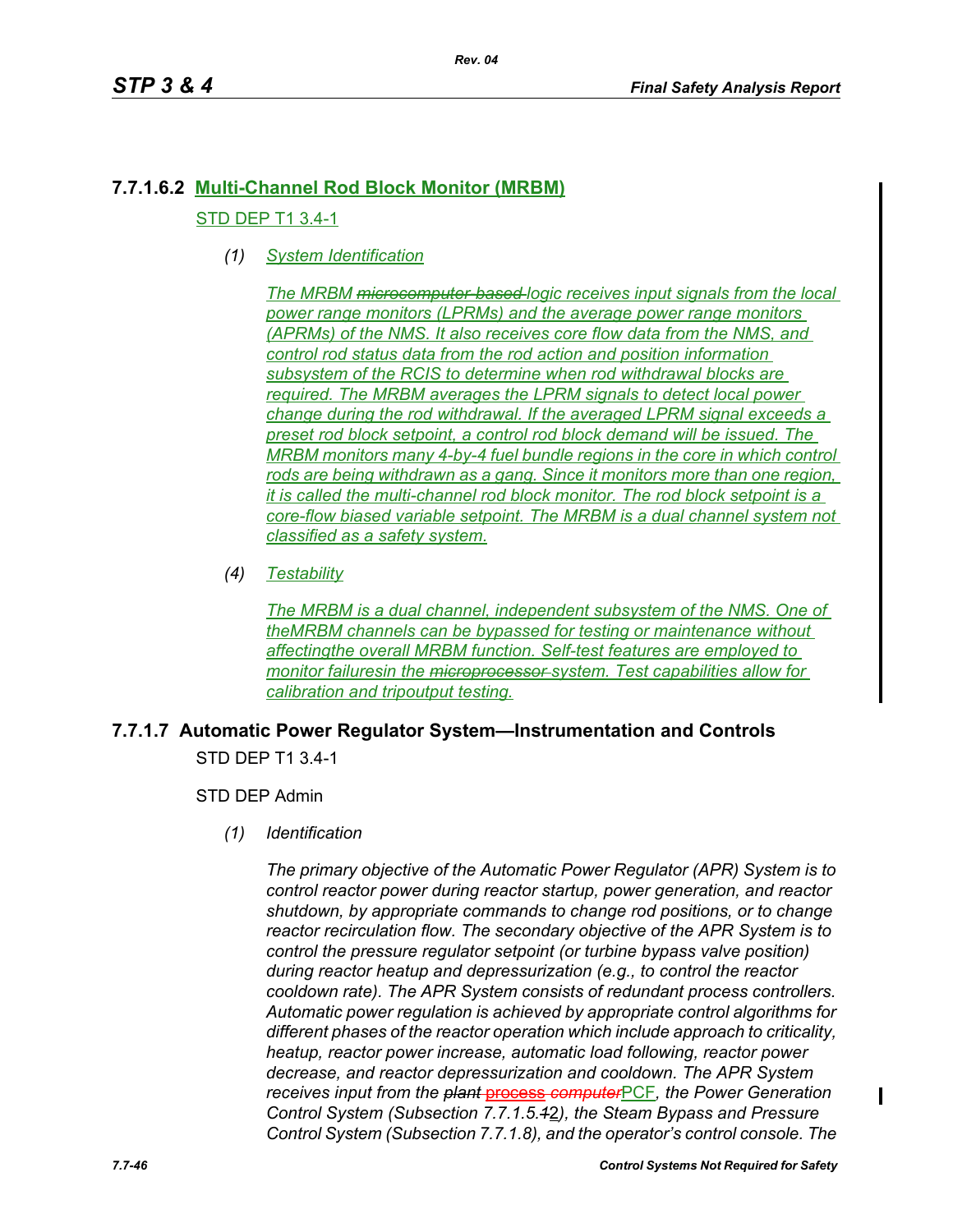### 7.7.1.6.2 Multi-Channel Rod Block Monitor (MRBM)

STD DEP T1 3.4-1

*(1) System Identification*

*The MRBM ~~microcomputer-based~~ logic receives input signals from the local power range monitors (LPRMs) and the average power range monitors (APRMs) of the NMS. It also receives core flow data from the NMS, and control rod status data from the rod action and position information subsystem of the RCIS to determine when rod withdrawal blocks are required. The MRBM averages the LPRM signals to detect local power change during the rod withdrawal. If the averaged LPRM signal exceeds a preset rod block setpoint, a control rod block demand will be issued. The MRBM monitors many 4-by-4 fuel bundle regions in the core in which control rods are being withdrawn as a gang. Since it monitors more than one region, it is called the multi-channel rod block monitor. The rod block setpoint is a core-flow biased variable setpoint. The MRBM is a dual channel system not classified as a safety system.*

*(4) Testability*

*The MRBM is a dual channel, independent subsystem of the NMS. One of theMRBM channels can be bypassed for testing or maintenance without affectingthe overall MRBM function. Self-test features are employed to monitor failuresin the ~~microprocessor~~ system. Test capabilities allow for calibration and tripoutput testing.*

### 7.7.1.7 Automatic Power Regulator System—Instrumentation and Controls

STD DEP T1 3.4-1

STD DEP Admin

*(1) Identification*

*The primary objective of the Automatic Power Regulator (APR) System is to control reactor power during reactor startup, power generation, and reactor shutdown, by appropriate commands to change rod positions, or to change reactor recirculation flow. The secondary objective of the APR System is to control the pressure regulator setpoint (or turbine bypass valve position) during reactor heatup and depressurization (e.g., to control the reactor cooldown rate). The APR System consists of redundant process controllers. Automatic power regulation is achieved by appropriate control algorithms for different phases of the reactor operation which include approach to criticality, heatup, reactor power increase, automatic load following, reactor power decrease, and reactor depressurization and cooldown. The APR System receives input from the ~~plant~~ ~~process~~ ~~computer~~PCF, the Power Generation Control System (Subsection 7.7.1.5.~~1~~2), the Steam Bypass and Pressure Control System (Subsection 7.7.1.8), and the operator's control console. The*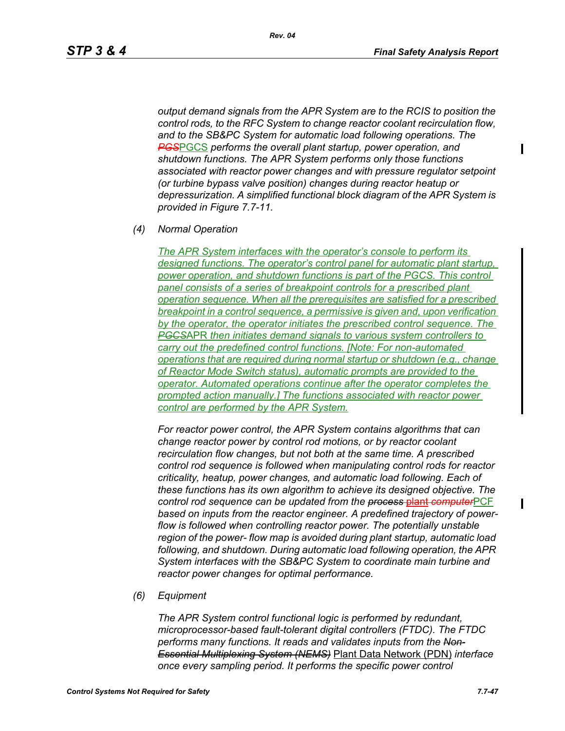*output demand signals from the APR System are to the RCIS to position the control rods, to the RFC System to change reactor coolant recirculation flow, and to the SB&PC System for automatic load following operations. The* ~~*PGS*~~PGCS *performs the overall plant startup, power operation, and shutdown functions. The APR System performs only those functions associated with reactor power changes and with pressure regulator setpoint (or turbine bypass valve position) changes during reactor heatup or depressurization. A simplified functional block diagram of the APR System is provided in Figure 7.7-11.*

*(4) Normal Operation*

*The APR System interfaces with the operator's console to perform its designed functions. The operator's control panel for automatic plant startup, power operation, and shutdown functions is part of the PGCS. This control panel consists of a series of breakpoint controls for a prescribed plant operation sequence. When all the prerequisites are satisfied for a prescribed breakpoint in a control sequence, a permissive is given and, upon verification by the operator, the operator initiates the prescribed control sequence. The* ~~*PGCS*~~APR *then initiates demand signals to various system controllers to carry out the predefined control functions. [Note: For non-automated operations that are required during normal startup or shutdown (e.g., change of Reactor Mode Switch status), automatic prompts are provided to the operator. Automated operations continue after the operator completes the prompted action manually.] The functions associated with reactor power control are performed by the APR System.*

*For reactor power control, the APR System contains algorithms that can change reactor power by control rod motions, or by reactor coolant recirculation flow changes, but not both at the same time. A prescribed control rod sequence is followed when manipulating control rods for reactor criticality, heatup, power changes, and automatic load following. Each of these functions has its own algorithm to achieve its designed objective. The control rod sequence can be updated from the* ~~*process*~~ ~~plant~~ ~~*computer*~~PCF *based on inputs from the reactor engineer. A predefined trajectory of power-flow is followed when controlling reactor power. The potentially unstable region of the power- flow map is avoided during plant startup, automatic load following, and shutdown. During automatic load following operation, the APR System interfaces with the SB&PC System to coordinate main turbine and reactor power changes for optimal performance.*

*(6) Equipment*

*The APR System control functional logic is performed by redundant, microprocessor-based fault-tolerant digital controllers (FTDC). The FTDC performs many functions. It reads and validates inputs from the* ~~*Non-Essential Multiplexing System (NEMS)*~~ Plant Data Network (PDN) *interface once every sampling period. It performs the specific power control*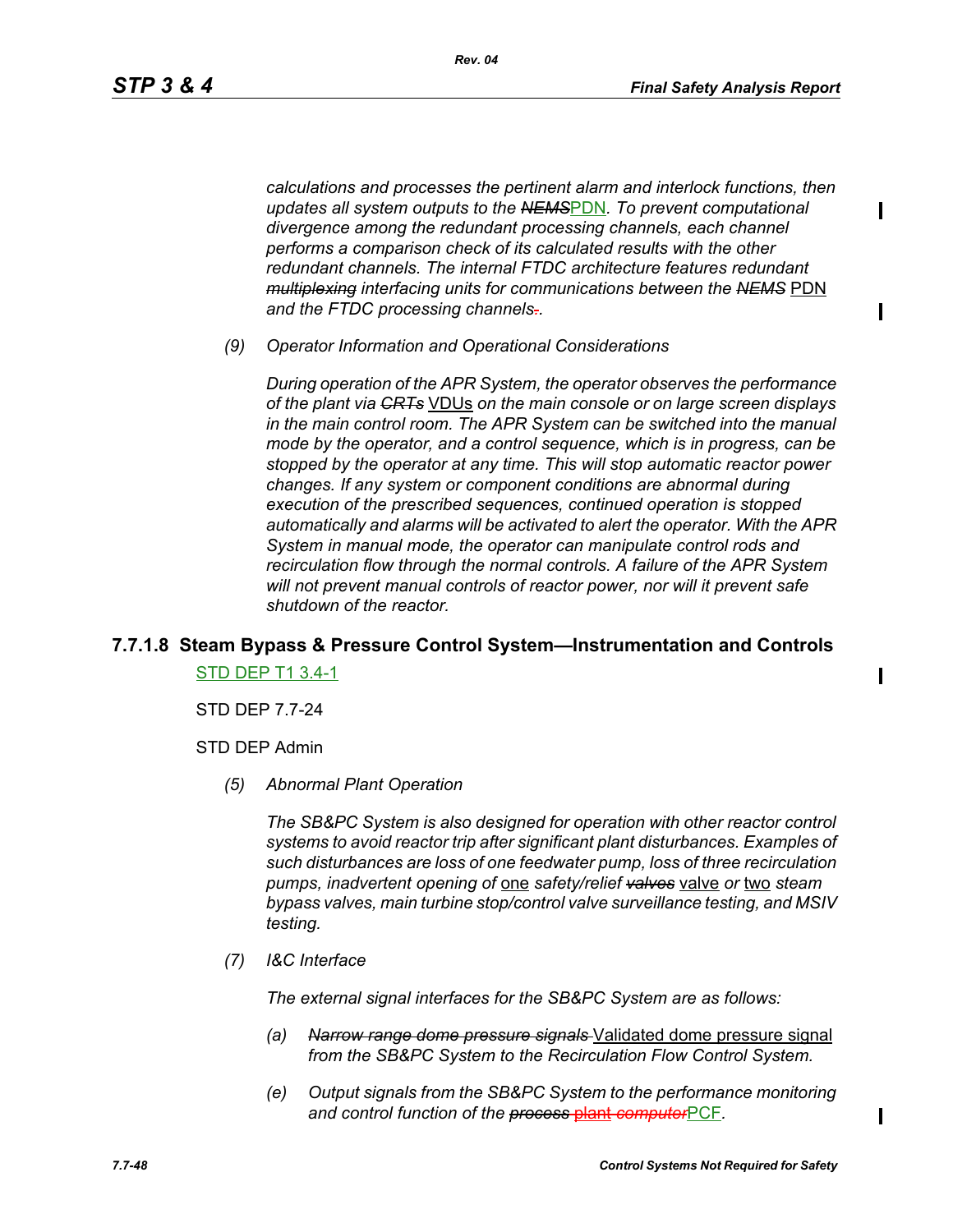*calculations and processes the pertinent alarm and interlock functions, then updates all system outputs to the ~~NEMS~~PDN. To prevent computational divergence among the redundant processing channels, each channel performs a comparison check of its calculated results with the other redundant channels. The internal FTDC architecture features redundant ~~multiplexing~~ interfacing units for communications between the ~~NEMS~~ PDN and the FTDC processing channels~~.~~.*

*(9) Operator Information and Operational Considerations*

*During operation of the APR System, the operator observes the performance of the plant via ~~CRTs~~ VDUs on the main console or on large screen displays in the main control room. The APR System can be switched into the manual mode by the operator, and a control sequence, which is in progress, can be stopped by the operator at any time. This will stop automatic reactor power changes. If any system or component conditions are abnormal during execution of the prescribed sequences, continued operation is stopped automatically and alarms will be activated to alert the operator. With the APR System in manual mode, the operator can manipulate control rods and recirculation flow through the normal controls. A failure of the APR System will not prevent manual controls of reactor power, nor will it prevent safe shutdown of the reactor.*

### 7.7.1.8 Steam Bypass & Pressure Control System—Instrumentation and Controls

STD DEP T1 3.4-1

STD DEP 7.7-24

STD DEP Admin

*(5) Abnormal Plant Operation*

*The SB&PC System is also designed for operation with other reactor control systems to avoid reactor trip after significant plant disturbances. Examples of such disturbances are loss of one feedwater pump, loss of three recirculation pumps, inadvertent opening of one safety/relief ~~valves~~ valve or two steam bypass valves, main turbine stop/control valve surveillance testing, and MSIV testing.*

*(7) I&C Interface*

*The external signal interfaces for the SB&PC System are as follows:*

*(a) ~~Narrow range dome pressure signals~~ Validated dome pressure signal from the SB&PC System to the Recirculation Flow Control System.*

*(e) Output signals from the SB&PC System to the performance monitoring and control function of the ~~process~~ ~~plant~~ ~~computer~~PCF.*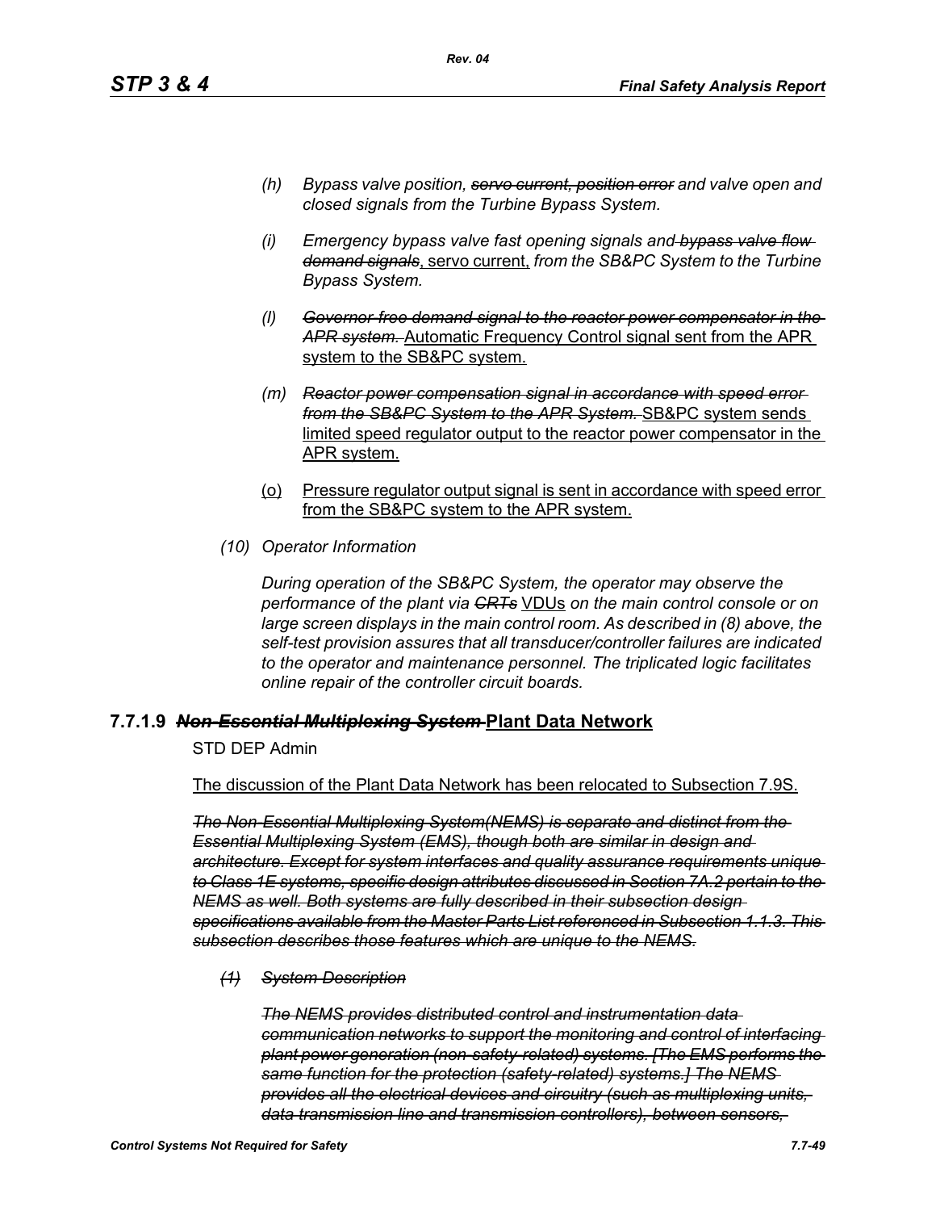*(h) Bypass valve position, ~~servo current, position error~~ and valve open and closed signals from the Turbine Bypass System.*

*(i) Emergency bypass valve fast opening signals and ~~bypass valve flow demand signals~~*, <u>servo current,</u> *from the SB&PC System to the Turbine Bypass System.*

*(l) ~~Governor-free demand signal to the reactor power compensator in the APR system.~~* <u>Automatic Frequency Control signal sent from the APR system to the SB&PC system.</u>

*(m) ~~Reactor power compensation signal in accordance with speed error from the SB&PC System to the APR System.~~* <u>SB&PC system sends limited speed regulator output to the reactor power compensator in the APR system.</u>

<u>(o) Pressure regulator output signal is sent in accordance with speed error from the SB&PC system to the APR system.</u>

*(10) Operator Information*

*During operation of the SB&PC System, the operator may observe the performance of the plant via ~~CRTs~~* <u>VDUs</u> *on the main control console or on large screen displays in the main control room. As described in (8) above, the self-test provision assures that all transducer/controller failures are indicated to the operator and maintenance personnel. The triplicated logic facilitates online repair of the controller circuit boards.*

### 7.7.1.9 ~~*Non-Essential Multiplexing System*~~ <u>Plant Data Network</u>

STD DEP Admin

<u>The discussion of the Plant Data Network has been relocated to Subsection 7.9S.</u>

*~~The Non-Essential Multiplexing System(NEMS) is separate and distinct from the Essential Multiplexing System (EMS), though both are similar in design and architecture. Except for system interfaces and quality assurance requirements unique to Class 1E systems, specific design attributes discussed in Section 7A.2 pertain to the NEMS as well. Both systems are fully described in their subsection design specifications available from the Master Parts List referenced in Subsection 1.1.3. This subsection describes those features which are unique to the NEMS.~~*

*~~(1) System Description~~*

*~~The NEMS provides distributed control and instrumentation data communication networks to support the monitoring and control of interfacing plant power generation (non-safety-related) systems. [The EMS performs the same function for the protection (safety-related) systems.] The NEMS provides all the electrical devices and circuitry (such as multiplexing units, data transmission line and transmission controllers), between sensors,~~*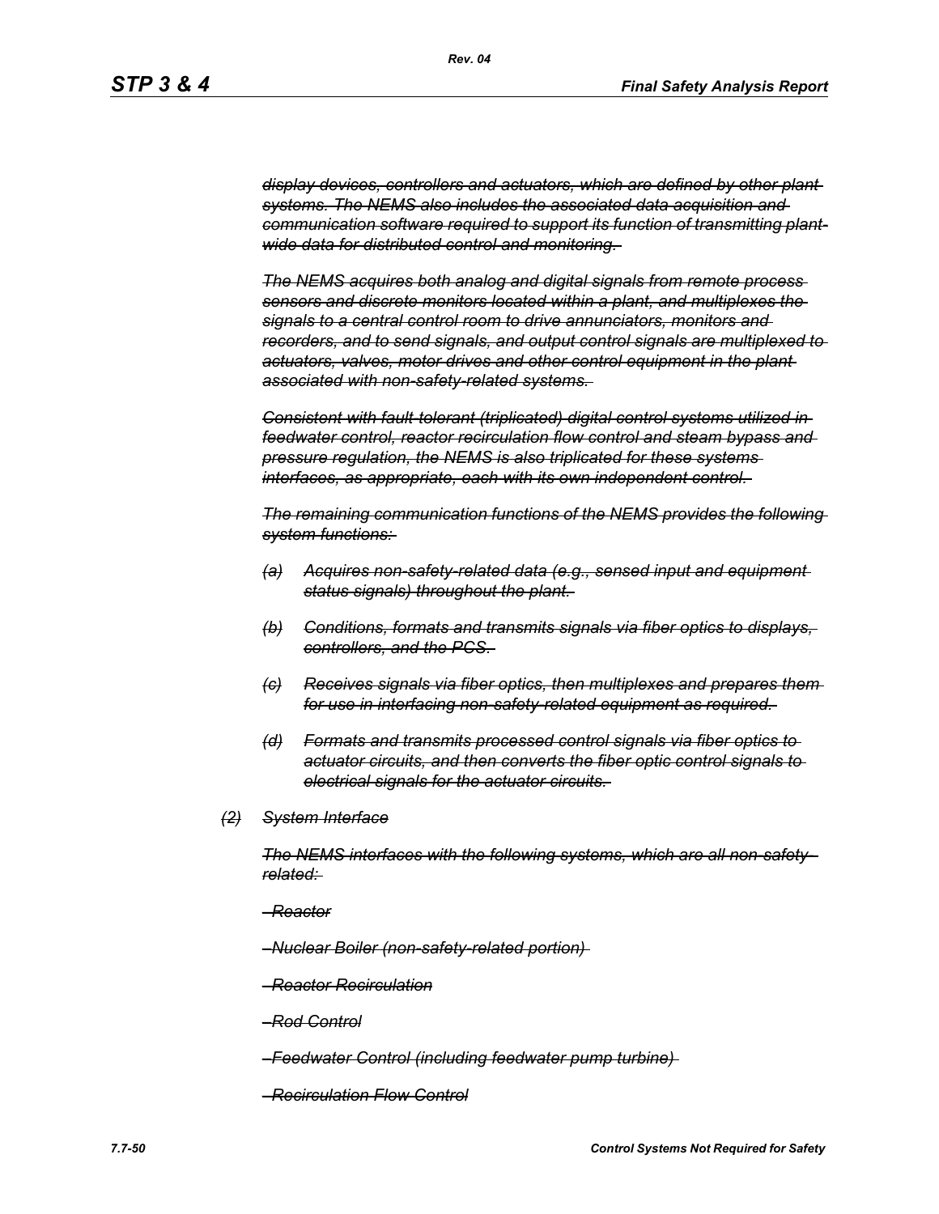*~~display devices, controllers and actuators, which are defined by other plant systems. The NEMS also includes the associated data acquisition and communication software required to support its function of transmitting plant-wide data for distributed control and monitoring.~~*

*~~The NEMS acquires both analog and digital signals from remote process sensors and discrete monitors located within a plant, and multiplexes the signals to a central control room to drive annunciators, monitors and recorders, and to send signals, and output control signals are multiplexed to actuators, valves, motor drives and other control equipment in the plant associated with non-safety-related systems.~~*

*~~Consistent with fault-tolerant (triplicated) digital control systems utilized in feedwater control, reactor recirculation flow control and steam bypass and pressure regulation, the NEMS is also triplicated for these systems interfaces, as appropriate, each with its own independent control.~~*

*~~The remaining communication functions of the NEMS provides the following system functions:~~*

- *~~(a) Acquires non-safety-related data (e.g., sensed input and equipment status signals) throughout the plant.~~*
- *~~(b) Conditions, formats and transmits signals via fiber optics to displays, controllers, and the PCS.~~*
- *~~(c) Receives signals via fiber optics, then multiplexes and prepares them for use in interfacing non-safety-related equipment as required.~~*
- *~~(d) Formats and transmits processed control signals via fiber optics to actuator circuits, and then converts the fiber optic control signals to electrical signals for the actuator circuits.~~*

*~~(2) System Interface~~*

*~~The NEMS interfaces with the following systems, which are all non-safety-related:~~*

*~~–Reactor~~*

*~~–Nuclear Boiler (non-safety-related portion)~~*

*~~–Reactor Recirculation~~*

*~~–Rod Control~~*

*~~–Feedwater Control (including feedwater pump turbine)~~*

*~~–Recirculation Flow Control~~*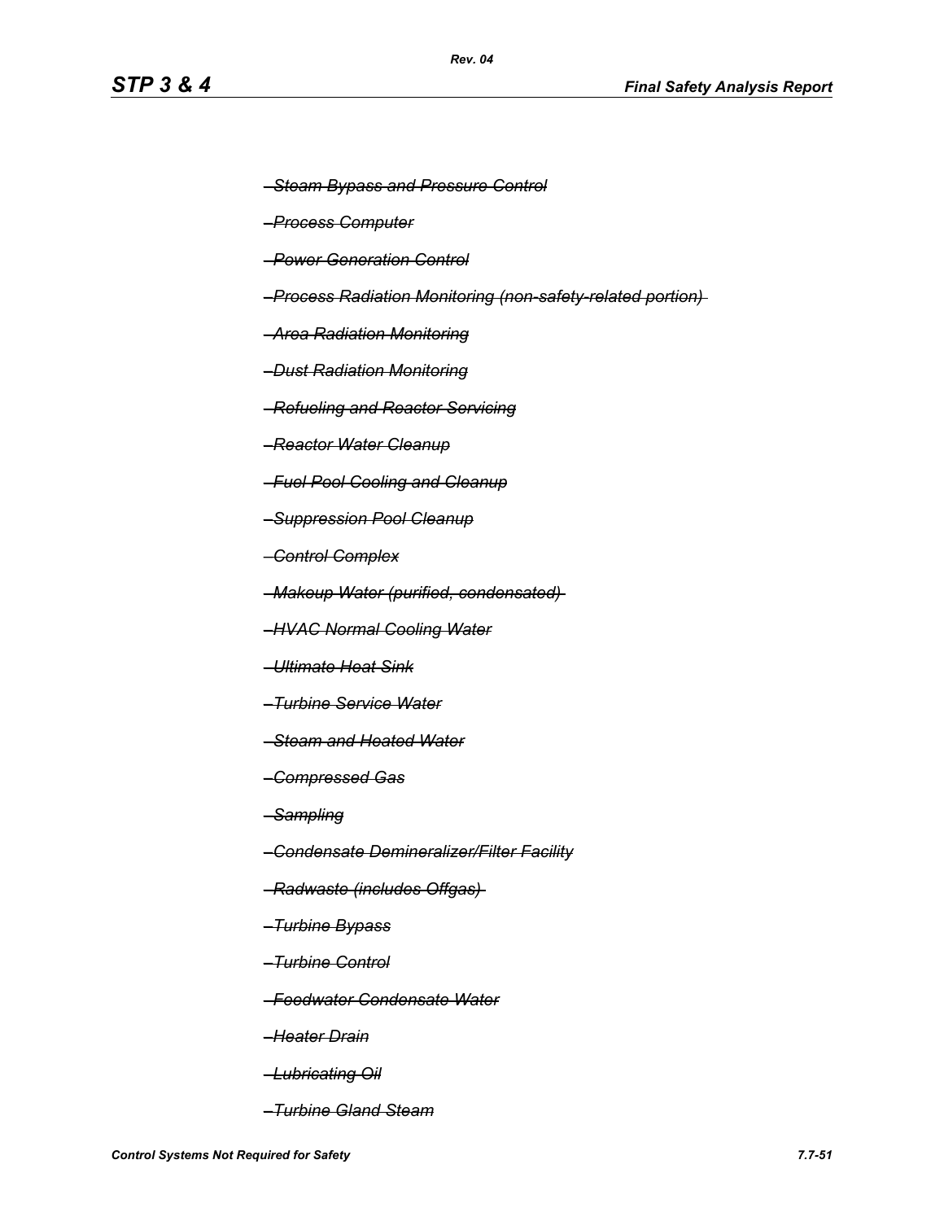~~–Steam Bypass and Pressure Control~~

~~–Process Computer~~

~~–Power Generation Control~~

~~–Process Radiation Monitoring (non-safety-related portion)~~

~~–Area Radiation Monitoring~~

~~–Dust Radiation Monitoring~~

~~–Refueling and Reactor Servicing~~

~~–Reactor Water Cleanup~~

~~–Fuel Pool Cooling and Cleanup~~

~~–Suppression Pool Cleanup~~

~~–Control Complex~~

~~–Makeup Water (purified, condensated)~~

~~–HVAC Normal Cooling Water~~

~~–Ultimate Heat Sink~~

~~–Turbine Service Water~~

~~–Steam and Heated Water~~

~~–Compressed Gas~~

~~–Sampling~~

~~–Condensate Demineralizer/Filter Facility~~

~~–Radwaste (includes Offgas)~~

~~–Turbine Bypass~~

~~–Turbine Control~~

~~–Feedwater Condensate Water~~

~~–Heater Drain~~

~~–Lubricating Oil~~

~~–Turbine Gland Steam~~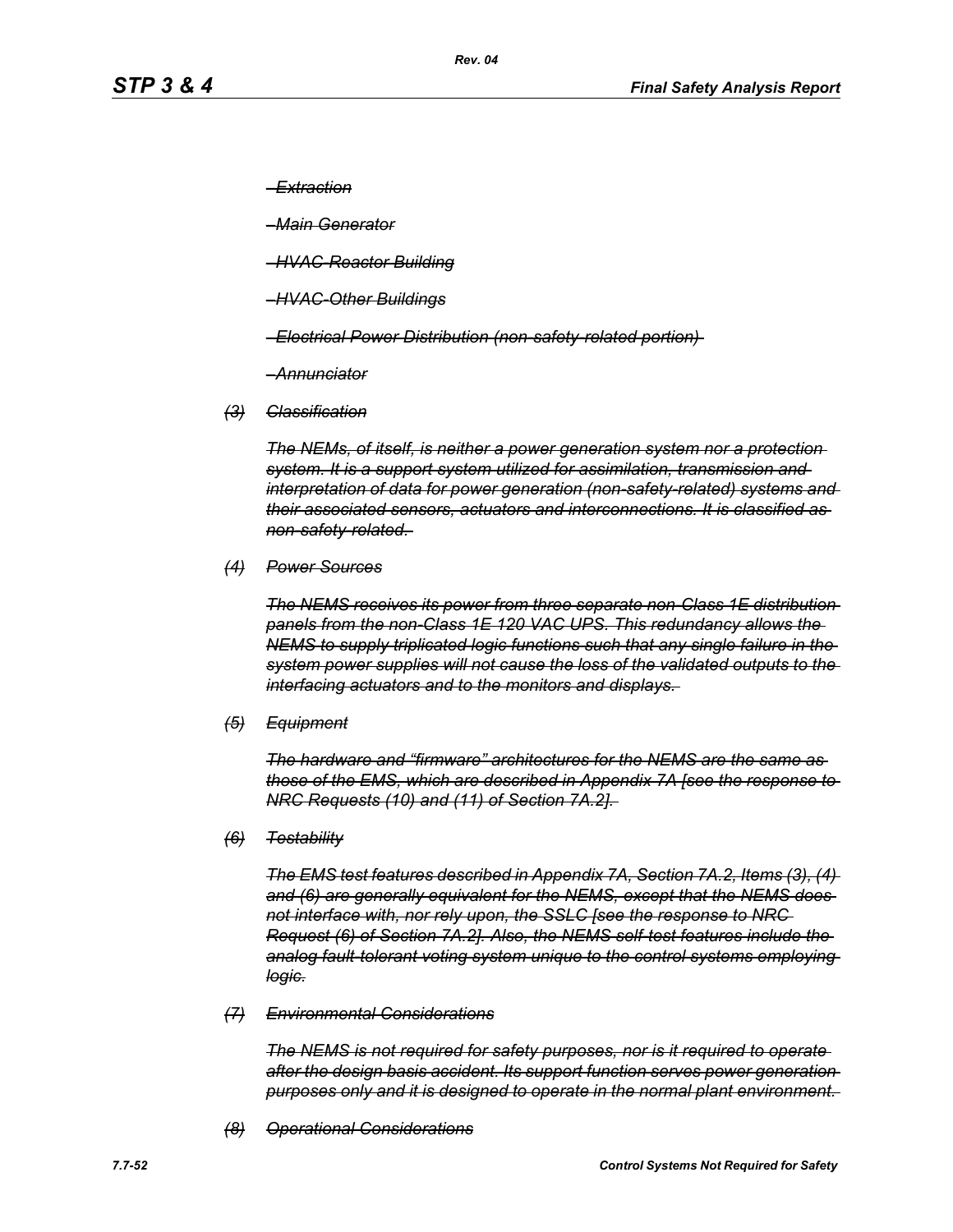~~*–Extraction*~~

~~*–Main Generator*~~

~~*–HVAC-Reactor Building*~~

~~*–HVAC-Other Buildings*~~

~~*–Electrical Power Distribution (non-safety-related portion)*~~

~~*–Annunciator*~~

~~*(3) Classification*~~

~~*The NEMs, of itself, is neither a power generation system nor a protection system. It is a support system utilized for assimilation, transmission and interpretation of data for power generation (non-safety-related) systems and their associated sensors, actuators and interconnections. It is classified as non-safety-related.*~~

~~*(4) Power Sources*~~

~~*The NEMS receives its power from three separate non-Class 1E distribution panels from the non-Class 1E 120 VAC UPS. This redundancy allows the NEMS to supply triplicated logic functions such that any single failure in the system power supplies will not cause the loss of the validated outputs to the interfacing actuators and to the monitors and displays.*~~

~~*(5) Equipment*~~

~~*The hardware and "firmware" architectures for the NEMS are the same as those of the EMS, which are described in Appendix 7A [see the response to NRC Requests (10) and (11) of Section 7A.2].*~~

~~*(6) Testability*~~

~~*The EMS test features described in Appendix 7A, Section 7A.2, Items (3), (4) and (6) are generally equivalent for the NEMS, except that the NEMS does not interface with, nor rely upon, the SSLC [see the response to NRC Request (6) of Section 7A.2]. Also, the NEMS self-test features include the analog fault-tolerant voting system unique to the control systems employing logic.*~~

~~*(7) Environmental Considerations*~~

~~*The NEMS is not required for safety purposes, nor is it required to operate after the design basis accident. Its support function serves power generation purposes only and it is designed to operate in the normal plant environment.*~~

~~*(8) Operational Considerations*~~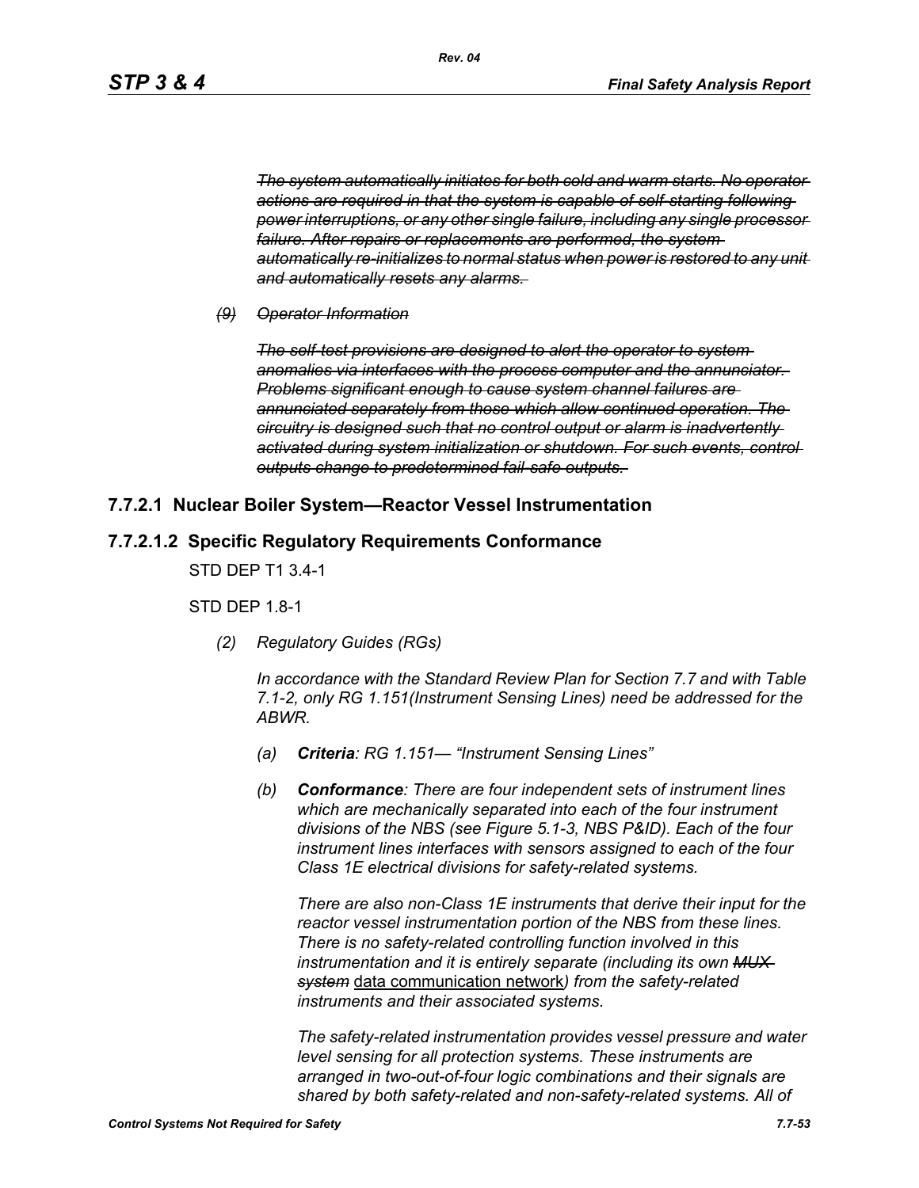~~*The system automatically initiates for both cold and warm starts. No operator actions are required in that the system is capable of self-starting following power interruptions, or any other single failure, including any single processor failure. After repairs or replacements are performed, the system automatically re-initializes to normal status when power is restored to any unit and automatically resets any alarms.*~~

~~*(9) Operator Information*~~

~~*The self-test provisions are designed to alert the operator to system anomalies via interfaces with the process computer and the annunciator. Problems significant enough to cause system channel failures are annunciated separately from those which allow continued operation. The circuitry is designed such that no control output or alarm is inadvertently activated during system initialization or shutdown. For such events, control outputs change to predetermined fail-safe outputs.*~~

## 7.7.2.1 Nuclear Boiler System—Reactor Vessel Instrumentation

## 7.7.2.1.2 Specific Regulatory Requirements Conformance

STD DEP T1 3.4-1

STD DEP 1.8-1

*(2) Regulatory Guides (RGs)*

*In accordance with the Standard Review Plan for Section 7.7 and with Table 7.1-2, only RG 1.151(Instrument Sensing Lines) need be addressed for the ABWR.*

*(a)* ***Criteria****: RG 1.151— "Instrument Sensing Lines"*

*(b)* ***Conformance****: There are four independent sets of instrument lines which are mechanically separated into each of the four instrument divisions of the NBS (see Figure 5.1-3, NBS P&ID). Each of the four instrument lines interfaces with sensors assigned to each of the four Class 1E electrical divisions for safety-related systems.*

*There are also non-Class 1E instruments that derive their input for the reactor vessel instrumentation portion of the NBS from these lines. There is no safety-related controlling function involved in this instrumentation and it is entirely separate (including its own ~~MUX system~~* <u>data communication network</u>*) from the safety-related instruments and their associated systems.*

*The safety-related instrumentation provides vessel pressure and water level sensing for all protection systems. These instruments are arranged in two-out-of-four logic combinations and their signals are shared by both safety-related and non-safety-related systems. All of*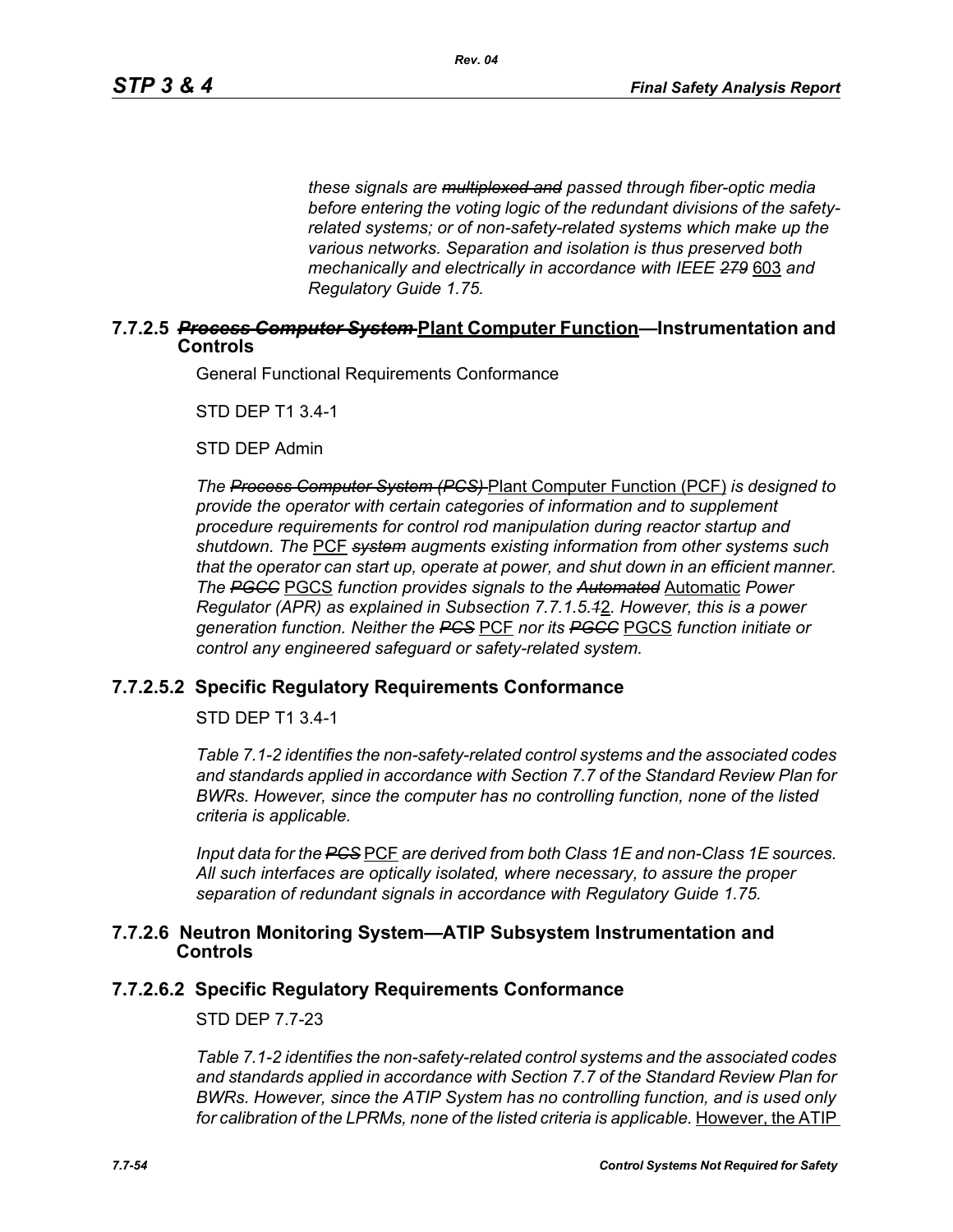*these signals are ~~multiplexed and~~ passed through fiber-optic media before entering the voting logic of the redundant divisions of the safety-related systems; or of non-safety-related systems which make up the various networks. Separation and isolation is thus preserved both mechanically and electrically in accordance with IEEE ~~279~~* 603 *and Regulatory Guide 1.75.*

## 7.7.2.5 ~~*Process Computer System*~~ Plant Computer Function—Instrumentation and Controls

General Functional Requirements Conformance

STD DEP T1 3.4-1

STD DEP Admin

*The ~~Process Computer System (PCS)~~* Plant Computer Function (PCF) *is designed to provide the operator with certain categories of information and to supplement procedure requirements for control rod manipulation during reactor startup and shutdown. The* PCF *~~system~~ augments existing information from other systems such that the operator can start up, operate at power, and shut down in an efficient manner. The ~~PGCC~~* PGCS *function provides signals to the ~~Automated~~* Automatic *Power Regulator (APR) as explained in Subsection 7.7.1.5.~~1~~*2*. However, this is a power generation function. Neither the ~~PCS~~* PCF *nor its ~~PGCC~~* PGCS *function initiate or control any engineered safeguard or safety-related system.*

## 7.7.2.5.2 Specific Regulatory Requirements Conformance

STD DEP T1 3.4-1

*Table 7.1-2 identifies the non-safety-related control systems and the associated codes and standards applied in accordance with Section 7.7 of the Standard Review Plan for BWRs. However, since the computer has no controlling function, none of the listed criteria is applicable.*

*Input data for the ~~PCS~~* PCF *are derived from both Class 1E and non-Class 1E sources. All such interfaces are optically isolated, where necessary, to assure the proper separation of redundant signals in accordance with Regulatory Guide 1.75.*

## 7.7.2.6 Neutron Monitoring System—ATIP Subsystem Instrumentation and Controls

## 7.7.2.6.2 Specific Regulatory Requirements Conformance

STD DEP 7.7-23

*Table 7.1-2 identifies the non-safety-related control systems and the associated codes and standards applied in accordance with Section 7.7 of the Standard Review Plan for BWRs. However, since the ATIP System has no controlling function, and is used only for calibration of the LPRMs, none of the listed criteria is applicable.* However, the ATIP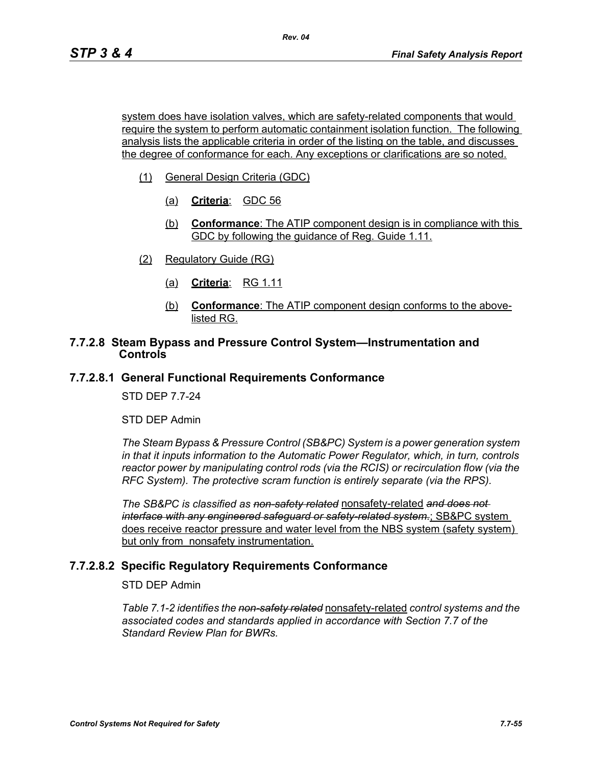system does have isolation valves, which are safety-related components that would require the system to perform automatic containment isolation function. The following analysis lists the applicable criteria in order of the listing on the table, and discusses the degree of conformance for each. Any exceptions or clarifications are so noted.

(1) General Design Criteria (GDC)

(a) **Criteria**: GDC 56

(b) **Conformance**: The ATIP component design is in compliance with this GDC by following the guidance of Reg. Guide 1.11.

(2) Regulatory Guide (RG)

(a) **Criteria**: RG 1.11

(b) **Conformance**: The ATIP component design conforms to the above-listed RG.

### 7.7.2.8 Steam Bypass and Pressure Control System—Instrumentation and Controls

### 7.7.2.8.1 General Functional Requirements Conformance

STD DEP 7.7-24

STD DEP Admin

*The Steam Bypass & Pressure Control (SB&PC) System is a power generation system in that it inputs information to the Automatic Power Regulator, which, in turn, controls reactor power by manipulating control rods (via the RCIS) or recirculation flow (via the RFC System). The protective scram function is entirely separate (via the RPS).*

*The SB&PC is classified as ~~non-safety related~~* nonsafety-related *~~and does not interface with any engineered safeguard or safety-related system.~~*; SB&PC system does receive reactor pressure and water level from the NBS system (safety system) but only from nonsafety instrumentation.

### 7.7.2.8.2 Specific Regulatory Requirements Conformance

STD DEP Admin

*Table 7.1-2 identifies the ~~non-safety related~~* nonsafety-related *control systems and the associated codes and standards applied in accordance with Section 7.7 of the Standard Review Plan for BWRs.*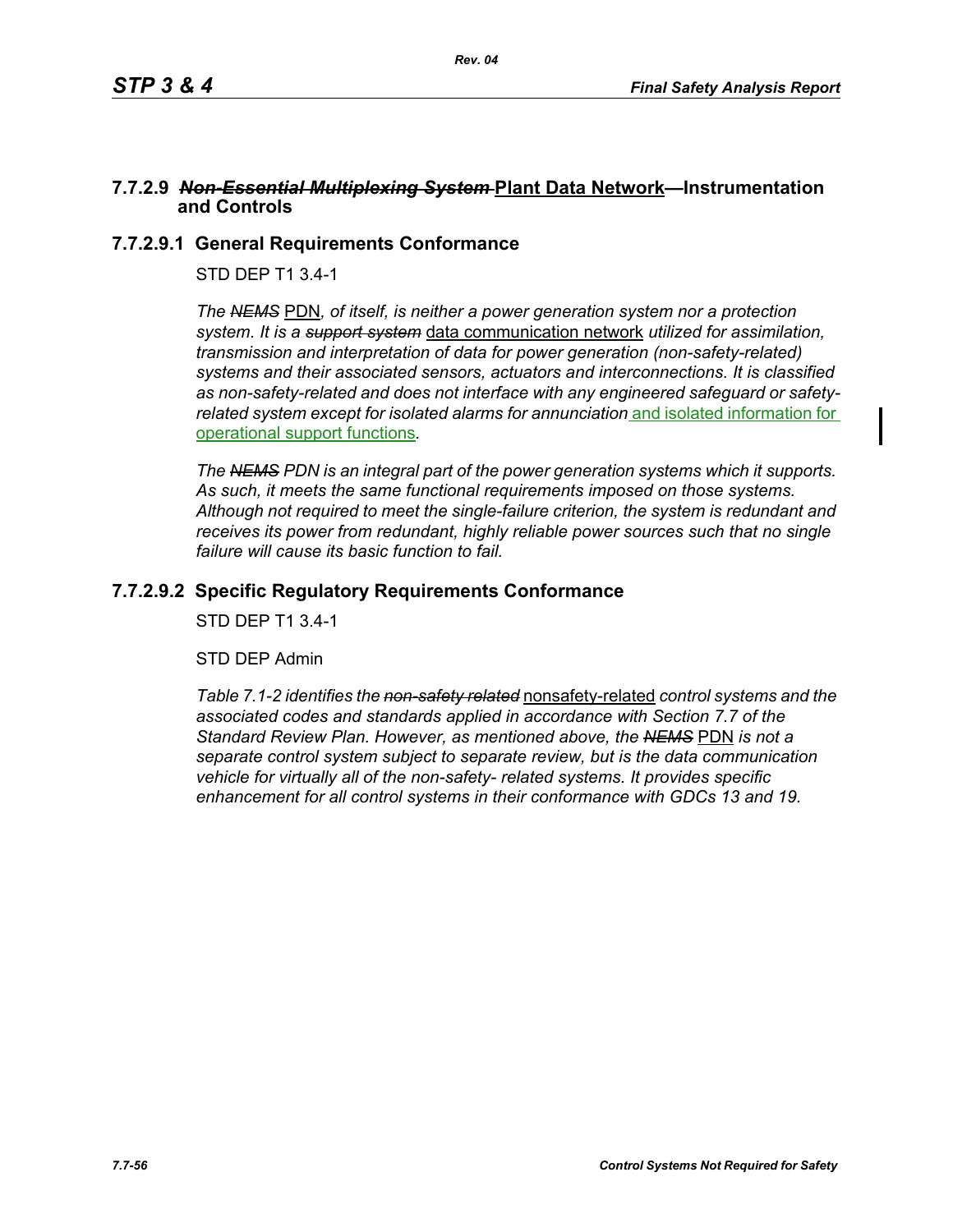### 7.7.2.9 ~~*Non-Essential Multiplexing System*~~ Plant Data Network—Instrumentation and Controls

#### 7.7.2.9.1 General Requirements Conformance

STD DEP T1 3.4-1

*The ~~NEMS~~ PDN, of itself, is neither a power generation system nor a protection system. It is a ~~support system~~ data communication network utilized for assimilation, transmission and interpretation of data for power generation (non-safety-related) systems and their associated sensors, actuators and interconnections. It is classified as non-safety-related and does not interface with any engineered safeguard or safety-related system except for isolated alarms for annunciation* and isolated information for operational support functions*.*

*The ~~NEMS~~ PDN is an integral part of the power generation systems which it supports. As such, it meets the same functional requirements imposed on those systems. Although not required to meet the single-failure criterion, the system is redundant and receives its power from redundant, highly reliable power sources such that no single failure will cause its basic function to fail.*

#### 7.7.2.9.2 Specific Regulatory Requirements Conformance

STD DEP T1 3.4-1

STD DEP Admin

*Table 7.1-2 identifies the ~~non-safety related~~* nonsafety-related *control systems and the associated codes and standards applied in accordance with Section 7.7 of the Standard Review Plan. However, as mentioned above, the ~~NEMS~~* PDN *is not a separate control system subject to separate review, but is the data communication vehicle for virtually all of the non-safety- related systems. It provides specific enhancement for all control systems in their conformance with GDCs 13 and 19.*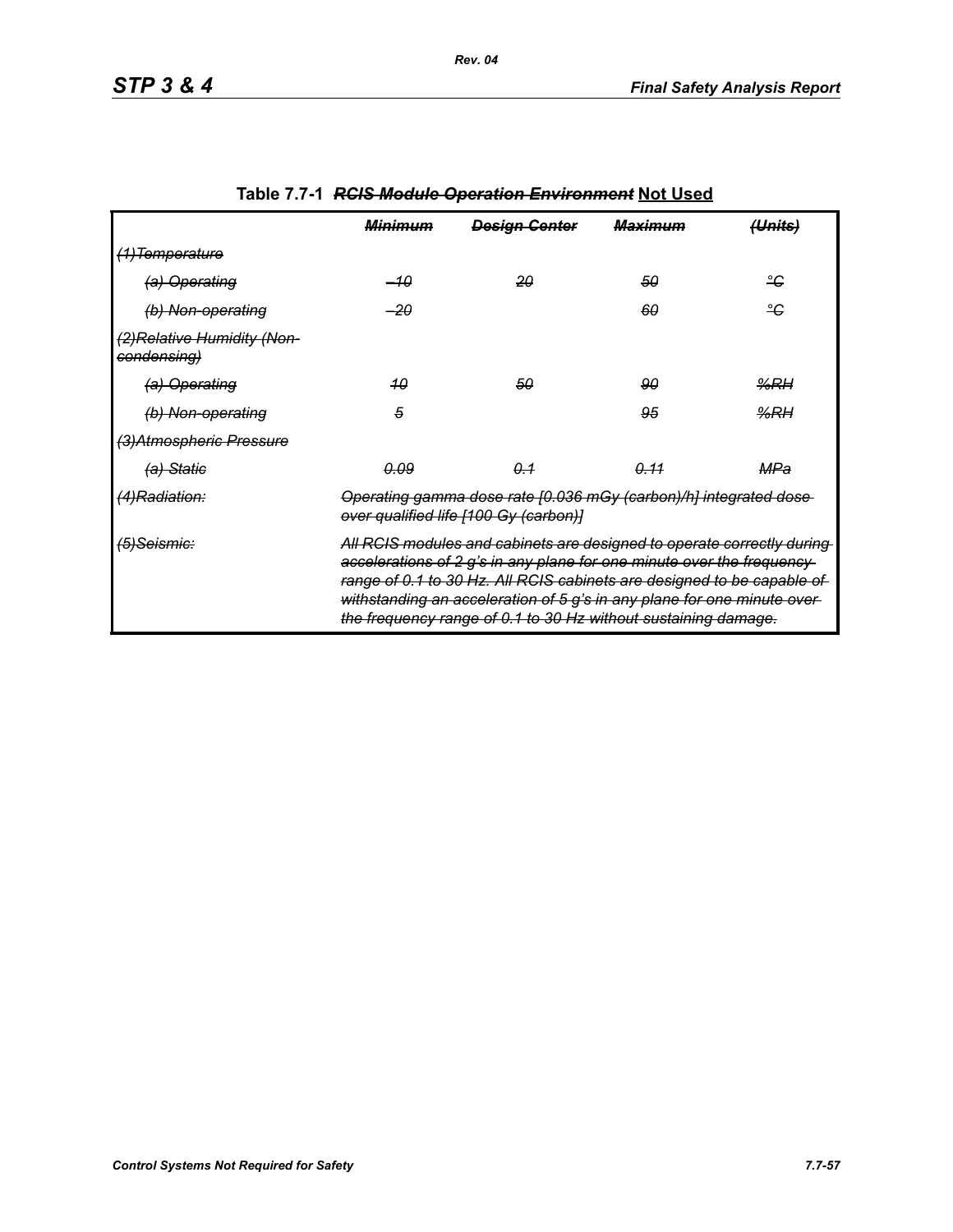**Table 7.7-1 ~~*RCIS Module Operation Environment*~~ Not Used**

| | ~~*Minimum*~~ | ~~*Design Center*~~ | ~~*Maximum*~~ | ~~*(Units)*~~ |
|---|---|---|---|---|
| ~~*(1)Temperature*~~ | | | | |
| ~~*(a) Operating*~~ | ~~*–10*~~ | ~~*20*~~ | ~~*50*~~ | ~~*°C*~~ |
| ~~*(b) Non-operating*~~ | ~~*–20*~~ | | ~~*60*~~ | ~~*°C*~~ |
| ~~*(2)Relative Humidity (Non-condensing)*~~ | | | | |
| ~~*(a) Operating*~~ | ~~*10*~~ | ~~*50*~~ | ~~*90*~~ | ~~*%RH*~~ |
| ~~*(b) Non-operating*~~ | ~~*5*~~ | | ~~*95*~~ | ~~*%RH*~~ |
| ~~*(3)Atmospheric Pressure*~~ | | | | |
| ~~*(a) Static*~~ | ~~*0.09*~~ | ~~*0.1*~~ | ~~*0.11*~~ | ~~*MPa*~~ |
| ~~*(4)Radiation:*~~ | ~~*Operating gamma dose rate [0.036 mGy (carbon)/h] integrated dose over qualified life [100 Gy (carbon)]*~~ | | | |
| ~~*(5)Seismic:*~~ | ~~*All RCIS modules and cabinets are designed to operate correctly during accelerations of 2 g's in any plane for one minute over the frequency range of 0.1 to 30 Hz. All RCIS cabinets are designed to be capable of withstanding an acceleration of 5 g's in any plane for one minute over the frequency range of 0.1 to 30 Hz without sustaining damage.*~~ | | | |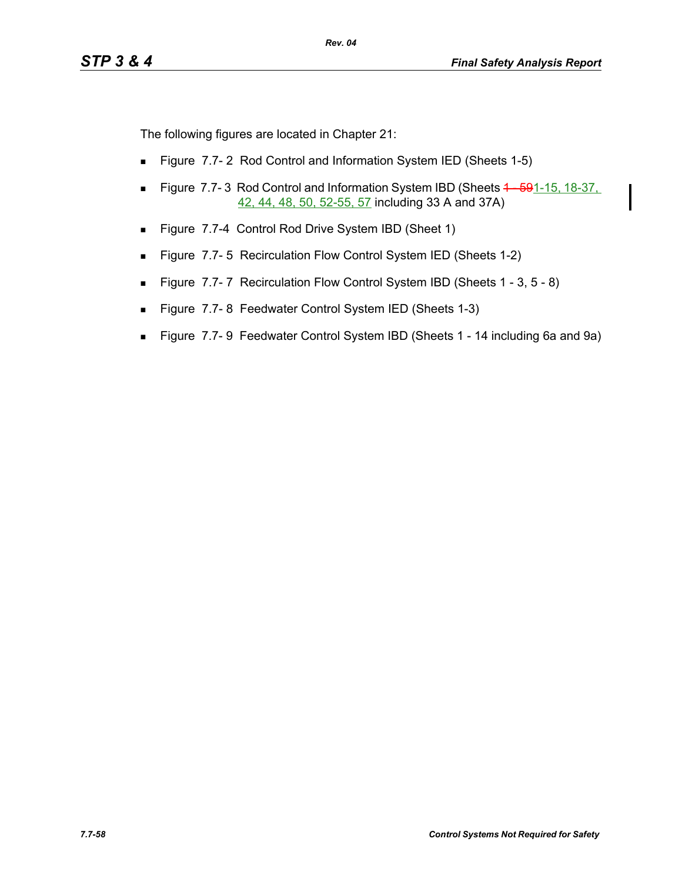The following figures are located in Chapter 21:

- Figure 7.7- 2 Rod Control and Information System IED (Sheets 1-5)
- Figure 7.7- 3 Rod Control and Information System IBD (Sheets ~~1 - 59~~1-15, 18-37, 42, 44, 48, 50, 52-55, 57 including 33 A and 37A)
- Figure 7.7-4 Control Rod Drive System IBD (Sheet 1)
- Figure 7.7- 5 Recirculation Flow Control System IED (Sheets 1-2)
- Figure 7.7- 7 Recirculation Flow Control System IBD (Sheets 1 - 3, 5 - 8)
- Figure 7.7- 8 Feedwater Control System IED (Sheets 1-3)
- Figure 7.7- 9 Feedwater Control System IBD (Sheets 1 - 14 including 6a and 9a)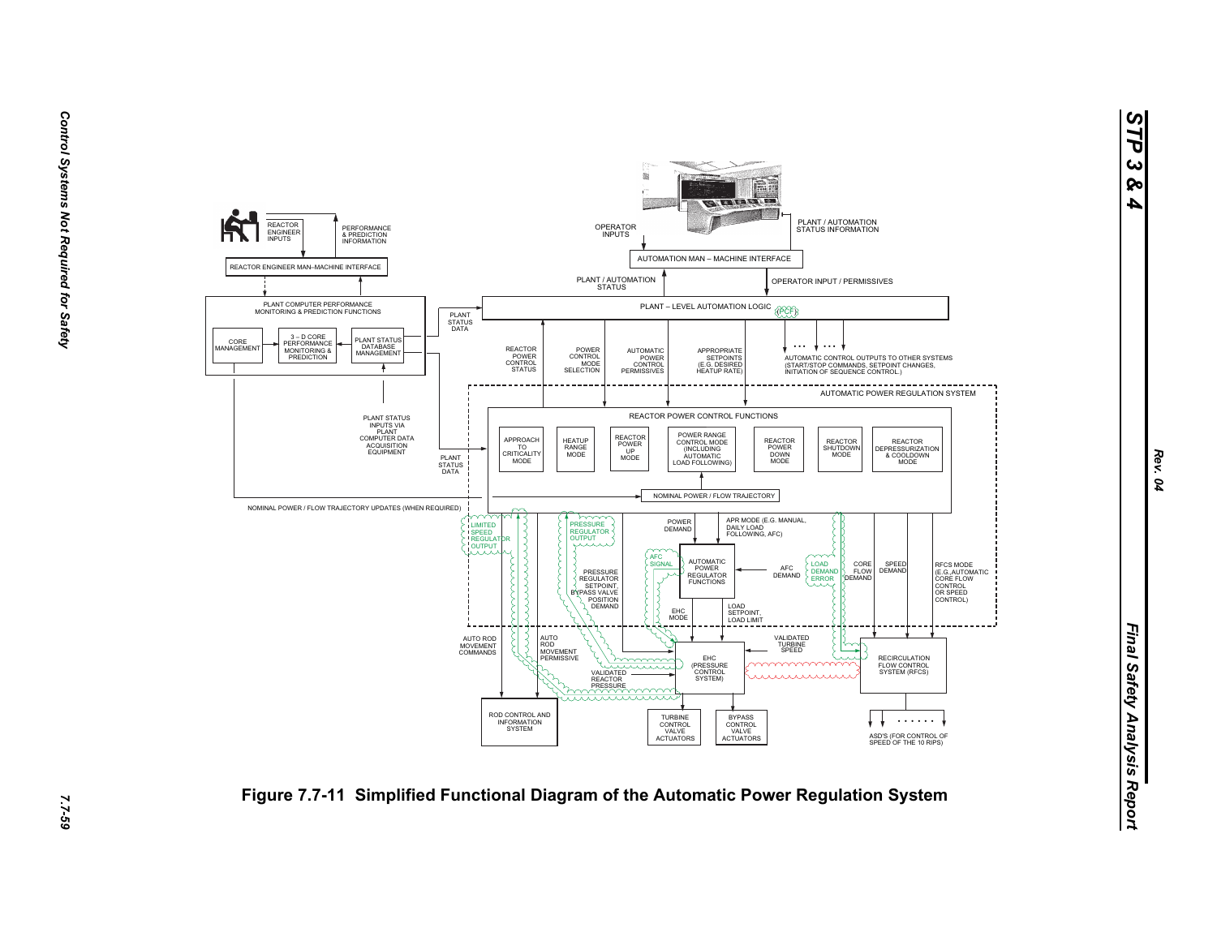REACTOR ENGINEER INPUTS

PERFORMANCE & PREDICTION INFORMATION

REACTOR ENGINEER MAN–MACHINE INTERFACE

PLANT COMPUTER PERFORMANCE MONITORING & PREDICTION FUNCTIONS

CORE MANAGEMENT

3 – D CORE PERFORMANCE MONITORING & PREDICTION

PLANT STATUS DATABASE MANAGEMENT

PLANT STATUS DATA

PLANT STATUS INPUTS VIA PLANT COMPUTER DATA ACQUISITION EQUIPMENT

PLANT STATUS DATA

NOMINAL POWER / FLOW TRAJECTORY UPDATES (WHEN REQUIRED)

OPERATOR INPUTS

PLANT / AUTOMATION STATUS INFORMATION

AUTOMATION MAN – MACHINE INTERFACE

PLANT / AUTOMATION STATUS

OPERATOR INPUT / PERMISSIVES

PLANT – LEVEL AUTOMATION LOGIC (PCF)

REACTOR POWER CONTROL STATUS

POWER CONTROL MODE SELECTION

AUTOMATIC POWER CONTROL PERMISSIVES

APPROPRIATE SETPOINTS (E.G. DESIRED HEATUP RATE)

AUTOMATIC CONTROL OUTPUTS TO OTHER SYSTEMS (START/STOP COMMANDS, SETPOINT CHANGES, INITIATION OF SEQUENCE CONTROL.)

AUTOMATIC POWER REGULATION SYSTEM

REACTOR POWER CONTROL FUNCTIONS

APPROACH TO CRITICALITY MODE

HEATUP RANGE MODE

REACTOR POWER UP MODE

POWER RANGE CONTROL MODE (INCLUDING AUTOMATIC LOAD FOLLOWING)

REACTOR POWER DOWN MODE

REACTOR SHUTDOWN MODE

REACTOR DEPRESSURIZATION & COOLDOWN MODE

NOMINAL POWER / FLOW TRAJECTORY

LIMITED SPEED REGULATOR OUTPUT

PRESSURE REGULATOR OUTPUT

POWER DEMAND

APR MODE (E.G. MANUAL, DAILY LOAD FOLLOWING, AFC)

AFC SIGNAL

AUTOMATIC POWER REGULATOR FUNCTIONS

AFC DEMAND

LOAD DEMAND ERROR

CORE FLOW DEMAND

SPEED DEMAND

RFCS MODE (E.G.,AUTOMATIC CORE FLOW CONTROL OR SPEED CONTROL)

PRESSURE REGULATOR SETPOINT, BYPASS VALVE POSITION DEMAND

EHC MODE

LOAD SETPOINT, LOAD LIMIT

AUTO ROD MOVEMENT COMMANDS

AUTO ROD MOVEMENT PERMISSIVE

VALIDATED REACTOR PRESSURE

EHC (PRESSURE CONTROL SYSTEM)

VALIDATED TURBINE SPEED

RECIRCULATION FLOW CONTROL SYSTEM (RFCS)

ROD CONTROL AND INFORMATION SYSTEM

TURBINE CONTROL VALVE ACTUATORS

BYPASS CONTROL VALVE ACTUATORS

ASD'S (FOR CONTROL OF SPEED OF THE 10 RIPS)

**Figure 7.7-11 Simplified Functional Diagram of the Automatic Power Regulation System**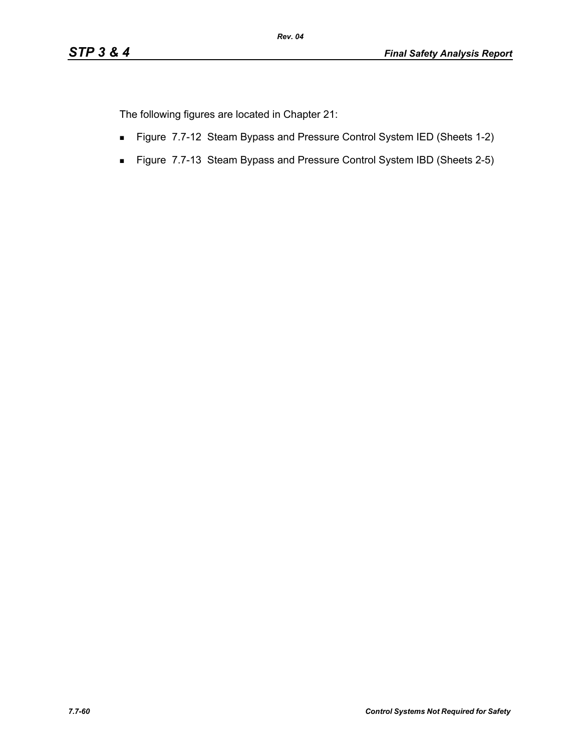The following figures are located in Chapter 21:

- Figure 7.7-12 Steam Bypass and Pressure Control System IED (Sheets 1-2)
- Figure 7.7-13 Steam Bypass and Pressure Control System IBD (Sheets 2-5)